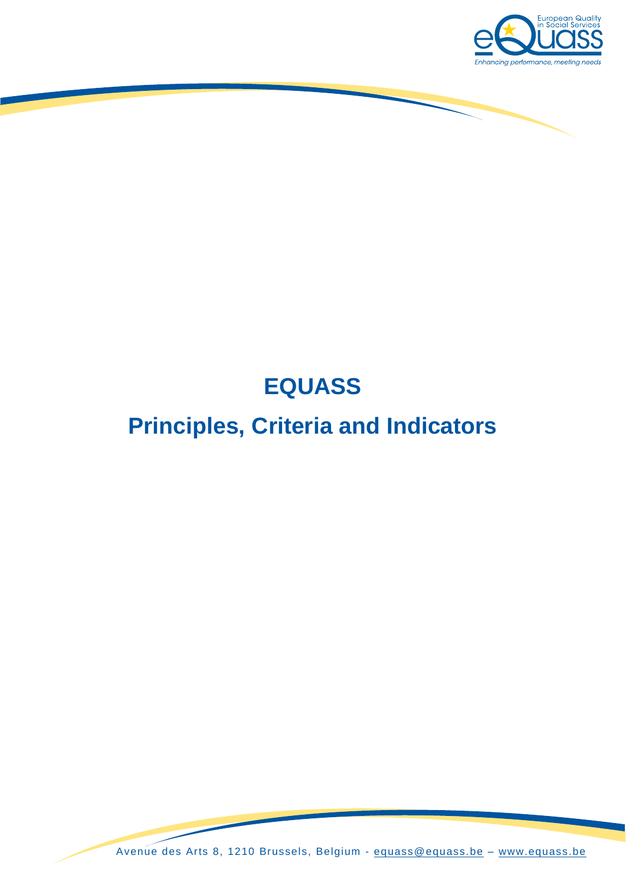# EQUASS

# Principles, Criteria and Indicators

Avenue des Arts 8, 1210 Brussels, Belgium - equass@equass.be – www.equass.be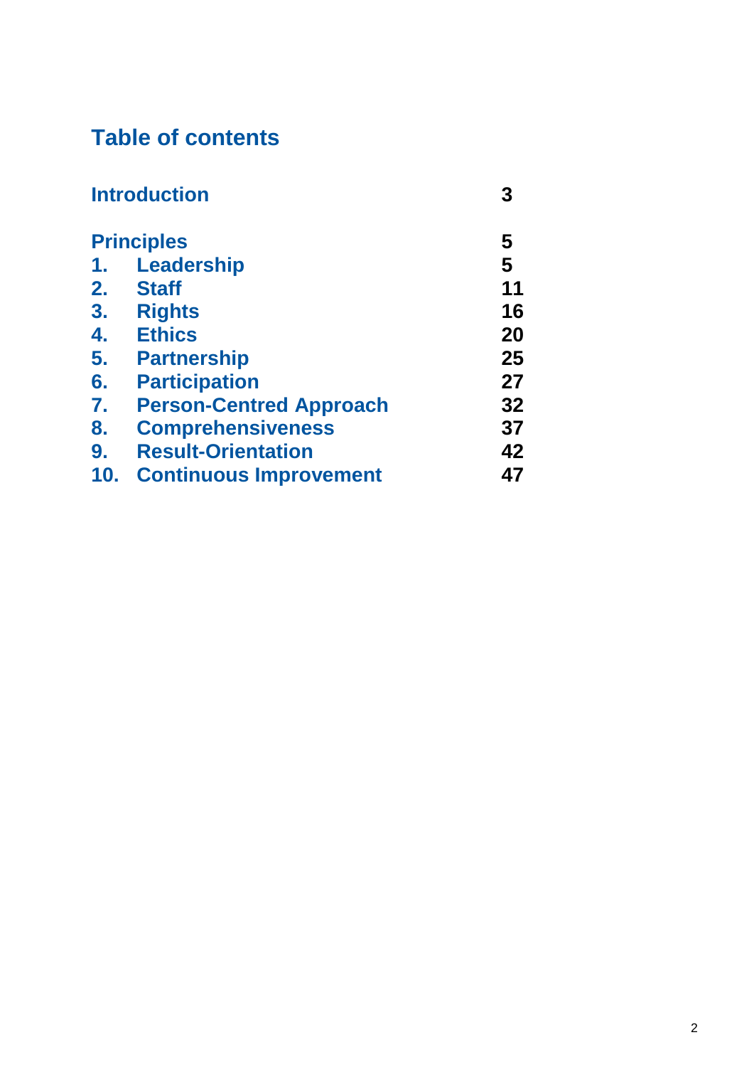## Table of contents

| | |
|---|---|
| **Introduction** | **3** |
| **Principles** | **5** |
| **1. Leadership** | **5** |
| **2. Staff** | **11** |
| **3. Rights** | **16** |
| **4. Ethics** | **20** |
| **5. Partnership** | **25** |
| **6. Participation** | **27** |
| **7. Person-Centred Approach** | **32** |
| **8. Comprehensiveness** | **37** |
| **9. Result-Orientation** | **42** |
| **10. Continuous Improvement** | **47** |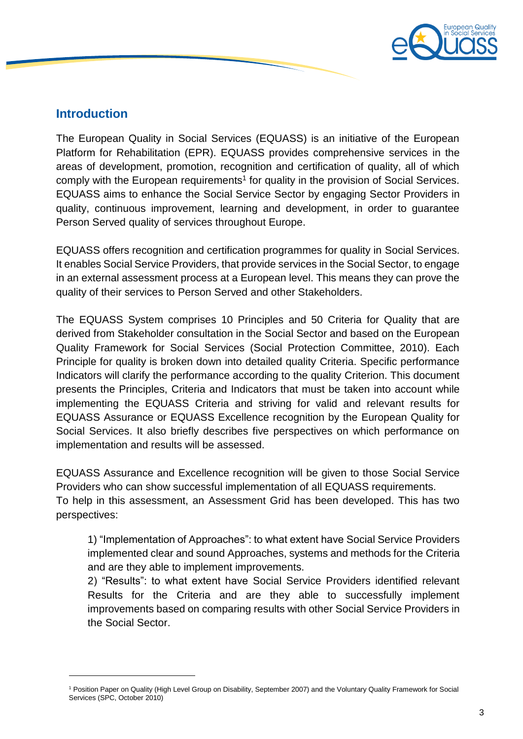## Introduction

The European Quality in Social Services (EQUASS) is an initiative of the European Platform for Rehabilitation (EPR). EQUASS provides comprehensive services in the areas of development, promotion, recognition and certification of quality, all of which comply with the European requirements[1] for quality in the provision of Social Services. EQUASS aims to enhance the Social Service Sector by engaging Sector Providers in quality, continuous improvement, learning and development, in order to guarantee Person Served quality of services throughout Europe.

EQUASS offers recognition and certification programmes for quality in Social Services. It enables Social Service Providers, that provide services in the Social Sector, to engage in an external assessment process at a European level. This means they can prove the quality of their services to Person Served and other Stakeholders.

The EQUASS System comprises 10 Principles and 50 Criteria for Quality that are derived from Stakeholder consultation in the Social Sector and based on the European Quality Framework for Social Services (Social Protection Committee, 2010). Each Principle for quality is broken down into detailed quality Criteria. Specific performance Indicators will clarify the performance according to the quality Criterion. This document presents the Principles, Criteria and Indicators that must be taken into account while implementing the EQUASS Criteria and striving for valid and relevant results for EQUASS Assurance or EQUASS Excellence recognition by the European Quality for Social Services. It also briefly describes five perspectives on which performance on implementation and results will be assessed.

EQUASS Assurance and Excellence recognition will be given to those Social Service Providers who can show successful implementation of all EQUASS requirements.
To help in this assessment, an Assessment Grid has been developed. This has two perspectives:

> 1) "Implementation of Approaches": to what extent have Social Service Providers implemented clear and sound Approaches, systems and methods for the Criteria and are they able to implement improvements.
> 2) "Results": to what extent have Social Service Providers identified relevant Results for the Criteria and are they able to successfully implement improvements based on comparing results with other Social Service Providers in the Social Sector.

---

[1] Position Paper on Quality (High Level Group on Disability, September 2007) and the Voluntary Quality Framework for Social Services (SPC, October 2010)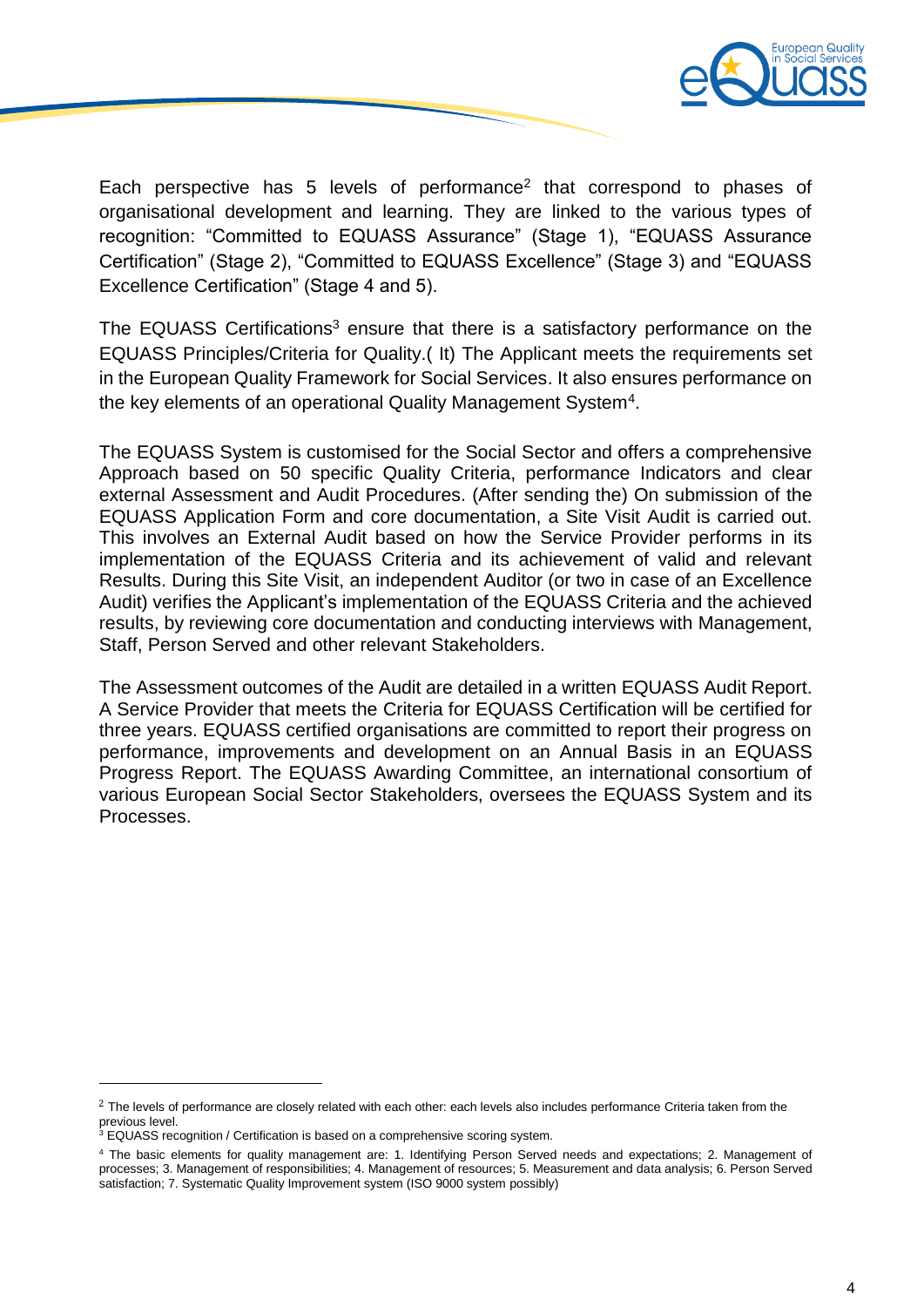Each perspective has 5 levels of performance[2] that correspond to phases of organisational development and learning. They are linked to the various types of recognition: "Committed to EQUASS Assurance" (Stage 1), "EQUASS Assurance Certification" (Stage 2), "Committed to EQUASS Excellence" (Stage 3) and "EQUASS Excellence Certification" (Stage 4 and 5).

The EQUASS Certifications[3] ensure that there is a satisfactory performance on the EQUASS Principles/Criteria for Quality.( It) The Applicant meets the requirements set in the European Quality Framework for Social Services. It also ensures performance on the key elements of an operational Quality Management System[4].

The EQUASS System is customised for the Social Sector and offers a comprehensive Approach based on 50 specific Quality Criteria, performance Indicators and clear external Assessment and Audit Procedures. (After sending the) On submission of the EQUASS Application Form and core documentation, a Site Visit Audit is carried out. This involves an External Audit based on how the Service Provider performs in its implementation of the EQUASS Criteria and its achievement of valid and relevant Results. During this Site Visit, an independent Auditor (or two in case of an Excellence Audit) verifies the Applicant's implementation of the EQUASS Criteria and the achieved results, by reviewing core documentation and conducting interviews with Management, Staff, Person Served and other relevant Stakeholders.

The Assessment outcomes of the Audit are detailed in a written EQUASS Audit Report. A Service Provider that meets the Criteria for EQUASS Certification will be certified for three years. EQUASS certified organisations are committed to report their progress on performance, improvements and development on an Annual Basis in an EQUASS Progress Report. The EQUASS Awarding Committee, an international consortium of various European Social Sector Stakeholders, oversees the EQUASS System and its Processes.

---

[2] The levels of performance are closely related with each other: each levels also includes performance Criteria taken from the previous level.

[3] EQUASS recognition / Certification is based on a comprehensive scoring system.

[4] The basic elements for quality management are: 1. Identifying Person Served needs and expectations; 2. Management of processes; 3. Management of responsibilities; 4. Management of resources; 5. Measurement and data analysis; 6. Person Served satisfaction; 7. Systematic Quality Improvement system (ISO 9000 system possibly)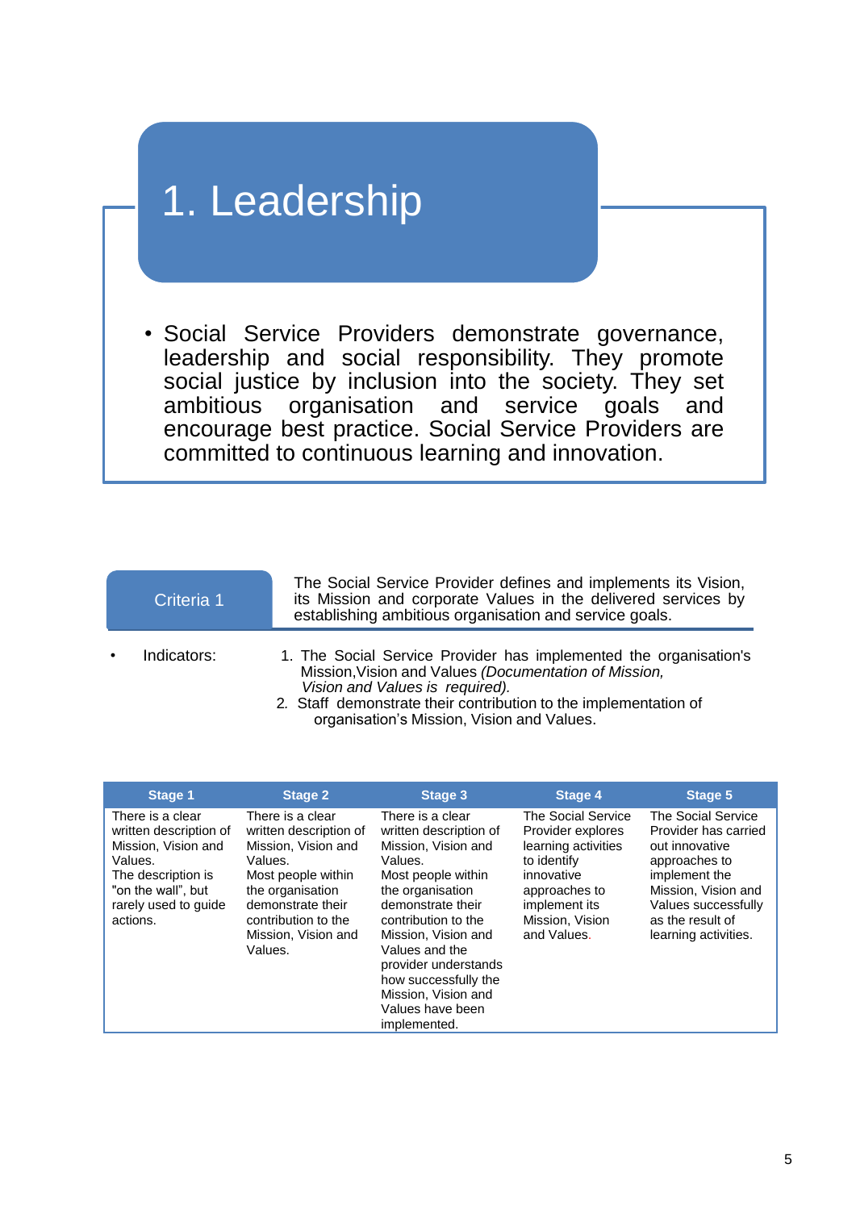# 1. Leadership

- Social Service Providers demonstrate governance, leadership and social responsibility. They promote social justice by inclusion into the society. They set ambitious organisation and service goals and encourage best practice. Social Service Providers are committed to continuous learning and innovation.

| Criteria 1 | The Social Service Provider defines and implements its Vision, its Mission and corporate Values in the delivered services by establishing ambitious organisation and service goals. |
|---|---|

- Indicators:
  1. The Social Service Provider has implemented the organisation's Mission,Vision and Values *(Documentation of Mission, Vision and Values is required).*
  2. Staff demonstrate their contribution to the implementation of organisation's Mission, Vision and Values.

| Stage 1 | Stage 2 | Stage 3 | Stage 4 | Stage 5 |
|---|---|---|---|---|
| There is a clear written description of Mission, Vision and Values. The description is "on the wall", but rarely used to guide actions. | There is a clear written description of Mission, Vision and Values. Most people within the organisation demonstrate their contribution to the Mission, Vision and Values. | There is a clear written description of Mission, Vision and Values. Most people within the organisation demonstrate their contribution to the Mission, Vision and Values and the provider understands how successfully the Mission, Vision and Values have been implemented. | The Social Service Provider explores learning activities to identify innovative approaches to implement its Mission, Vision and Values. | The Social Service Provider has carried out innovative approaches to implement the Mission, Vision and Values successfully as the result of learning activities. |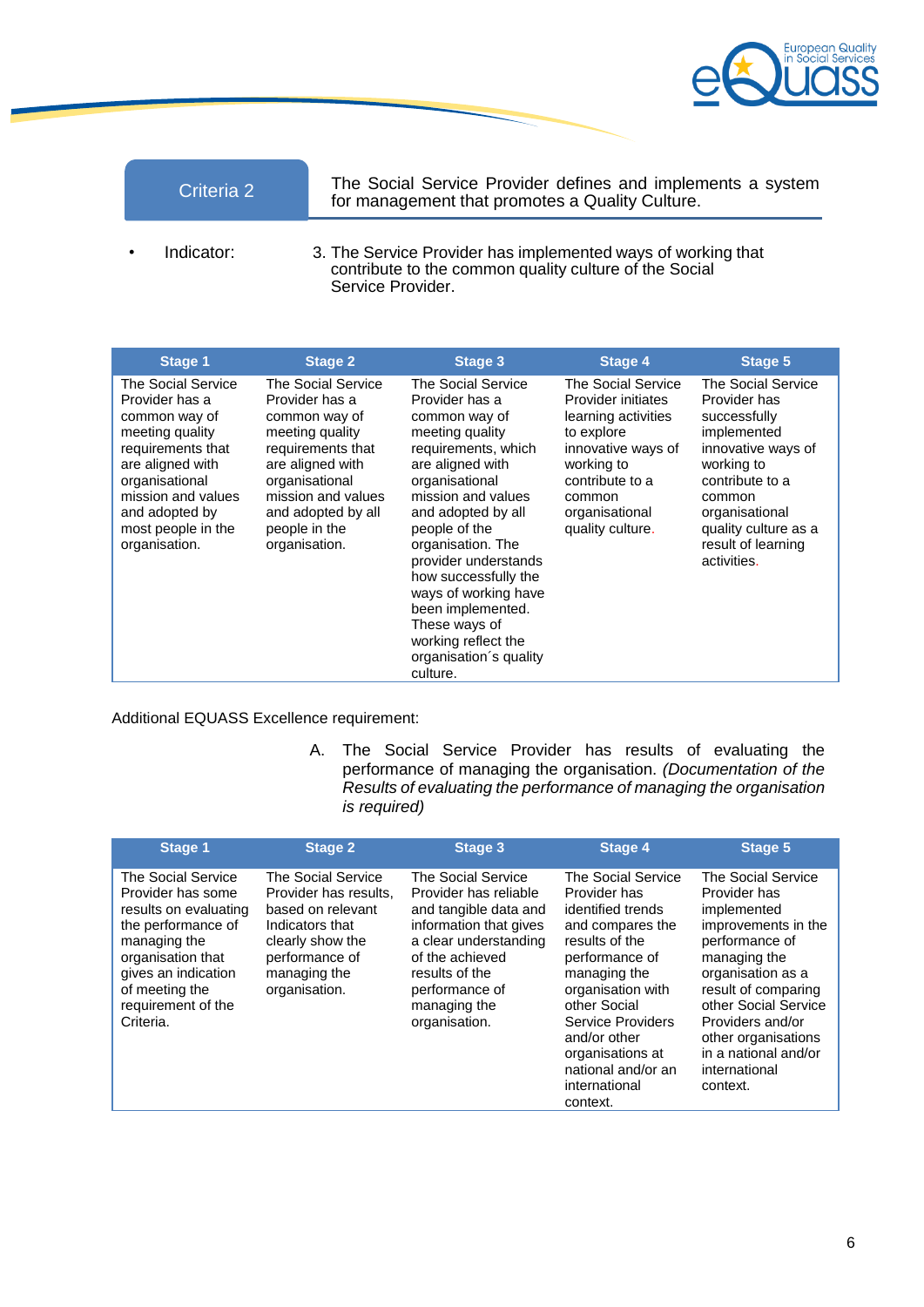| Criteria 2 | The Social Service Provider defines and implements a system for management that promotes a Quality Culture. |
|---|---|

- Indicator: 3. The Service Provider has implemented ways of working that contribute to the common quality culture of the Social Service Provider.

| Stage 1 | Stage 2 | Stage 3 | Stage 4 | Stage 5 |
|---|---|---|---|---|
| The Social Service Provider has a common way of meeting quality requirements that are aligned with organisational mission and values and adopted by most people in the organisation. | The Social Service Provider has a common way of meeting quality requirements that are aligned with organisational mission and values and adopted by all people in the organisation. | The Social Service Provider has a common way of meeting quality requirements, which are aligned with organisational mission and values and adopted by all people of the organisation. The provider understands how successfully the ways of working have been implemented. These ways of working reflect the organisation´s quality culture. | The Social Service Provider initiates learning activities to explore innovative ways of working to contribute to a common organisational quality culture. | The Social Service Provider has successfully implemented innovative ways of working to contribute to a common organisational quality culture as a result of learning activities. |

Additional EQUASS Excellence requirement:

A. The Social Service Provider has results of evaluating the performance of managing the organisation. *(Documentation of the Results of evaluating the performance of managing the organisation is required)*

| Stage 1 | Stage 2 | Stage 3 | Stage 4 | Stage 5 |
|---|---|---|---|---|
| The Social Service Provider has some results on evaluating the performance of managing the organisation that gives an indication of meeting the requirement of the Criteria. | The Social Service Provider has results, based on relevant Indicators that clearly show the performance of managing the organisation. | The Social Service Provider has reliable and tangible data and information that gives a clear understanding of the achieved results of the performance of managing the organisation. | The Social Service Provider has identified trends and compares the results of the performance of managing the organisation with other Social Service Providers and/or other organisations at national and/or an international context. | The Social Service Provider has implemented improvements in the performance of managing the organisation as a result of comparing other Social Service Providers and/or other organisations in a national and/or international context. |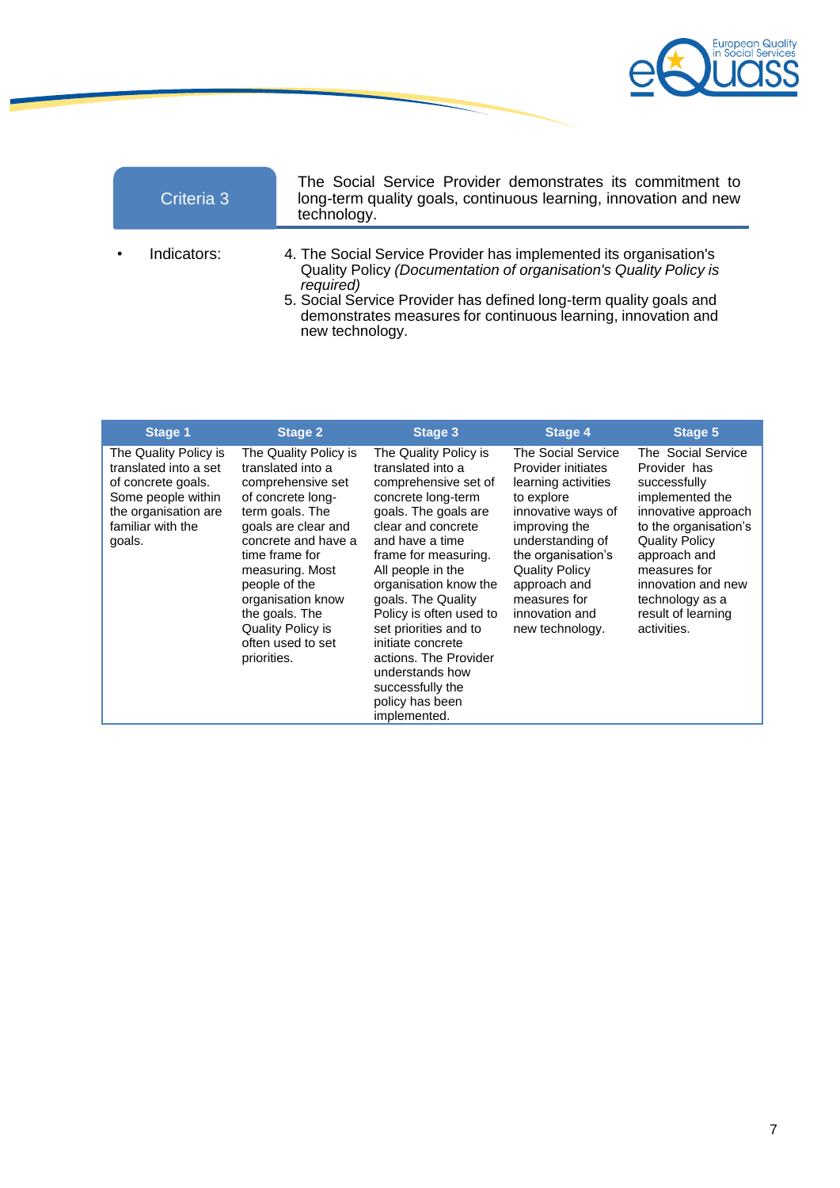| Criteria 3 | The Social Service Provider demonstrates its commitment to long-term quality goals, continuous learning, innovation and new technology. |
|---|---|

- Indicators:
  4. The Social Service Provider has implemented its organisation's Quality Policy *(Documentation of organisation's Quality Policy is required)*
  5. Social Service Provider has defined long-term quality goals and demonstrates measures for continuous learning, innovation and new technology.

| Stage 1 | Stage 2 | Stage 3 | Stage 4 | Stage 5 |
|---|---|---|---|---|
| The Quality Policy is translated into a set of concrete goals. Some people within the organisation are familiar with the goals. | The Quality Policy is translated into a comprehensive set of concrete long-term goals. The goals are clear and concrete and have a time frame for measuring. Most people of the organisation know the goals. The Quality Policy is often used to set priorities. | The Quality Policy is translated into a comprehensive set of concrete long-term goals. The goals are clear and concrete and have a time frame for measuring. All people in the organisation know the goals. The Quality Policy is often used to set priorities and to initiate concrete actions. The Provider understands how successfully the policy has been implemented. | The Social Service Provider initiates learning activities to explore innovative ways of improving the understanding of the organisation's Quality Policy approach and measures for innovation and new technology. | The Social Service Provider has successfully implemented the innovative approach to the organisation's Quality Policy approach and measures for innovation and new technology as a result of learning activities. |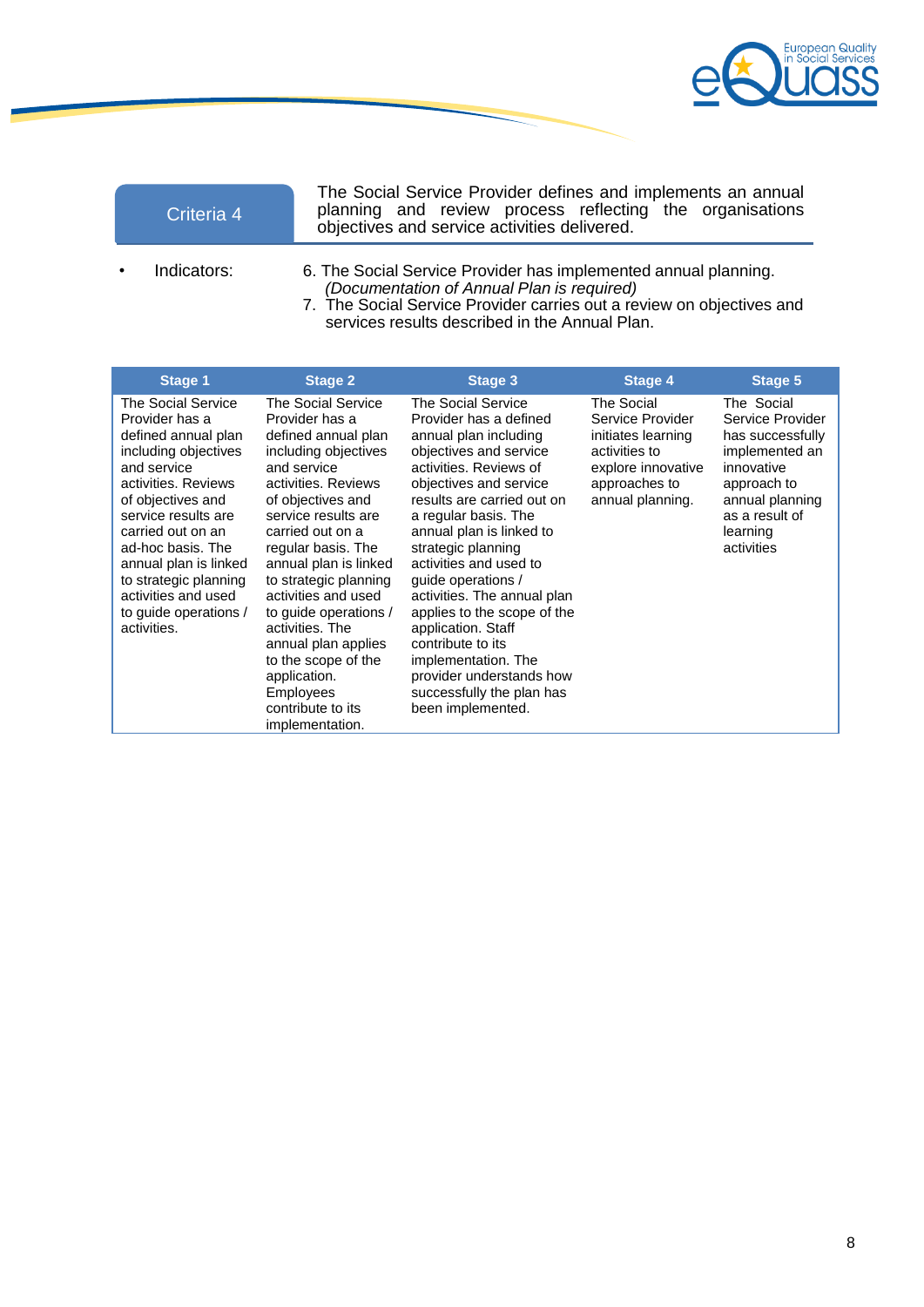| Criteria 4 | The Social Service Provider defines and implements an annual planning and review process reflecting the organisations objectives and service activities delivered. |
|---|---|

- Indicators:

6. The Social Service Provider has implemented annual planning.
   *(Documentation of Annual Plan is required)*
7. The Social Service Provider carries out a review on objectives and services results described in the Annual Plan.

| Stage 1 | Stage 2 | Stage 3 | Stage 4 | Stage 5 |
|---|---|---|---|---|
| The Social Service Provider has a defined annual plan including objectives and service activities. Reviews of objectives and service results are carried out on an ad-hoc basis. The annual plan is linked to strategic planning activities and used to guide operations / activities. | The Social Service Provider has a defined annual plan including objectives and service activities. Reviews of objectives and service results are carried out on a regular basis. The annual plan is linked to strategic planning activities and used to guide operations / activities. The annual plan applies to the scope of the application. Employees contribute to its implementation. | The Social Service Provider has a defined annual plan including objectives and service activities. Reviews of objectives and service results are carried out on a regular basis. The annual plan is linked to strategic planning activities and used to guide operations / activities. The annual plan applies to the scope of the application. Staff contribute to its implementation. The provider understands how successfully the plan has been implemented. | The Social Service Provider initiates learning activities to explore innovative approaches to annual planning. | The Social Service Provider has successfully implemented an innovative approach to annual planning as a result of learning activities |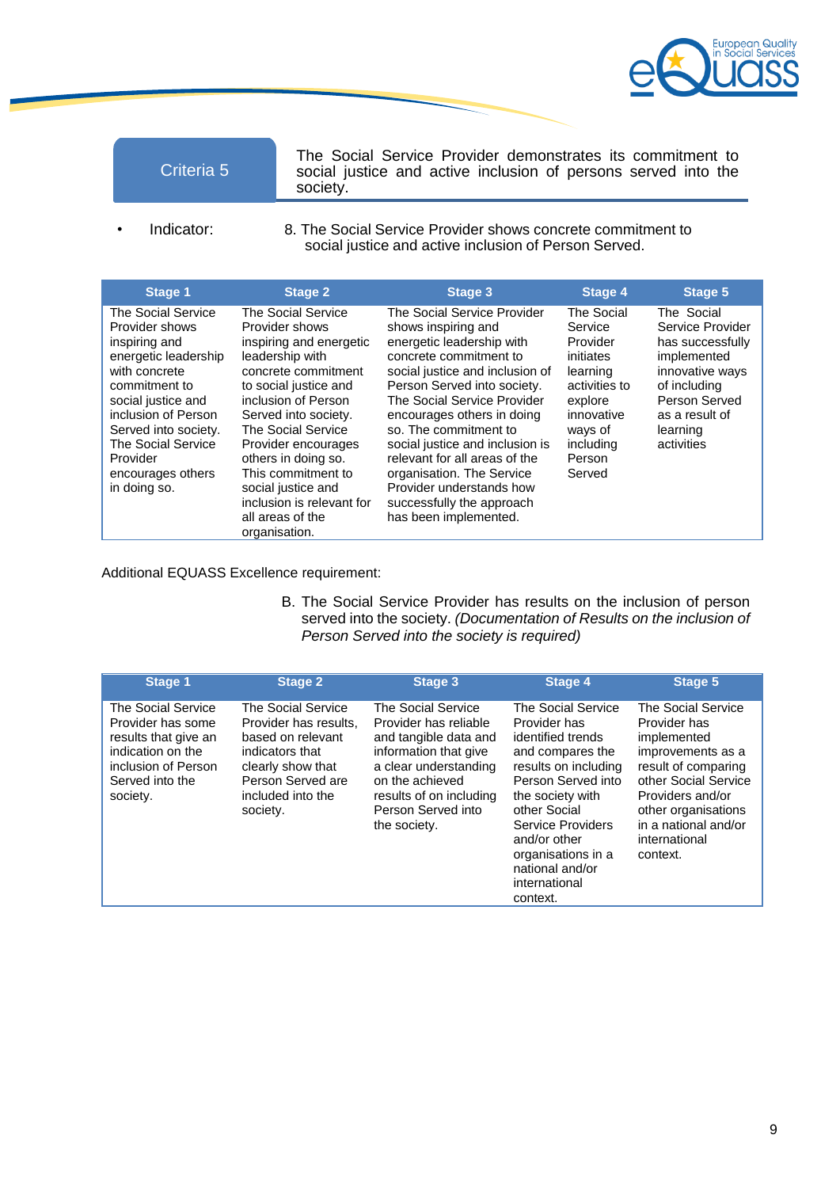| Criteria 5 | The Social Service Provider demonstrates its commitment to social justice and active inclusion of persons served into the society. |
|---|---|

- Indicator: 8. The Social Service Provider shows concrete commitment to social justice and active inclusion of Person Served.

| Stage 1 | Stage 2 | Stage 3 | Stage 4 | Stage 5 |
|---|---|---|---|---|
| The Social Service Provider shows inspiring and energetic leadership with concrete commitment to social justice and inclusion of Person Served into society. The Social Service Provider encourages others in doing so. | The Social Service Provider shows inspiring and energetic leadership with concrete commitment to social justice and inclusion of Person Served into society. The Social Service Provider encourages others in doing so. This commitment to social justice and inclusion is relevant for all areas of the organisation. | The Social Service Provider shows inspiring and energetic leadership with concrete commitment to social justice and inclusion of Person Served into society. The Social Service Provider encourages others in doing so. The commitment to social justice and inclusion is relevant for all areas of the organisation. The Service Provider understands how successfully the approach has been implemented. | The Social Service Provider initiates learning activities to explore innovative ways of including Person Served | The Social Service Provider has successfully implemented innovative ways of including Person Served as a result of learning activities |

Additional EQUASS Excellence requirement:

B. The Social Service Provider has results on the inclusion of person served into the society. *(Documentation of Results on the inclusion of Person Served into the society is required)*

| Stage 1 | Stage 2 | Stage 3 | Stage 4 | Stage 5 |
|---|---|---|---|---|
| The Social Service Provider has some results that give an indication on the inclusion of Person Served into the society. | The Social Service Provider has results, based on relevant indicators that clearly show that Person Served are included into the society. | The Social Service Provider has reliable and tangible data and information that give a clear understanding on the achieved results of on including Person Served into the society. | The Social Service Provider has identified trends and compares the results on including Person Served into the society with other Social Service Providers and/or other organisations in a national and/or international context. | The Social Service Provider has implemented improvements as a result of comparing other Social Service Providers and/or other organisations in a national and/or international context. |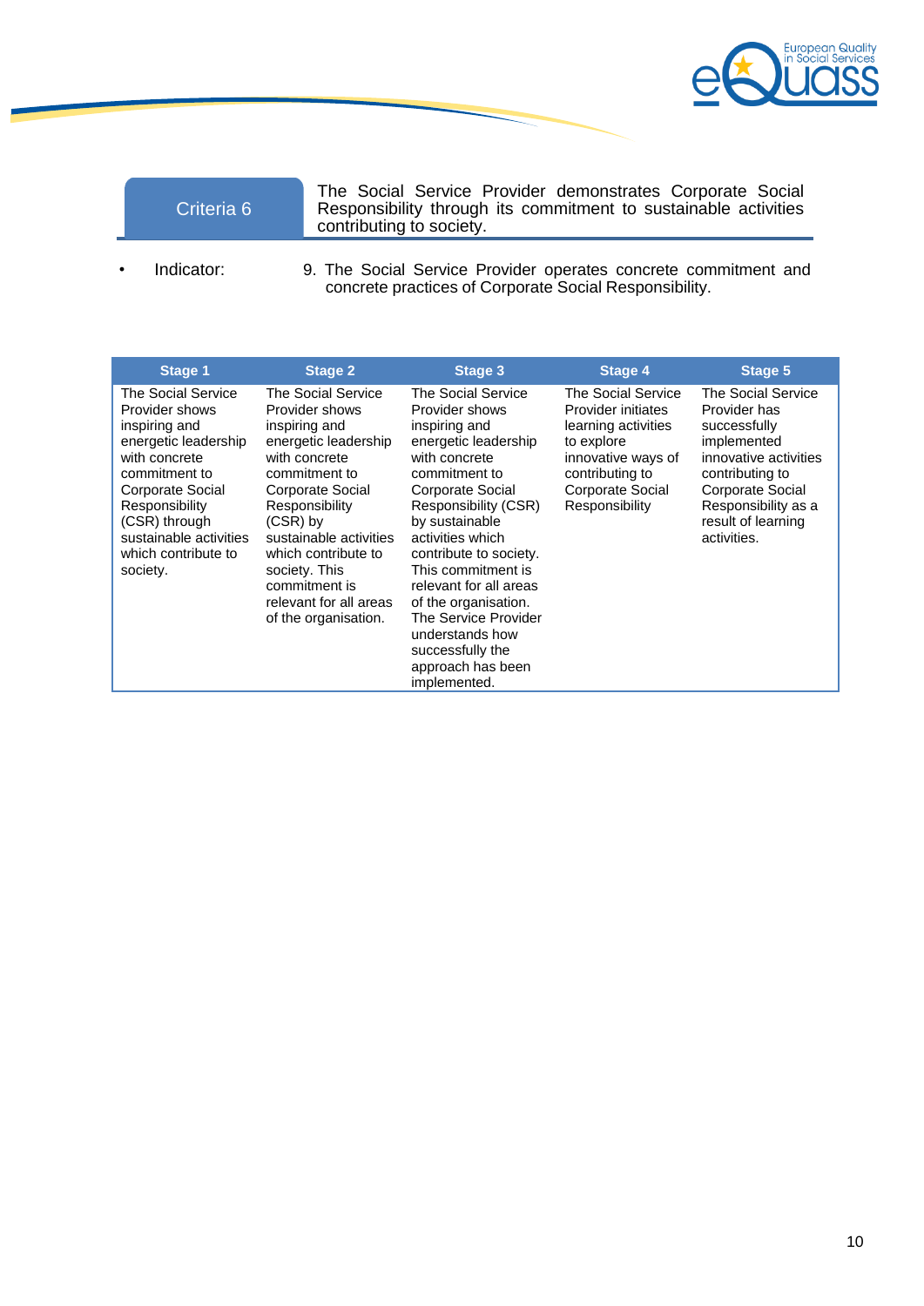| Criteria 6 | The Social Service Provider demonstrates Corporate Social Responsibility through its commitment to sustainable activities contributing to society. |
|---|---|

- Indicator: 9. The Social Service Provider operates concrete commitment and concrete practices of Corporate Social Responsibility.

| Stage 1 | Stage 2 | Stage 3 | Stage 4 | Stage 5 |
|---|---|---|---|---|
| The Social Service Provider shows inspiring and energetic leadership with concrete commitment to Corporate Social Responsibility (CSR) through sustainable activities which contribute to society. | The Social Service Provider shows inspiring and energetic leadership with concrete commitment to Corporate Social Responsibility (CSR) by sustainable activities which contribute to society. This commitment is relevant for all areas of the organisation. | The Social Service Provider shows inspiring and energetic leadership with concrete commitment to Corporate Social Responsibility (CSR) by sustainable activities which contribute to society. This commitment is relevant for all areas of the organisation. The Service Provider understands how successfully the approach has been implemented. | The Social Service Provider initiates learning activities to explore innovative ways of contributing to Corporate Social Responsibility | The Social Service Provider has successfully implemented innovative activities contributing to Corporate Social Responsibility as a result of learning activities. |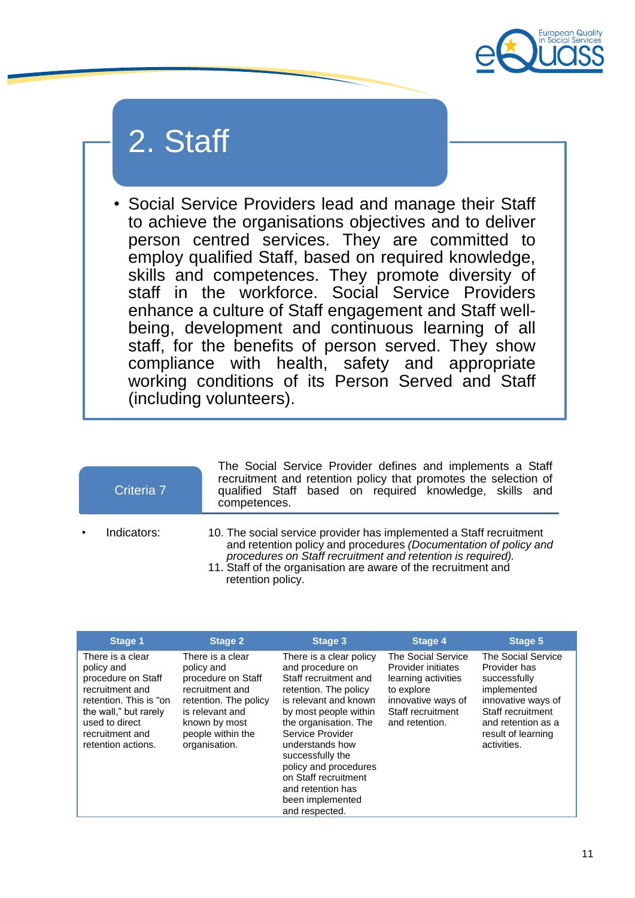# 2. Staff

- Social Service Providers lead and manage their Staff to achieve the organisations objectives and to deliver person centred services. They are committed to employ qualified Staff, based on required knowledge, skills and competences. They promote diversity of staff in the workforce. Social Service Providers enhance a culture of Staff engagement and Staff well-being, development and continuous learning of all staff, for the benefits of person served. They show compliance with health, safety and appropriate working conditions of its Person Served and Staff (including volunteers).

## Criteria 7

The Social Service Provider defines and implements a Staff recruitment and retention policy that promotes the selection of qualified Staff based on required knowledge, skills and competences.

- Indicators:

10. The social service provider has implemented a Staff recruitment and retention policy and procedures *(Documentation of policy and procedures on Staff recruitment and retention is required).*
11. Staff of the organisation are aware of the recruitment and retention policy.

| Stage 1 | Stage 2 | Stage 3 | Stage 4 | Stage 5 |
| --- | --- | --- | --- | --- |
| There is a clear policy and procedure on Staff recruitment and retention. This is "on the wall," but rarely used to direct recruitment and retention actions. | There is a clear policy and procedure on Staff recruitment and retention. The policy is relevant and known by most people within the organisation. | There is a clear policy and procedure on Staff recruitment and retention. The policy is relevant and known by most people within the organisation. The Service Provider understands how successfully the policy and procedures on Staff recruitment and retention has been implemented and respected. | The Social Service Provider initiates learning activities to explore innovative ways of Staff recruitment and retention. | The Social Service Provider has successfully implemented innovative ways of Staff recruitment and retention as a result of learning activities. |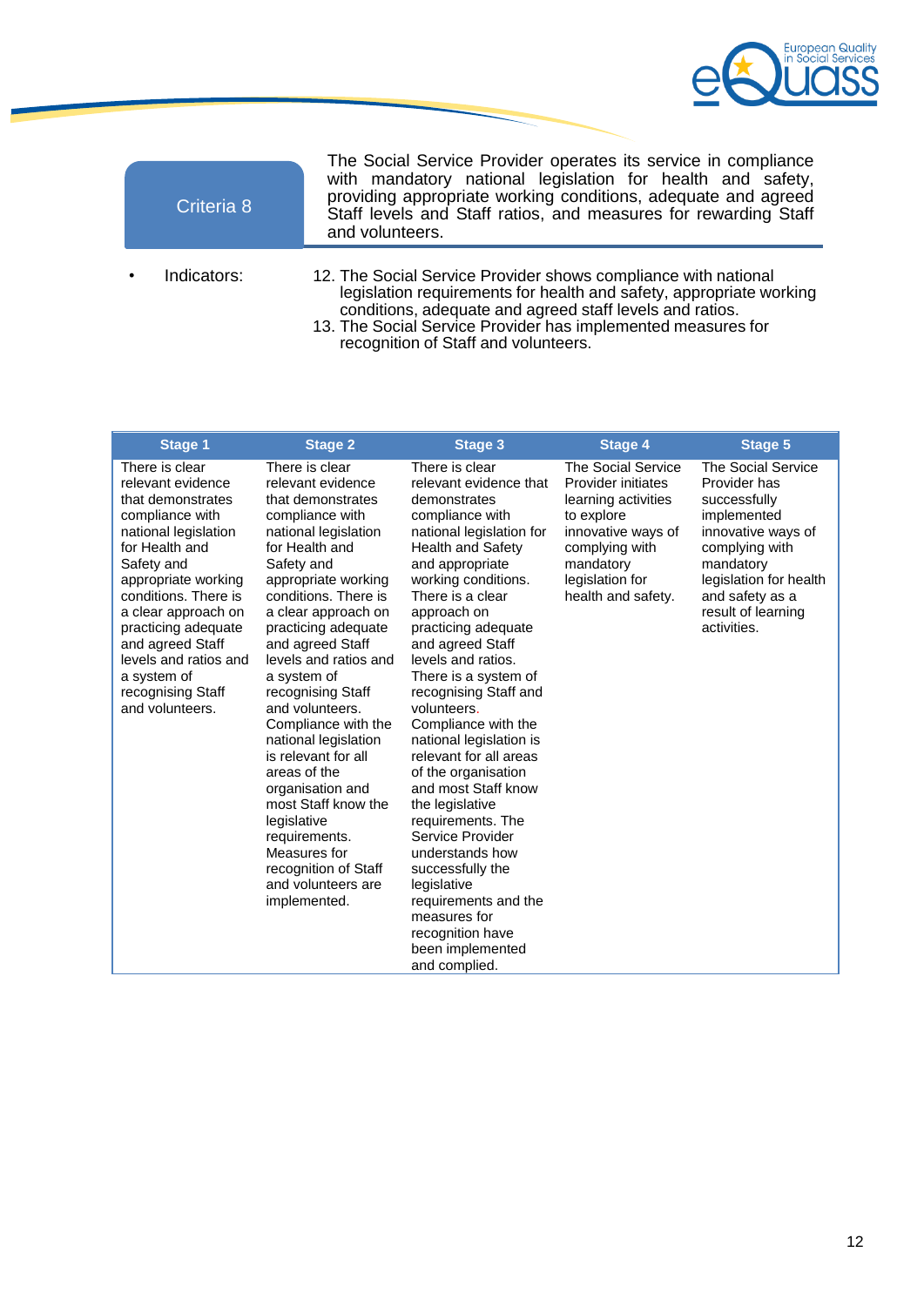| Criteria 8 | The Social Service Provider operates its service in compliance with mandatory national legislation for health and safety, providing appropriate working conditions, adequate and agreed Staff levels and Staff ratios, and measures for rewarding Staff and volunteers. |
|---|---|

- Indicators:
  12. The Social Service Provider shows compliance with national legislation requirements for health and safety, appropriate working conditions, adequate and agreed staff levels and ratios.
  13. The Social Service Provider has implemented measures for recognition of Staff and volunteers.

| Stage 1 | Stage 2 | Stage 3 | Stage 4 | Stage 5 |
|---|---|---|---|---|
| There is clear relevant evidence that demonstrates compliance with national legislation for Health and Safety and appropriate working conditions. There is a clear approach on practicing adequate and agreed Staff levels and ratios and a system of recognising Staff and volunteers. | There is clear relevant evidence that demonstrates compliance with national legislation for Health and Safety and appropriate working conditions. There is a clear approach on practicing adequate and agreed Staff levels and ratios and a system of recognising Staff and volunteers. Compliance with the national legislation is relevant for all areas of the organisation and most Staff know the legislative requirements. Measures for recognition of Staff and volunteers are implemented. | There is clear relevant evidence that demonstrates compliance with national legislation for Health and Safety and appropriate working conditions. There is a clear approach on practicing adequate and agreed Staff levels and ratios. There is a system of recognising Staff and volunteers. Compliance with the national legislation is relevant for all areas of the organisation and most Staff know the legislative requirements. The Service Provider understands how successfully the legislative requirements and the measures for recognition have been implemented and complied. | The Social Service Provider initiates learning activities to explore innovative ways of complying with mandatory legislation for health and safety. | The Social Service Provider has successfully implemented innovative ways of complying with mandatory legislation for health and safety as a result of learning activities. |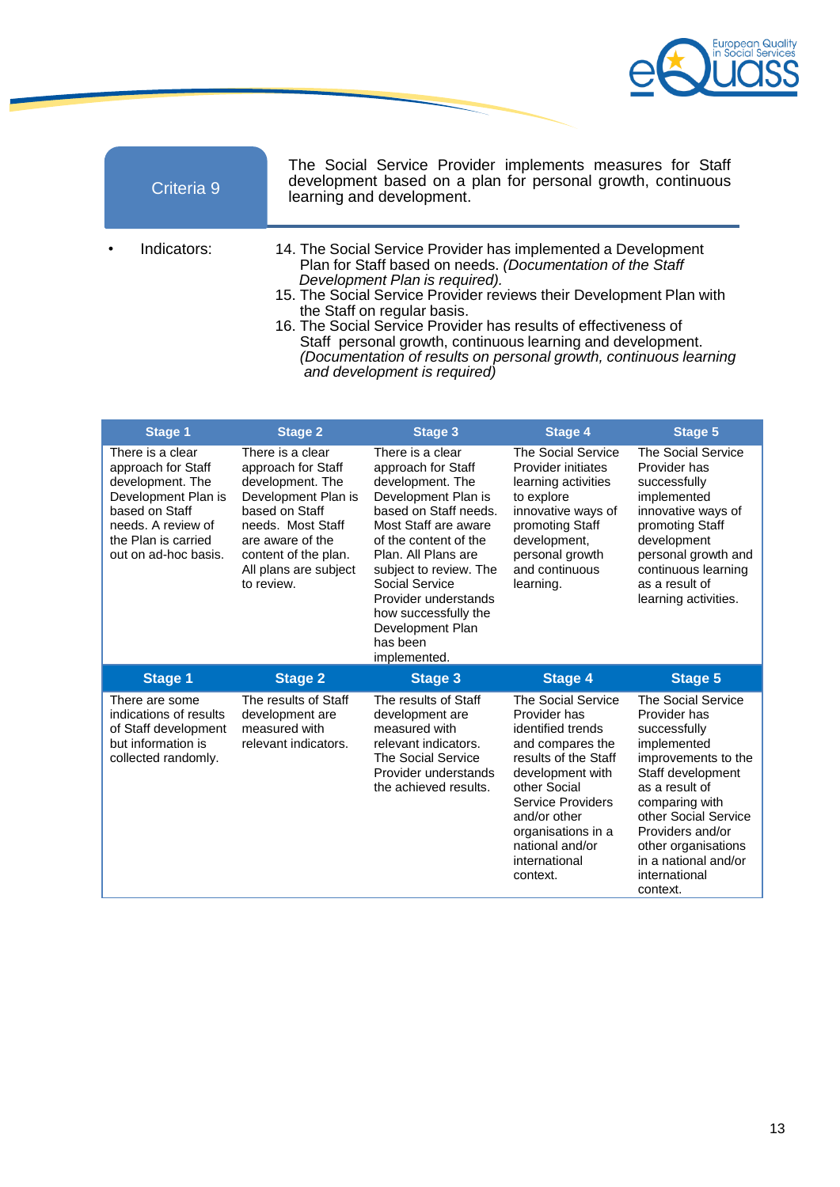**Criteria 9**

The Social Service Provider implements measures for Staff development based on a plan for personal growth, continuous learning and development.

- Indicators:

14. The Social Service Provider has implemented a Development Plan for Staff based on needs. *(Documentation of the Staff Development Plan is required).*
15. The Social Service Provider reviews their Development Plan with the Staff on regular basis.
16. The Social Service Provider has results of effectiveness of Staff personal growth, continuous learning and development. *(Documentation of results on personal growth, continuous learning and development is required)*

| Stage 1 | Stage 2 | Stage 3 | Stage 4 | Stage 5 |
|---|---|---|---|---|
| There is a clear approach for Staff development. The Development Plan is based on Staff needs. A review of the Plan is carried out on ad-hoc basis. | There is a clear approach for Staff development. The Development Plan is based on Staff needs. Most Staff are aware of the content of the plan. All plans are subject to review. | There is a clear approach for Staff development. The Development Plan is based on Staff needs. Most Staff are aware of the content of the Plan. All Plans are subject to review. The Social Service Provider understands how successfully the Development Plan has been implemented. | The Social Service Provider initiates learning activities to explore innovative ways of promoting Staff development, personal growth and continuous learning. | The Social Service Provider has successfully implemented innovative ways of promoting Staff development personal growth and continuous learning as a result of learning activities. |
| **Stage 1** | **Stage 2** | **Stage 3** | **Stage 4** | **Stage 5** |
| There are some indications of results of Staff development but information is collected randomly. | The results of Staff development are measured with relevant indicators. | The results of Staff development are measured with relevant indicators. The Social Service Provider understands the achieved results. | The Social Service Provider has identified trends and compares the results of the Staff development with other Social Service Providers and/or other organisations in a national and/or international context. | The Social Service Provider has successfully implemented improvements to the Staff development as a result of comparing with other Social Service Providers and/or other organisations in a national and/or international context. |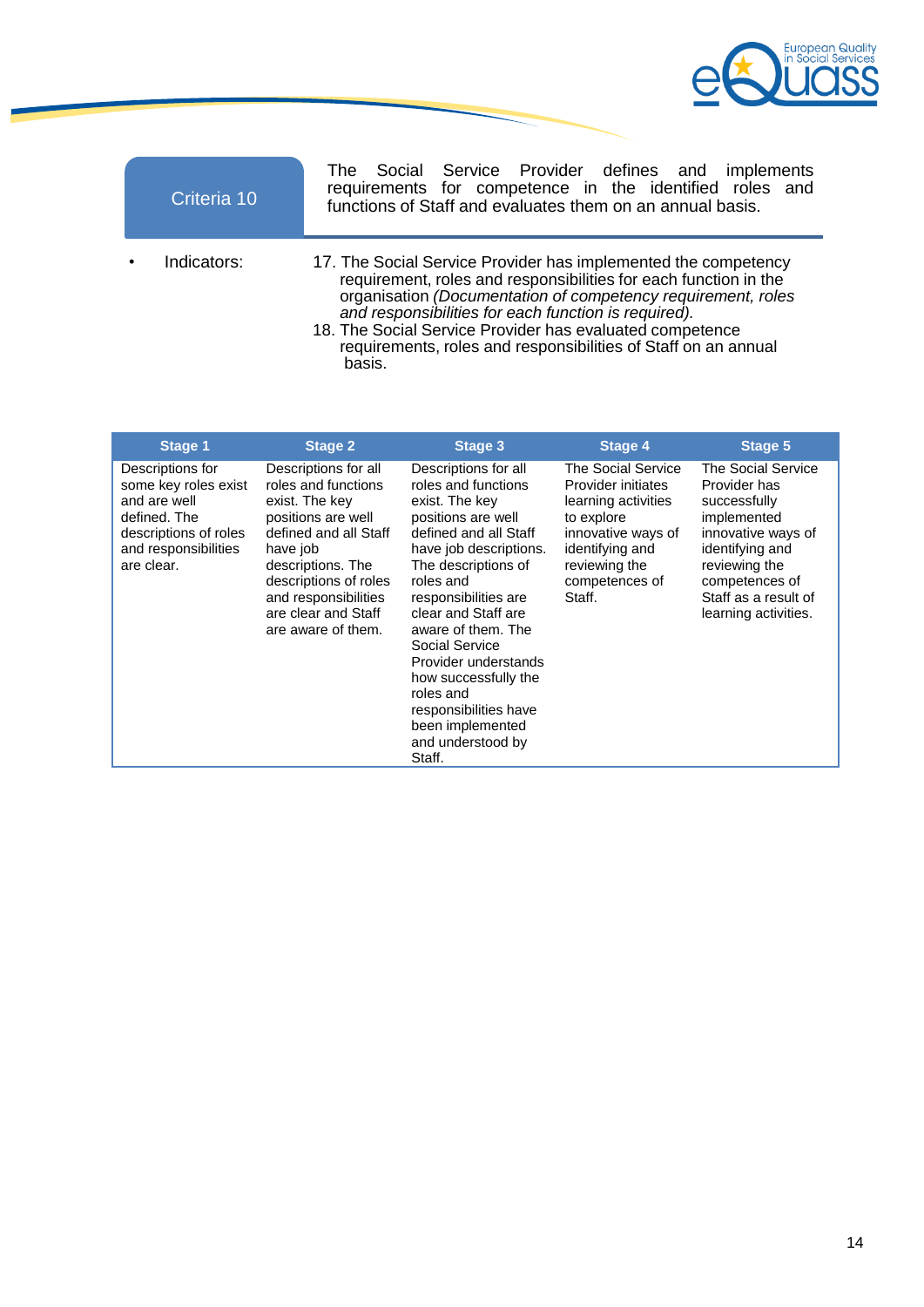## Criteria 10

The Social Service Provider defines and implements requirements for competence in the identified roles and functions of Staff and evaluates them on an annual basis.

- Indicators:

  17. The Social Service Provider has implemented the competency requirement, roles and responsibilities for each function in the organisation *(Documentation of competency requirement, roles and responsibilities for each function is required).*
  18. The Social Service Provider has evaluated competence requirements, roles and responsibilities of Staff on an annual basis.

| Stage 1 | Stage 2 | Stage 3 | Stage 4 | Stage 5 |
|---|---|---|---|---|
| Descriptions for some key roles exist and are well defined. The descriptions of roles and responsibilities are clear. | Descriptions for all roles and functions exist. The key positions are well defined and all Staff have job descriptions. The descriptions of roles and responsibilities are clear and Staff are aware of them. | Descriptions for all roles and functions exist. The key positions are well defined and all Staff have job descriptions. The descriptions of roles and responsibilities are clear and Staff are aware of them. The Social Service Provider understands how successfully the roles and responsibilities have been implemented and understood by Staff. | The Social Service Provider initiates learning activities to explore innovative ways of identifying and reviewing the competences of Staff. | The Social Service Provider has successfully implemented innovative ways of identifying and reviewing the competences of Staff as a result of learning activities. |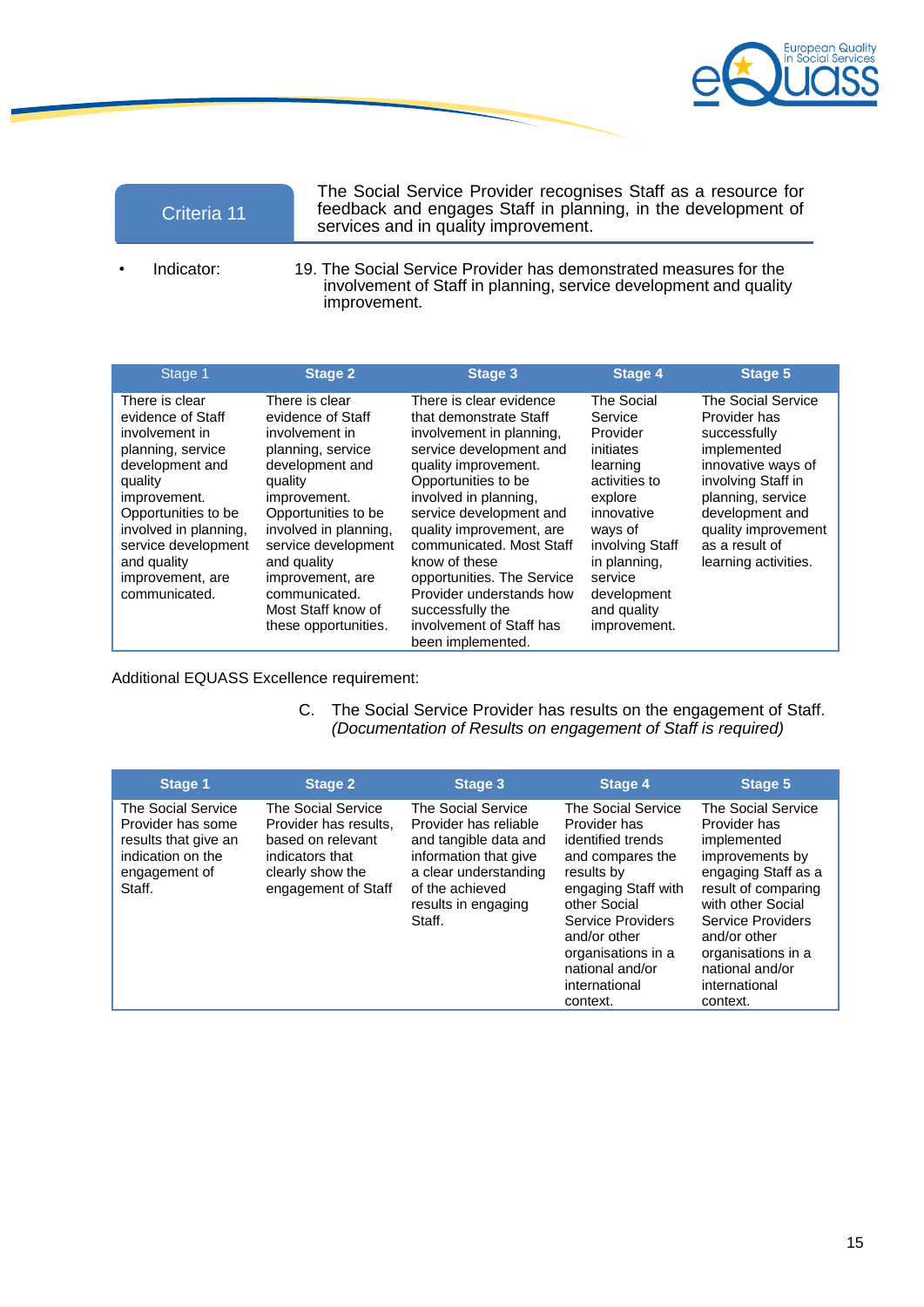| Criteria 11 | The Social Service Provider recognises Staff as a resource for feedback and engages Staff in planning, in the development of services and in quality improvement. |
|---|---|

- Indicator: 19. The Social Service Provider has demonstrated measures for the involvement of Staff in planning, service development and quality improvement.

| Stage 1 | Stage 2 | Stage 3 | Stage 4 | Stage 5 |
|---|---|---|---|---|
| There is clear evidence of Staff involvement in planning, service development and quality improvement. Opportunities to be involved in planning, service development and quality improvement, are communicated. | There is clear evidence of Staff involvement in planning, service development and quality improvement. Opportunities to be involved in planning, service development and quality improvement, are communicated. Most Staff know of these opportunities. | There is clear evidence that demonstrate Staff involvement in planning, service development and quality improvement. Opportunities to be involved in planning, service development and quality improvement, are communicated. Most Staff know of these opportunities. The Service Provider understands how successfully the involvement of Staff has been implemented. | The Social Service Provider initiates learning activities to explore innovative ways of involving Staff in planning, service development and quality improvement. | The Social Service Provider has successfully implemented innovative ways of involving Staff in planning, service development and quality improvement as a result of learning activities. |

Additional EQUASS Excellence requirement:

C. The Social Service Provider has results on the engagement of Staff. *(Documentation of Results on engagement of Staff is required)*

| Stage 1 | Stage 2 | Stage 3 | Stage 4 | Stage 5 |
|---|---|---|---|---|
| The Social Service Provider has some results that give an indication on the engagement of Staff. | The Social Service Provider has results, based on relevant indicators that clearly show the engagement of Staff | The Social Service Provider has reliable and tangible data and information that give a clear understanding of the achieved results in engaging Staff. | The Social Service Provider has identified trends and compares the results by engaging Staff with other Social Service Providers and/or other organisations in a national and/or international context. | The Social Service Provider has implemented improvements by engaging Staff as a result of comparing with other Social Service Providers and/or other organisations in a national and/or international context. |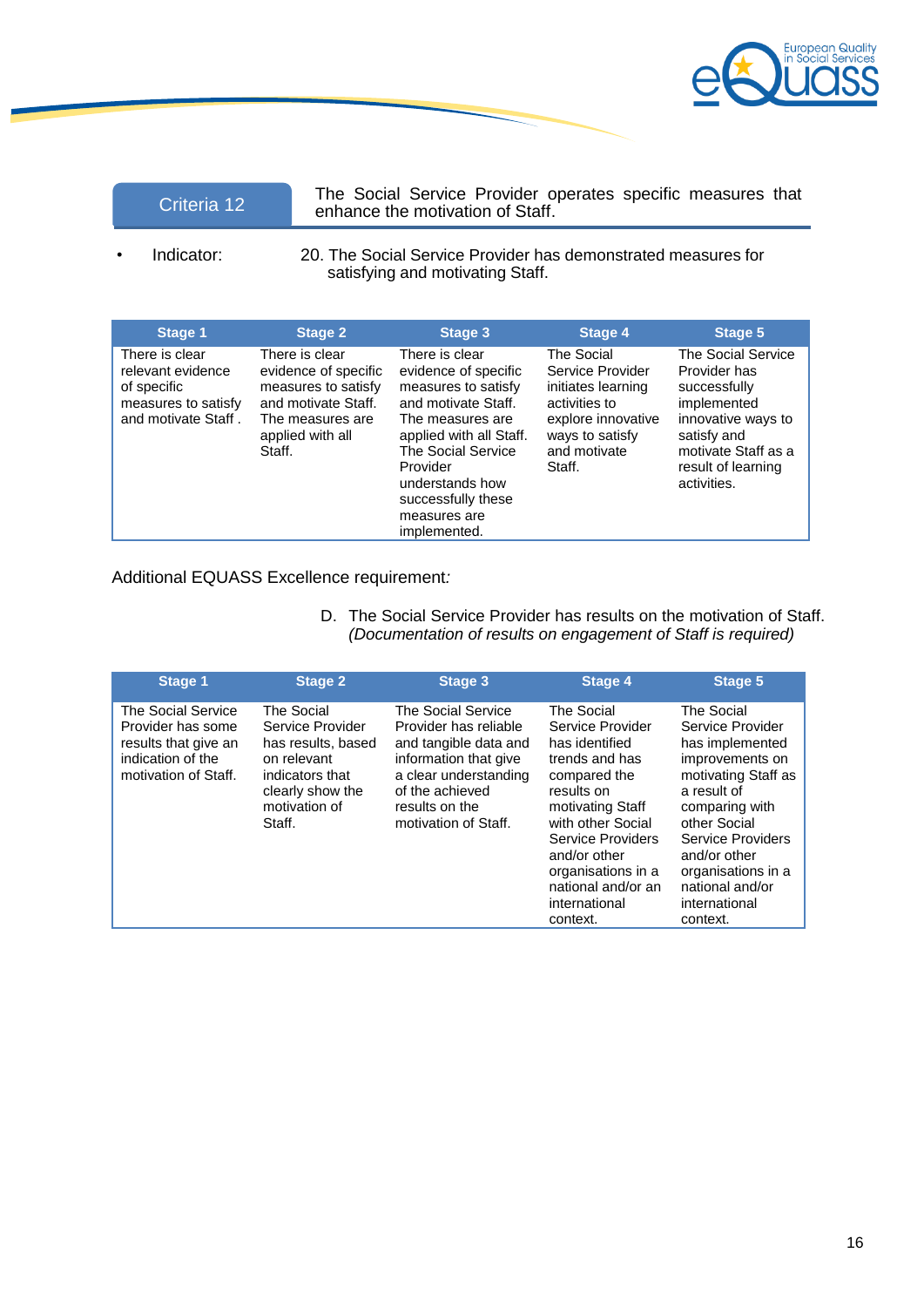| Criteria 12 | The Social Service Provider operates specific measures that enhance the motivation of Staff. |
|---|---|

- Indicator: 20. The Social Service Provider has demonstrated measures for satisfying and motivating Staff.

| Stage 1 | Stage 2 | Stage 3 | Stage 4 | Stage 5 |
|---|---|---|---|---|
| There is clear relevant evidence of specific measures to satisfy and motivate Staff . | There is clear evidence of specific measures to satisfy and motivate Staff. The measures are applied with all Staff. | There is clear evidence of specific measures to satisfy and motivate Staff. The measures are applied with all Staff. The Social Service Provider understands how successfully these measures are implemented. | The Social Service Provider initiates learning activities to explore innovative ways to satisfy and motivate Staff. | The Social Service Provider has successfully implemented innovative ways to satisfy and motivate Staff as a result of learning activities. |

Additional EQUASS Excellence requirement*:*

D. The Social Service Provider has results on the motivation of Staff. *(Documentation of results on engagement of Staff is required)*

| Stage 1 | Stage 2 | Stage 3 | Stage 4 | Stage 5 |
|---|---|---|---|---|
| The Social Service Provider has some results that give an indication of the motivation of Staff. | The Social Service Provider has results, based on relevant indicators that clearly show the motivation of Staff. | The Social Service Provider has reliable and tangible data and information that give a clear understanding of the achieved results on the motivation of Staff. | The Social Service Provider has identified trends and has compared the results on motivating Staff with other Social Service Providers and/or other organisations in a national and/or an international context. | The Social Service Provider has implemented improvements on motivating Staff as a result of comparing with other Social Service Providers and/or other organisations in a national and/or international context. |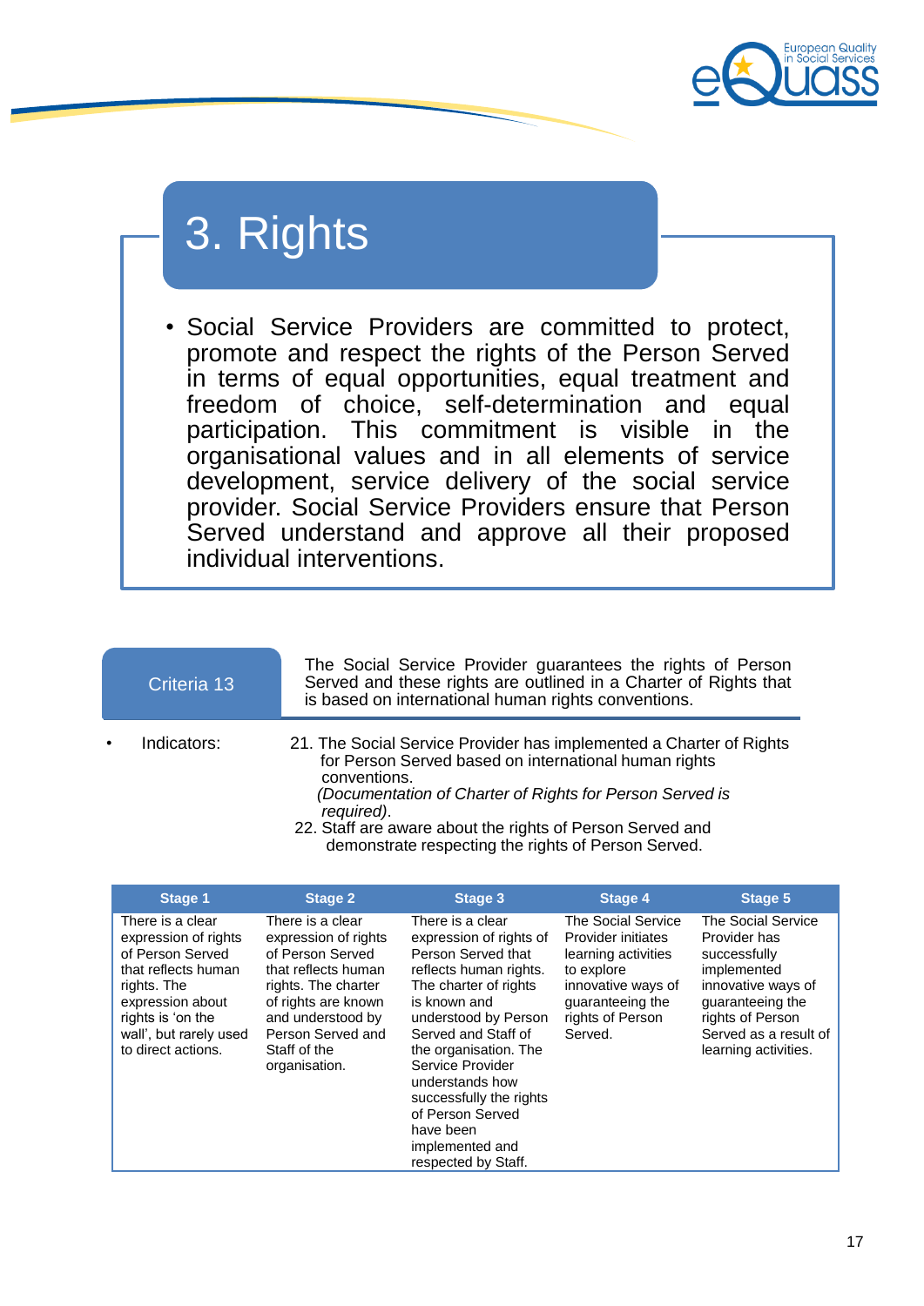# 3. Rights

- Social Service Providers are committed to protect, promote and respect the rights of the Person Served in terms of equal opportunities, equal treatment and freedom of choice, self-determination and equal participation. This commitment is visible in the organisational values and in all elements of service development, service delivery of the social service provider. Social Service Providers ensure that Person Served understand and approve all their proposed individual interventions.

| Criteria 13 | The Social Service Provider guarantees the rights of Person Served and these rights are outlined in a Charter of Rights that is based on international human rights conventions. |
|---|---|

- Indicators:
  21. The Social Service Provider has implemented a Charter of Rights for Person Served based on international human rights conventions.
      *(Documentation of Charter of Rights for Person Served is required)*.
  22. Staff are aware about the rights of Person Served and demonstrate respecting the rights of Person Served.

| Stage 1 | Stage 2 | Stage 3 | Stage 4 | Stage 5 |
|---|---|---|---|---|
| There is a clear expression of rights of Person Served that reflects human rights. The expression about rights is 'on the wall', but rarely used to direct actions. | There is a clear expression of rights of Person Served that reflects human rights. The charter of rights are known and understood by Person Served and Staff of the organisation. | There is a clear expression of rights of Person Served that reflects human rights. The charter of rights is known and understood by Person Served and Staff of the organisation. The Service Provider understands how successfully the rights of Person Served have been implemented and respected by Staff. | The Social Service Provider initiates learning activities to explore innovative ways of guaranteeing the rights of Person Served. | The Social Service Provider has successfully implemented innovative ways of guaranteeing the rights of Person Served as a result of learning activities. |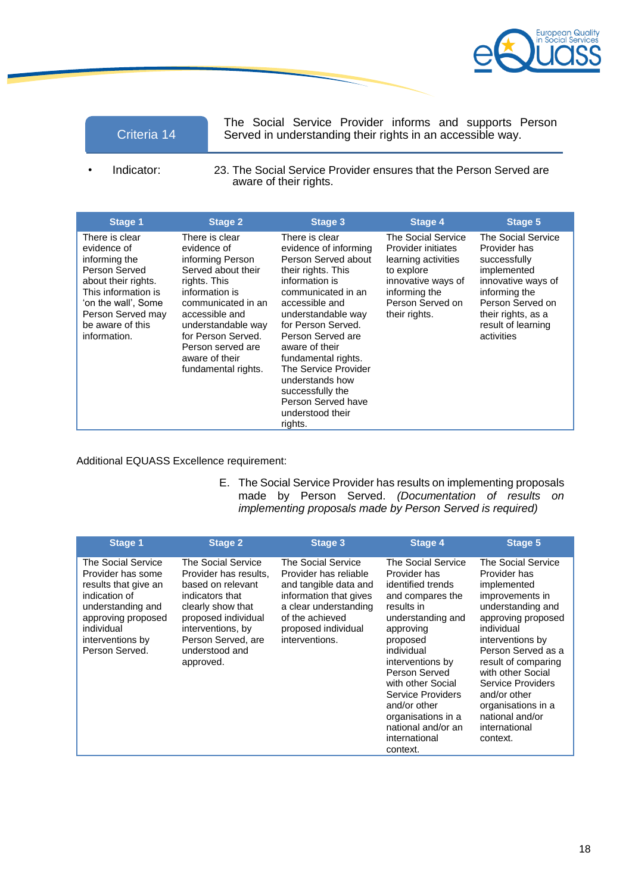| Criteria 14 | The Social Service Provider informs and supports Person Served in understanding their rights in an accessible way. |
|---|---|

- Indicator: 23. The Social Service Provider ensures that the Person Served are aware of their rights.

| Stage 1 | Stage 2 | Stage 3 | Stage 4 | Stage 5 |
|---|---|---|---|---|
| There is clear evidence of informing the Person Served about their rights. This information is 'on the wall', Some Person Served may be aware of this information. | There is clear evidence of informing Person Served about their rights. This information is communicated in an accessible and understandable way for Person Served. Person served are aware of their fundamental rights. | There is clear evidence of informing Person Served about their rights. This information is communicated in an accessible and understandable way for Person Served. Person Served are aware of their fundamental rights. The Service Provider understands how successfully the Person Served have understood their rights. | The Social Service Provider initiates learning activities to explore innovative ways of informing the Person Served on their rights. | The Social Service Provider has successfully implemented innovative ways of informing the Person Served on their rights, as a result of learning activities |

Additional EQUASS Excellence requirement:

E. The Social Service Provider has results on implementing proposals made by Person Served. *(Documentation of results on implementing proposals made by Person Served is required)*

| Stage 1 | Stage 2 | Stage 3 | Stage 4 | Stage 5 |
|---|---|---|---|---|
| The Social Service Provider has some results that give an indication of understanding and approving proposed individual interventions by Person Served. | The Social Service Provider has results, based on relevant indicators that clearly show that proposed individual interventions, by Person Served, are understood and approved. | The Social Service Provider has reliable and tangible data and information that gives a clear understanding of the achieved proposed individual interventions. | The Social Service Provider has identified trends and compares the results in understanding and approving proposed individual interventions by Person Served with other Social Service Providers and/or other organisations in a national and/or an international context. | The Social Service Provider has implemented improvements in understanding and approving proposed individual interventions by Person Served as a result of comparing with other Social Service Providers and/or other organisations in a national and/or international context. |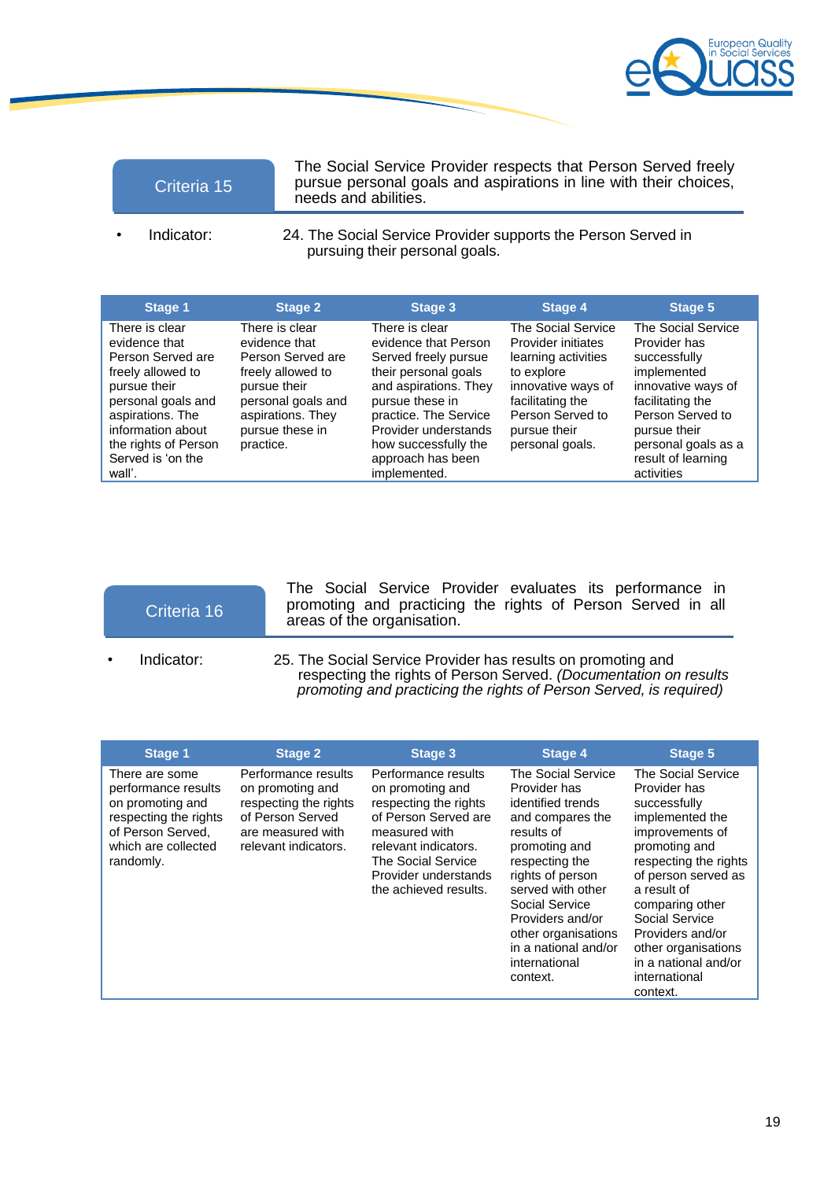| Criteria 15 | The Social Service Provider respects that Person Served freely pursue personal goals and aspirations in line with their choices, needs and abilities. |
|---|---|

- Indicator: 24. The Social Service Provider supports the Person Served in pursuing their personal goals.

| Stage 1 | Stage 2 | Stage 3 | Stage 4 | Stage 5 |
|---|---|---|---|---|
| There is clear evidence that Person Served are freely allowed to pursue their personal goals and aspirations. The information about the rights of Person Served is 'on the wall'. | There is clear evidence that Person Served are freely allowed to pursue their personal goals and aspirations. They pursue these in practice. | There is clear evidence that Person Served freely pursue their personal goals and aspirations. They pursue these in practice. The Service Provider understands how successfully the approach has been implemented. | The Social Service Provider initiates learning activities to explore innovative ways of facilitating the Person Served to pursue their personal goals. | The Social Service Provider has successfully implemented innovative ways of facilitating the Person Served to pursue their personal goals as a result of learning activities |

| Criteria 16 | The Social Service Provider evaluates its performance in promoting and practicing the rights of Person Served in all areas of the organisation. |
|---|---|

- Indicator: 25. The Social Service Provider has results on promoting and respecting the rights of Person Served. *(Documentation on results promoting and practicing the rights of Person Served, is required)*

| Stage 1 | Stage 2 | Stage 3 | Stage 4 | Stage 5 |
|---|---|---|---|---|
| There are some performance results on promoting and respecting the rights of Person Served, which are collected randomly. | Performance results on promoting and respecting the rights of Person Served are measured with relevant indicators. | Performance results on promoting and respecting the rights of Person Served are measured with relevant indicators. The Social Service Provider understands the achieved results. | The Social Service Provider has identified trends and compares the results of promoting and respecting the rights of person served with other Social Service Providers and/or other organisations in a national and/or international context. | The Social Service Provider has successfully implemented the improvements of promoting and respecting the rights of person served as a result of comparing other Social Service Providers and/or other organisations in a national and/or international context. |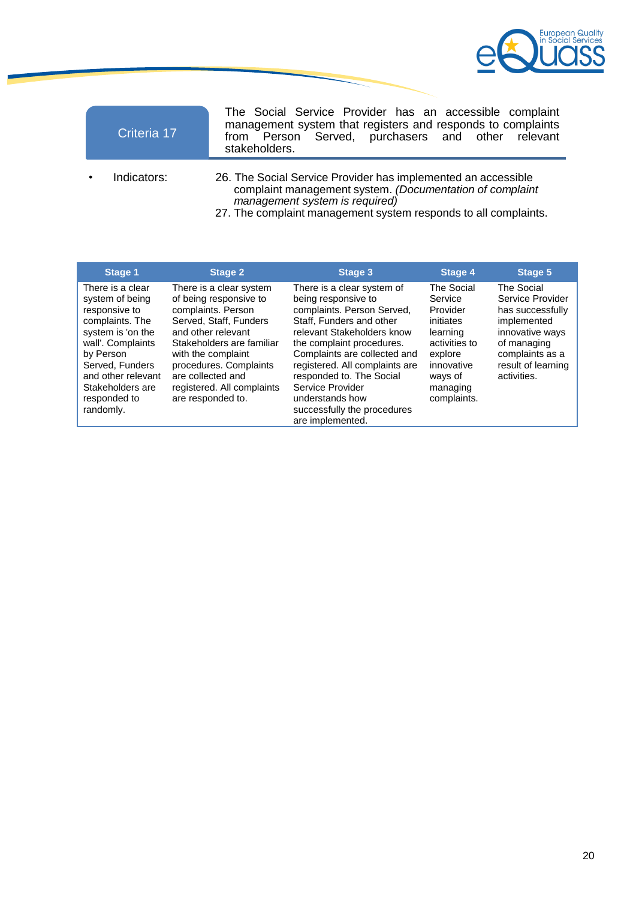## Criteria 17

The Social Service Provider has an accessible complaint management system that registers and responds to complaints from Person Served, purchasers and other relevant stakeholders.

- Indicators:
  26. The Social Service Provider has implemented an accessible complaint management system. *(Documentation of complaint management system is required)*
  27. The complaint management system responds to all complaints.

| Stage 1 | Stage 2 | Stage 3 | Stage 4 | Stage 5 |
|---|---|---|---|---|
| There is a clear system of being responsive to complaints. The system is 'on the wall'. Complaints by Person Served, Funders and other relevant Stakeholders are responded to randomly. | There is a clear system of being responsive to complaints. Person Served, Staff, Funders and other relevant Stakeholders are familiar with the complaint procedures. Complaints are collected and registered. All complaints are responded to. | There is a clear system of being responsive to complaints. Person Served, Staff, Funders and other relevant Stakeholders know the complaint procedures. Complaints are collected and registered. All complaints are responded to. The Social Service Provider understands how successfully the procedures are implemented. | The Social Service Provider initiates learning activities to explore innovative ways of managing complaints. | The Social Service Provider has successfully implemented innovative ways of managing complaints as a result of learning activities. |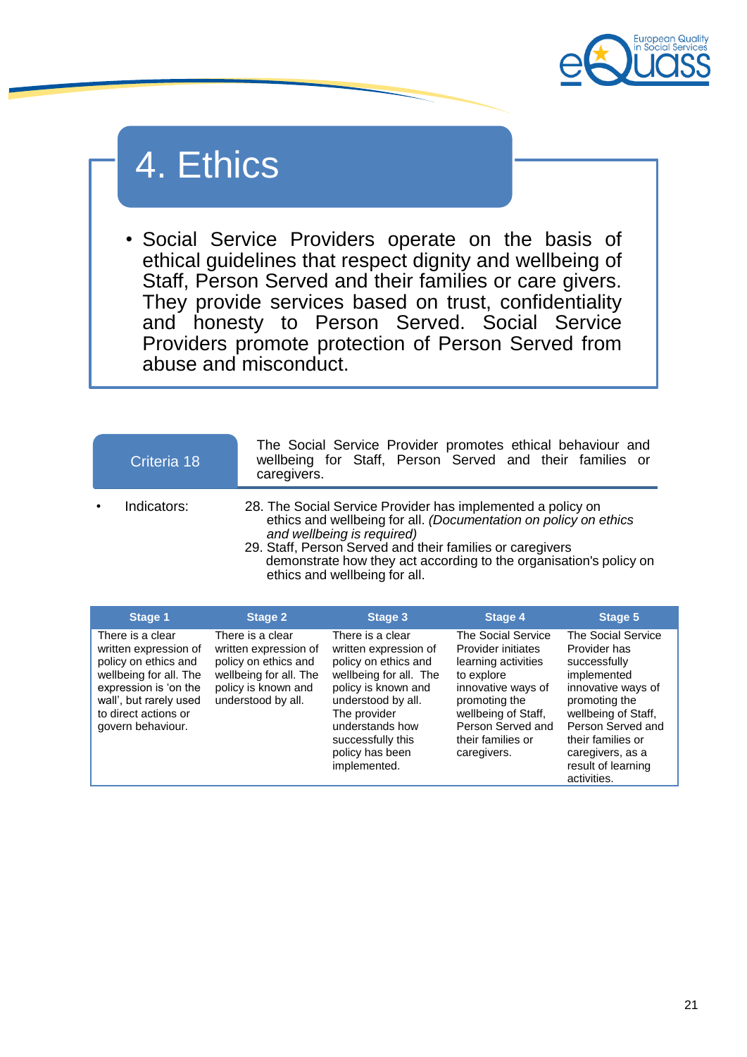# 4. Ethics

- Social Service Providers operate on the basis of ethical guidelines that respect dignity and wellbeing of Staff, Person Served and their families or care givers. They provide services based on trust, confidentiality and honesty to Person Served. Social Service Providers promote protection of Person Served from abuse and misconduct.

| Criteria 18 | The Social Service Provider promotes ethical behaviour and wellbeing for Staff, Person Served and their families or caregivers. |
|---|---|

- Indicators:

28. The Social Service Provider has implemented a policy on ethics and wellbeing for all. *(Documentation on policy on ethics and wellbeing is required)*
29. Staff, Person Served and their families or caregivers demonstrate how they act according to the organisation's policy on ethics and wellbeing for all.

| Stage 1 | Stage 2 | Stage 3 | Stage 4 | Stage 5 |
|---|---|---|---|---|
| There is a clear written expression of policy on ethics and wellbeing for all. The expression is 'on the wall', but rarely used to direct actions or govern behaviour. | There is a clear written expression of policy on ethics and wellbeing for all. The policy is known and understood by all. | There is a clear written expression of policy on ethics and wellbeing for all. The policy is known and understood by all. The provider understands how successfully this policy has been implemented. | The Social Service Provider initiates learning activities to explore innovative ways of promoting the wellbeing of Staff, Person Served and their families or caregivers. | The Social Service Provider has successfully implemented innovative ways of promoting the wellbeing of Staff, Person Served and their families or caregivers, as a result of learning activities. |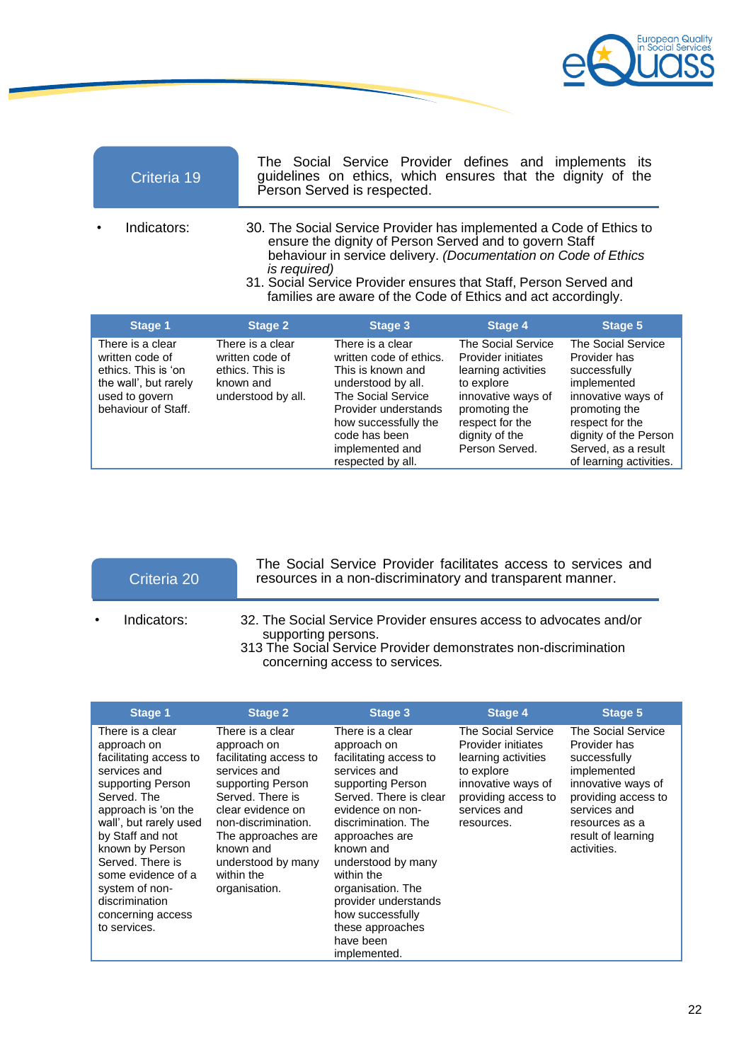## Criteria 19

The Social Service Provider defines and implements its guidelines on ethics, which ensures that the dignity of the Person Served is respected.

- Indicators:
  30. The Social Service Provider has implemented a Code of Ethics to ensure the dignity of Person Served and to govern Staff behaviour in service delivery. *(Documentation on Code of Ethics is required)*
  31. Social Service Provider ensures that Staff, Person Served and families are aware of the Code of Ethics and act accordingly.

| Stage 1 | Stage 2 | Stage 3 | Stage 4 | Stage 5 |
|---|---|---|---|---|
| There is a clear written code of ethics. This is 'on the wall', but rarely used to govern behaviour of Staff. | There is a clear written code of ethics. This is known and understood by all. | There is a clear written code of ethics. This is known and understood by all. The Social Service Provider understands how successfully the code has been implemented and respected by all. | The Social Service Provider initiates learning activities to explore innovative ways of promoting the respect for the dignity of the Person Served. | The Social Service Provider has successfully implemented innovative ways of promoting the respect for the dignity of the Person Served, as a result of learning activities. |

## Criteria 20

The Social Service Provider facilitates access to services and resources in a non-discriminatory and transparent manner.

- Indicators:
  32. The Social Service Provider ensures access to advocates and/or supporting persons.
  313 The Social Service Provider demonstrates non-discrimination concerning access to services.

| Stage 1 | Stage 2 | Stage 3 | Stage 4 | Stage 5 |
|---|---|---|---|---|
| There is a clear approach on facilitating access to services and supporting Person Served. The approach is 'on the wall', but rarely used by Staff and not known by Person Served. There is some evidence of a system of non-discrimination concerning access to services. | There is a clear approach on facilitating access to services and supporting Person Served. There is clear evidence on non-discrimination. The approaches are known and understood by many within the organisation. | There is a clear approach on facilitating access to services and supporting Person Served. There is clear evidence on non-discrimination. The approaches are known and understood by many within the organisation. The provider understands how successfully these approaches have been implemented. | The Social Service Provider initiates learning activities to explore innovative ways of providing access to services and resources. | The Social Service Provider has successfully implemented innovative ways of providing access to services and resources as a result of learning activities. |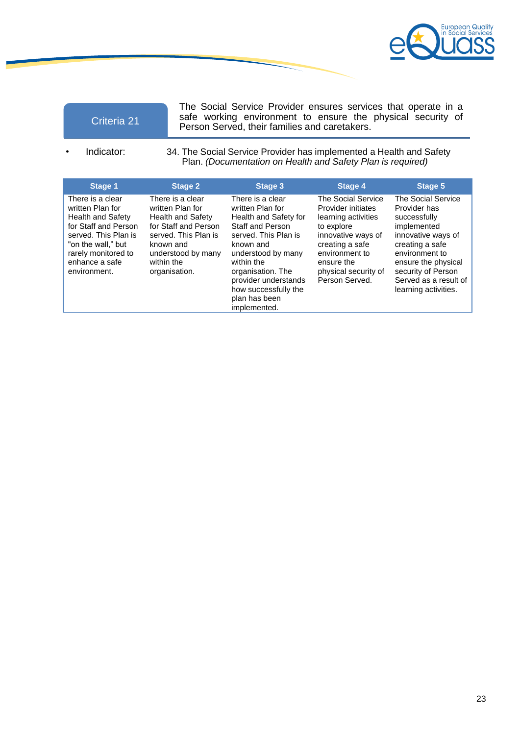## Criteria 21

The Social Service Provider ensures services that operate in a safe working environment to ensure the physical security of Person Served, their families and caretakers.

- Indicator: 34. The Social Service Provider has implemented a Health and Safety Plan. *(Documentation on Health and Safety Plan is required)*

| Stage 1 | Stage 2 | Stage 3 | Stage 4 | Stage 5 |
|---|---|---|---|---|
| There is a clear written Plan for Health and Safety for Staff and Person served. This Plan is "on the wall," but rarely monitored to enhance a safe environment. | There is a clear written Plan for Health and Safety for Staff and Person served. This Plan is known and understood by many within the organisation. | There is a clear written Plan for Health and Safety for Staff and Person served. This Plan is known and understood by many within the organisation. The provider understands how successfully the plan has been implemented. | The Social Service Provider initiates learning activities to explore innovative ways of creating a safe environment to ensure the physical security of Person Served. | The Social Service Provider has successfully implemented innovative ways of creating a safe environment to ensure the physical security of Person Served as a result of learning activities. |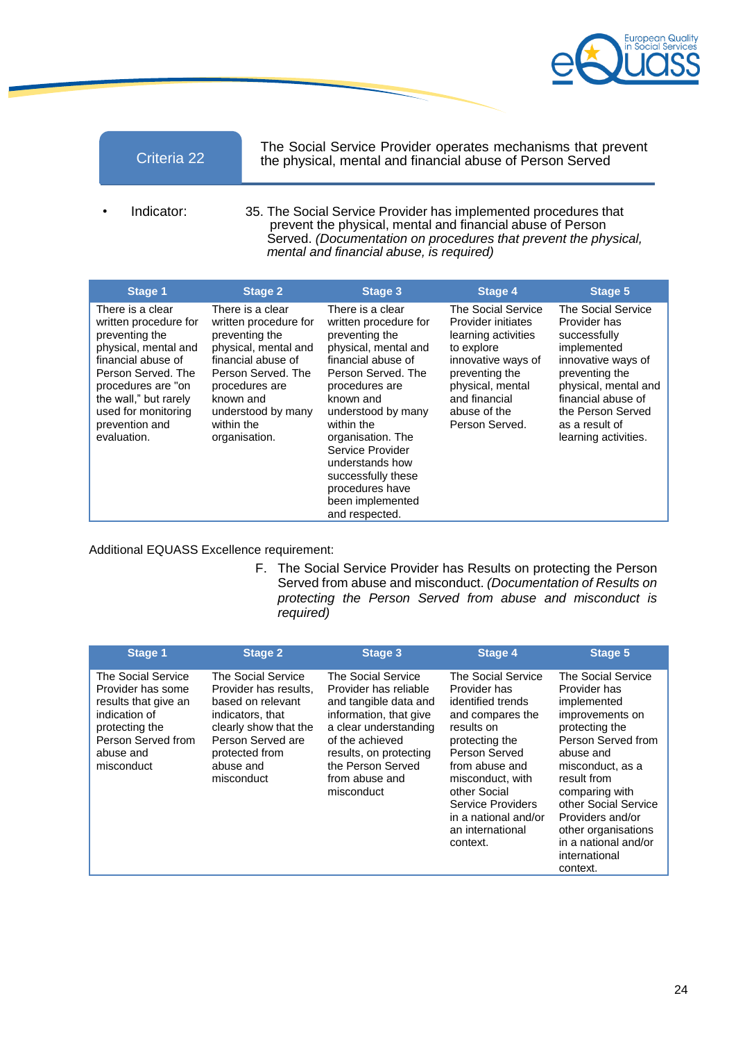| Criteria 22 | The Social Service Provider operates mechanisms that prevent the physical, mental and financial abuse of Person Served |
|---|---|

- Indicator: 35. The Social Service Provider has implemented procedures that prevent the physical, mental and financial abuse of Person Served. *(Documentation on procedures that prevent the physical, mental and financial abuse, is required)*

| Stage 1 | Stage 2 | Stage 3 | Stage 4 | Stage 5 |
|---|---|---|---|---|
| There is a clear written procedure for preventing the physical, mental and financial abuse of Person Served. The procedures are "on the wall," but rarely used for monitoring prevention and evaluation. | There is a clear written procedure for preventing the physical, mental and financial abuse of Person Served. The procedures are known and understood by many within the organisation. | There is a clear written procedure for preventing the physical, mental and financial abuse of Person Served. The procedures are known and understood by many within the organisation. The Service Provider understands how successfully these procedures have been implemented and respected. | The Social Service Provider initiates learning activities to explore innovative ways of preventing the physical, mental and financial abuse of the Person Served. | The Social Service Provider has successfully implemented innovative ways of preventing the physical, mental and financial abuse of the Person Served as a result of learning activities. |

Additional EQUASS Excellence requirement:

F. The Social Service Provider has Results on protecting the Person Served from abuse and misconduct. *(Documentation of Results on protecting the Person Served from abuse and misconduct is required)*

| Stage 1 | Stage 2 | Stage 3 | Stage 4 | Stage 5 |
|---|---|---|---|---|
| The Social Service Provider has some results that give an indication of protecting the Person Served from abuse and misconduct | The Social Service Provider has results, based on relevant indicators, that clearly show that the Person Served are protected from abuse and misconduct | The Social Service Provider has reliable and tangible data and information, that give a clear understanding of the achieved results, on protecting the Person Served from abuse and misconduct | The Social Service Provider has identified trends and compares the results on protecting the Person Served from abuse and misconduct, with other Social Service Providers in a national and/or an international context. | The Social Service Provider has implemented improvements on protecting the Person Served from abuse and misconduct, as a result from comparing with other Social Service Providers and/or other organisations in a national and/or international context. |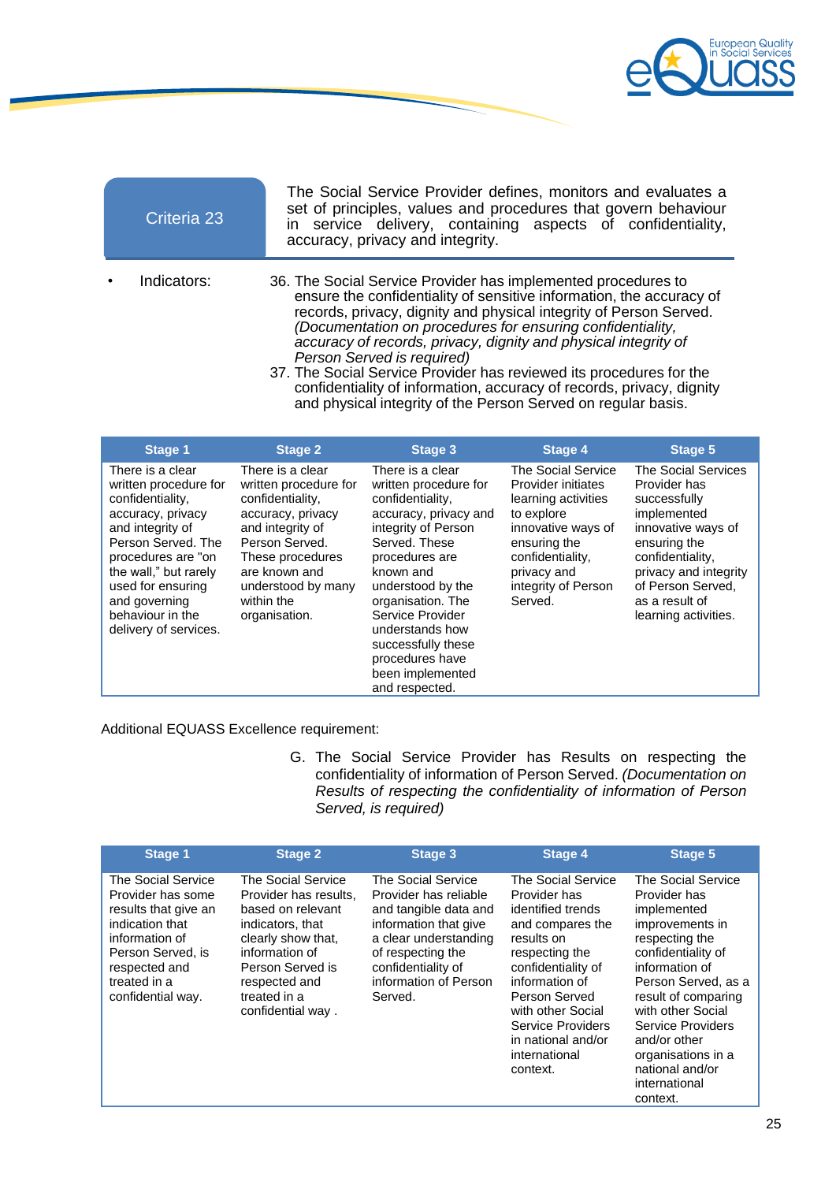| Criteria 23 | The Social Service Provider defines, monitors and evaluates a set of principles, values and procedures that govern behaviour in service delivery, containing aspects of confidentiality, accuracy, privacy and integrity. |
|---|---|

- Indicators:

36. The Social Service Provider has implemented procedures to ensure the confidentiality of sensitive information, the accuracy of records, privacy, dignity and physical integrity of Person Served. *(Documentation on procedures for ensuring confidentiality, accuracy of records, privacy, dignity and physical integrity of Person Served is required)*
37. The Social Service Provider has reviewed its procedures for the confidentiality of information, accuracy of records, privacy, dignity and physical integrity of the Person Served on regular basis.

| Stage 1 | Stage 2 | Stage 3 | Stage 4 | Stage 5 |
|---|---|---|---|---|
| There is a clear written procedure for confidentiality, accuracy, privacy and integrity of Person Served. The procedures are "on the wall," but rarely used for ensuring and governing behaviour in the delivery of services. | There is a clear written procedure for confidentiality, accuracy, privacy and integrity of Person Served. These procedures are known and understood by many within the organisation. | There is a clear written procedure for confidentiality, accuracy, privacy and integrity of Person Served. These procedures are known and understood by the organisation. The Service Provider understands how successfully these procedures have been implemented and respected. | The Social Service Provider initiates learning activities to explore innovative ways of ensuring the confidentiality, privacy and integrity of Person Served. | The Social Services Provider has successfully implemented innovative ways of ensuring the confidentiality, privacy and integrity of Person Served, as a result of learning activities. |

Additional EQUASS Excellence requirement:

G. The Social Service Provider has Results on respecting the confidentiality of information of Person Served. *(Documentation on Results of respecting the confidentiality of information of Person Served, is required)*

| Stage 1 | Stage 2 | Stage 3 | Stage 4 | Stage 5 |
|---|---|---|---|---|
| The Social Service Provider has some results that give an indication that information of Person Served, is respected and treated in a confidential way. | The Social Service Provider has results, based on relevant indicators, that clearly show that, information of Person Served is respected and treated in a confidential way . | The Social Service Provider has reliable and tangible data and information that give a clear understanding of respecting the confidentiality of information of Person Served. | The Social Service Provider has identified trends and compares the results on respecting the confidentiality of information of Person Served with other Social Service Providers in national and/or international context. | The Social Service Provider has implemented improvements in respecting the confidentiality of information of Person Served, as a result of comparing with other Social Service Providers and/or other organisations in a national and/or international context. |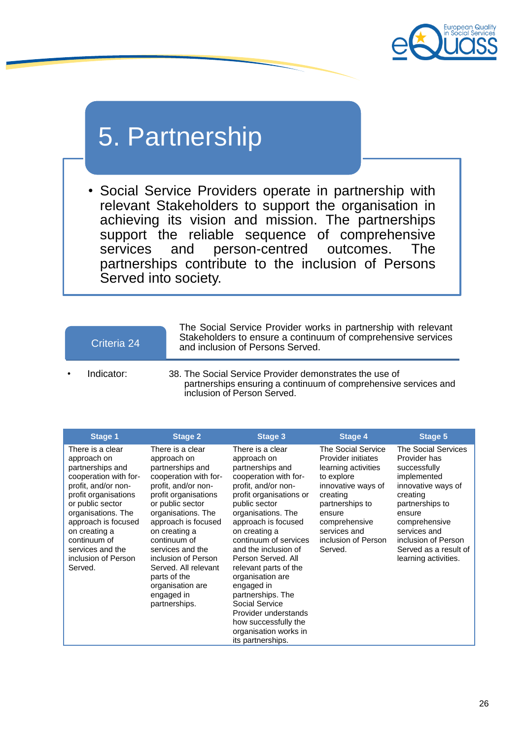# 5. Partnership

- Social Service Providers operate in partnership with relevant Stakeholders to support the organisation in achieving its vision and mission. The partnerships support the reliable sequence of comprehensive services and person-centred outcomes. The partnerships contribute to the inclusion of Persons Served into society.

## Criteria 24

The Social Service Provider works in partnership with relevant Stakeholders to ensure a continuum of comprehensive services and inclusion of Persons Served.

- Indicator: 38. The Social Service Provider demonstrates the use of partnerships ensuring a continuum of comprehensive services and inclusion of Person Served.

| Stage 1 | Stage 2 | Stage 3 | Stage 4 | Stage 5 |
|---|---|---|---|---|
| There is a clear approach on partnerships and cooperation with for-profit, and/or non-profit organisations or public sector organisations. The approach is focused on creating a continuum of services and the inclusion of Person Served. | There is a clear approach on partnerships and cooperation with for-profit, and/or non-profit organisations or public sector organisations. The approach is focused on creating a continuum of services and the inclusion of Person Served. All relevant parts of the organisation are engaged in partnerships. | There is a clear approach on partnerships and cooperation with for-profit, and/or non-profit organisations or public sector organisations. The approach is focused on creating a continuum of services and the inclusion of Person Served. All relevant parts of the organisation are engaged in partnerships. The Social Service Provider understands how successfully the organisation works in its partnerships. | The Social Service Provider initiates learning activities to explore innovative ways of creating partnerships to ensure comprehensive services and inclusion of Person Served. | The Social Services Provider has successfully implemented innovative ways of creating partnerships to ensure comprehensive services and inclusion of Person Served as a result of learning activities. |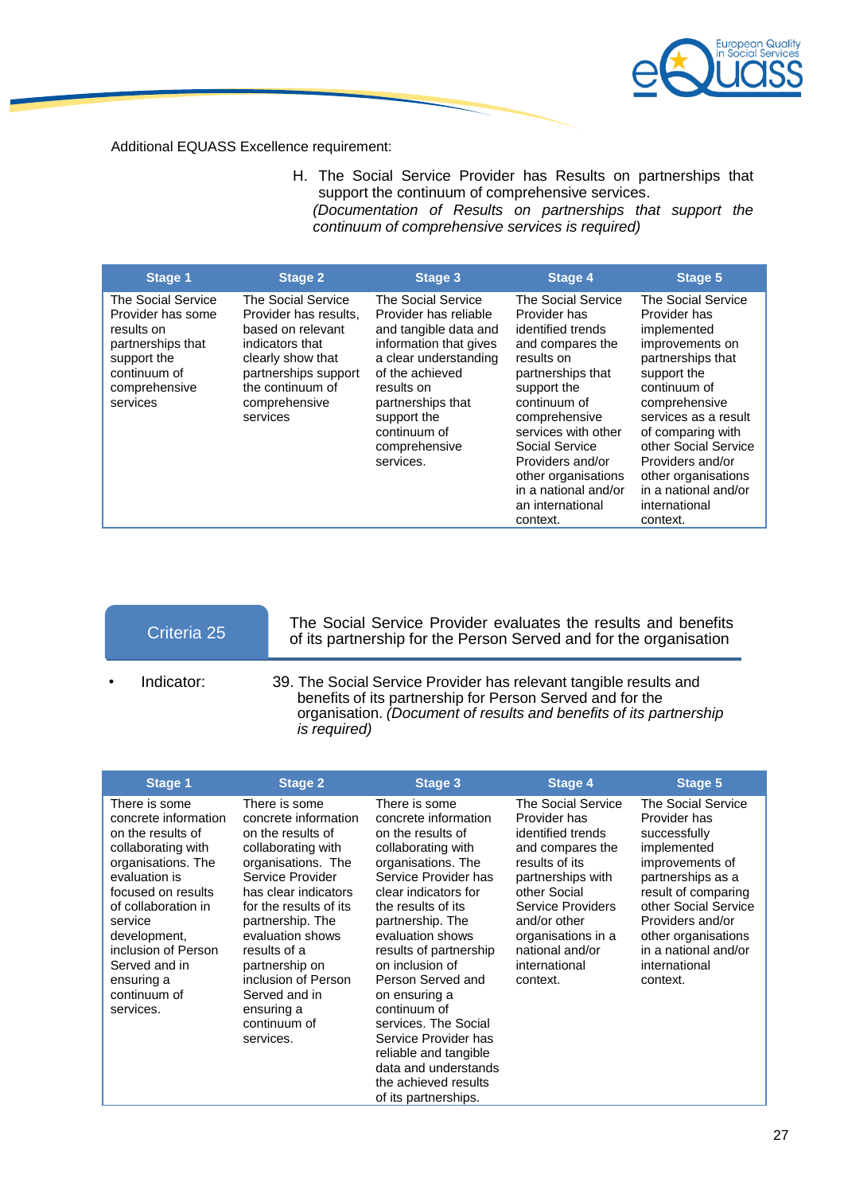Additional EQUASS Excellence requirement:

H. The Social Service Provider has Results on partnerships that support the continuum of comprehensive services.
*(Documentation of Results on partnerships that support the continuum of comprehensive services is required)*

| Stage 1 | Stage 2 | Stage 3 | Stage 4 | Stage 5 |
|---|---|---|---|---|
| The Social Service Provider has some results on partnerships that support the continuum of comprehensive services | The Social Service Provider has results, based on relevant indicators that clearly show that partnerships support the continuum of comprehensive services | The Social Service Provider has reliable and tangible data and information that gives a clear understanding of the achieved results on partnerships that support the continuum of comprehensive services. | The Social Service Provider has identified trends and compares the results on partnerships that support the continuum of comprehensive services with other Social Service Providers and/or other organisations in a national and/or an international context. | The Social Service Provider has implemented improvements on partnerships that support the continuum of comprehensive services as a result of comparing with other Social Service Providers and/or other organisations in a national and/or international context. |

## Criteria 25

The Social Service Provider evaluates the results and benefits of its partnership for the Person Served and for the organisation

- Indicator: 39. The Social Service Provider has relevant tangible results and benefits of its partnership for Person Served and for the organisation. *(Document of results and benefits of its partnership is required)*

| Stage 1 | Stage 2 | Stage 3 | Stage 4 | Stage 5 |
|---|---|---|---|---|
| There is some concrete information on the results of collaborating with organisations. The evaluation is focused on results of collaboration in service development, inclusion of Person Served and in ensuring a continuum of services. | There is some concrete information on the results of collaborating with organisations. The Service Provider has clear indicators for the results of its partnership. The evaluation shows results of a partnership on inclusion of Person Served and in ensuring a continuum of services. | There is some concrete information on the results of collaborating with organisations. The Service Provider has clear indicators for the results of its partnership. The evaluation shows results of partnership on inclusion of Person Served and on ensuring a continuum of services. The Social Service Provider has reliable and tangible data and understands the achieved results of its partnerships. | The Social Service Provider has identified trends and compares the results of its partnerships with other Social Service Providers and/or other organisations in a national and/or international context. | The Social Service Provider has successfully implemented improvements of partnerships as a result of comparing other Social Service Providers and/or other organisations in a national and/or international context. |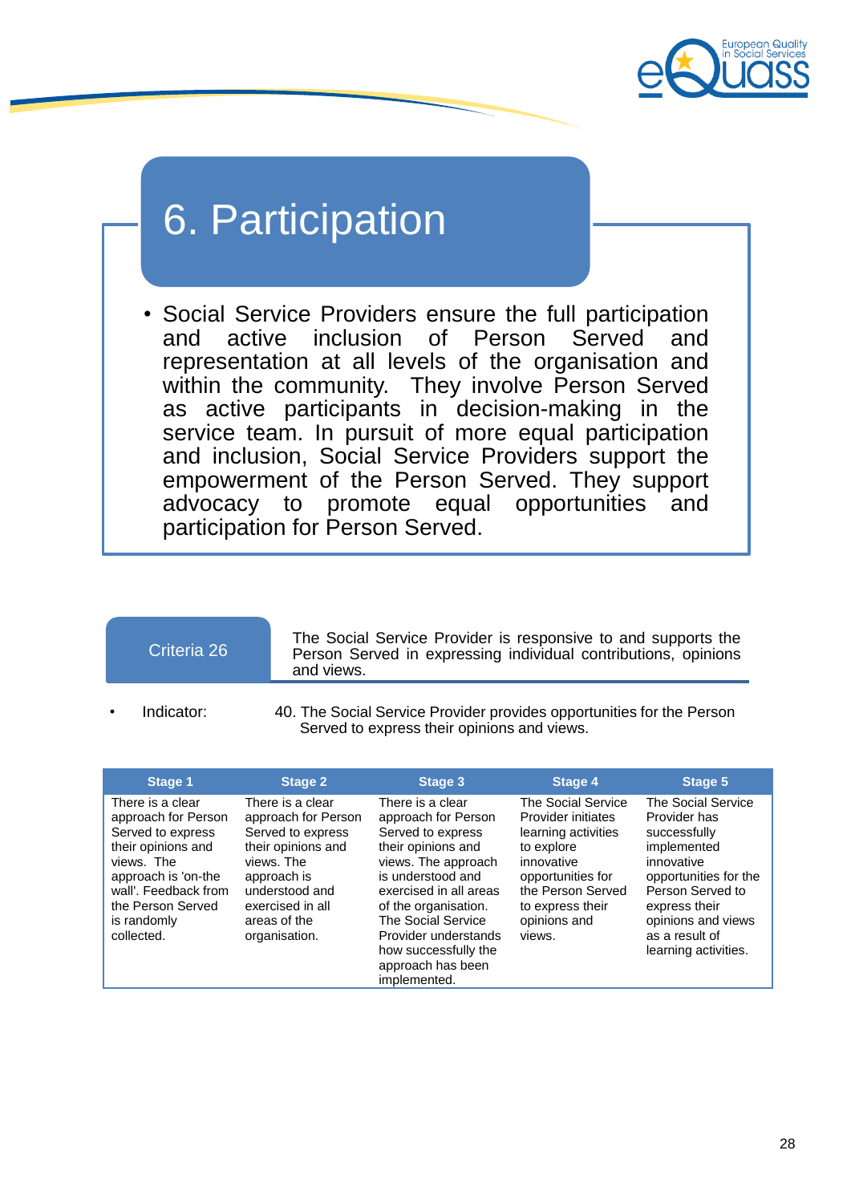# 6. Participation

- Social Service Providers ensure the full participation and active inclusion of Person Served and representation at all levels of the organisation and within the community. They involve Person Served as active participants in decision-making in the service team. In pursuit of more equal participation and inclusion, Social Service Providers support the empowerment of the Person Served. They support advocacy to promote equal opportunities and participation for Person Served.

**Criteria 26**

The Social Service Provider is responsive to and supports the Person Served in expressing individual contributions, opinions and views.

- Indicator: 40. The Social Service Provider provides opportunities for the Person Served to express their opinions and views.

| Stage 1 | Stage 2 | Stage 3 | Stage 4 | Stage 5 |
|---|---|---|---|---|
| There is a clear approach for Person Served to express their opinions and views. The approach is 'on-the wall'. Feedback from the Person Served is randomly collected. | There is a clear approach for Person Served to express their opinions and views. The approach is understood and exercised in all areas of the organisation. | There is a clear approach for Person Served to express their opinions and views. The approach is understood and exercised in all areas of the organisation. The Social Service Provider understands how successfully the approach has been implemented. | The Social Service Provider initiates learning activities to explore innovative opportunities for the Person Served to express their opinions and views. | The Social Service Provider has successfully implemented innovative opportunities for the Person Served to express their opinions and views as a result of learning activities. |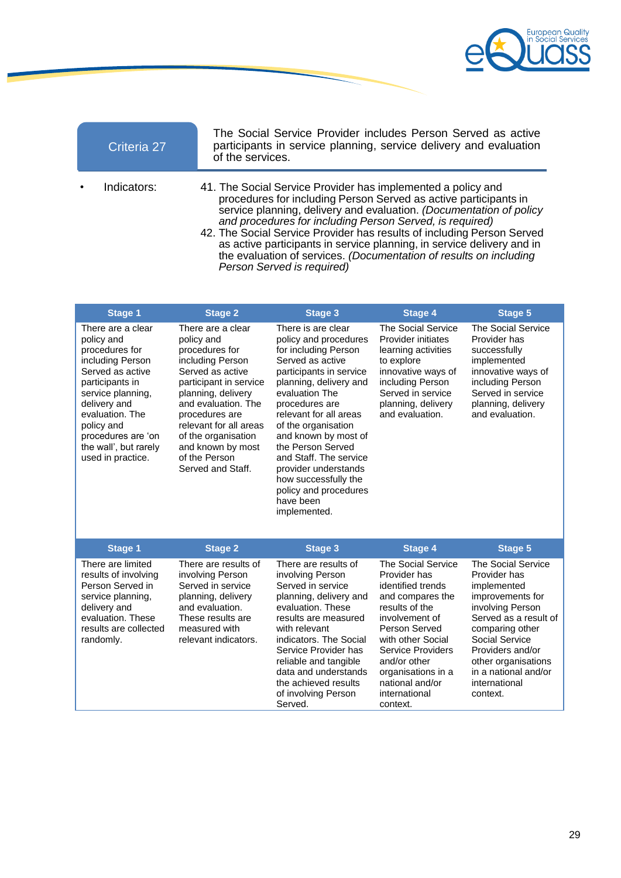| Criteria 27 | The Social Service Provider includes Person Served as active participants in service planning, service delivery and evaluation of the services. |
|---|---|

- Indicators:

41. The Social Service Provider has implemented a policy and procedures for including Person Served as active participants in service planning, delivery and evaluation. *(Documentation of policy and procedures for including Person Served, is required)*
42. The Social Service Provider has results of including Person Served as active participants in service planning, in service delivery and in the evaluation of services. *(Documentation of results on including Person Served is required)*

| Stage 1 | Stage 2 | Stage 3 | Stage 4 | Stage 5 |
|---|---|---|---|---|
| There are a clear policy and procedures for including Person Served as active participants in service planning, delivery and evaluation. The policy and procedures are 'on the wall', but rarely used in practice. | There are a clear policy and procedures for including Person Served as active participant in service planning, delivery and evaluation. The procedures are relevant for all areas of the organisation and known by most of the Person Served and Staff. | There is are clear policy and procedures for including Person Served as active participants in service planning, delivery and evaluation The procedures are relevant for all areas of the organisation and known by most of the Person Served and Staff. The service provider understands how successfully the policy and procedures have been implemented. | The Social Service Provider initiates learning activities to explore innovative ways of including Person Served in service planning, delivery and evaluation. | The Social Service Provider has successfully implemented innovative ways of including Person Served in service planning, delivery and evaluation. |
| **Stage 1** | **Stage 2** | **Stage 3** | **Stage 4** | **Stage 5** |
| There are limited results of involving Person Served in service planning, delivery and evaluation. These results are collected randomly. | There are results of involving Person Served in service planning, delivery and evaluation. These results are measured with relevant indicators. | There are results of involving Person Served in service planning, delivery and evaluation. These results are measured with relevant indicators. The Social Service Provider has reliable and tangible data and understands the achieved results of involving Person Served. | The Social Service Provider has identified trends and compares the results of the involvement of Person Served with other Social Service Providers and/or other organisations in a national and/or international context. | The Social Service Provider has implemented improvements for involving Person Served as a result of comparing other Social Service Providers and/or other organisations in a national and/or international context. |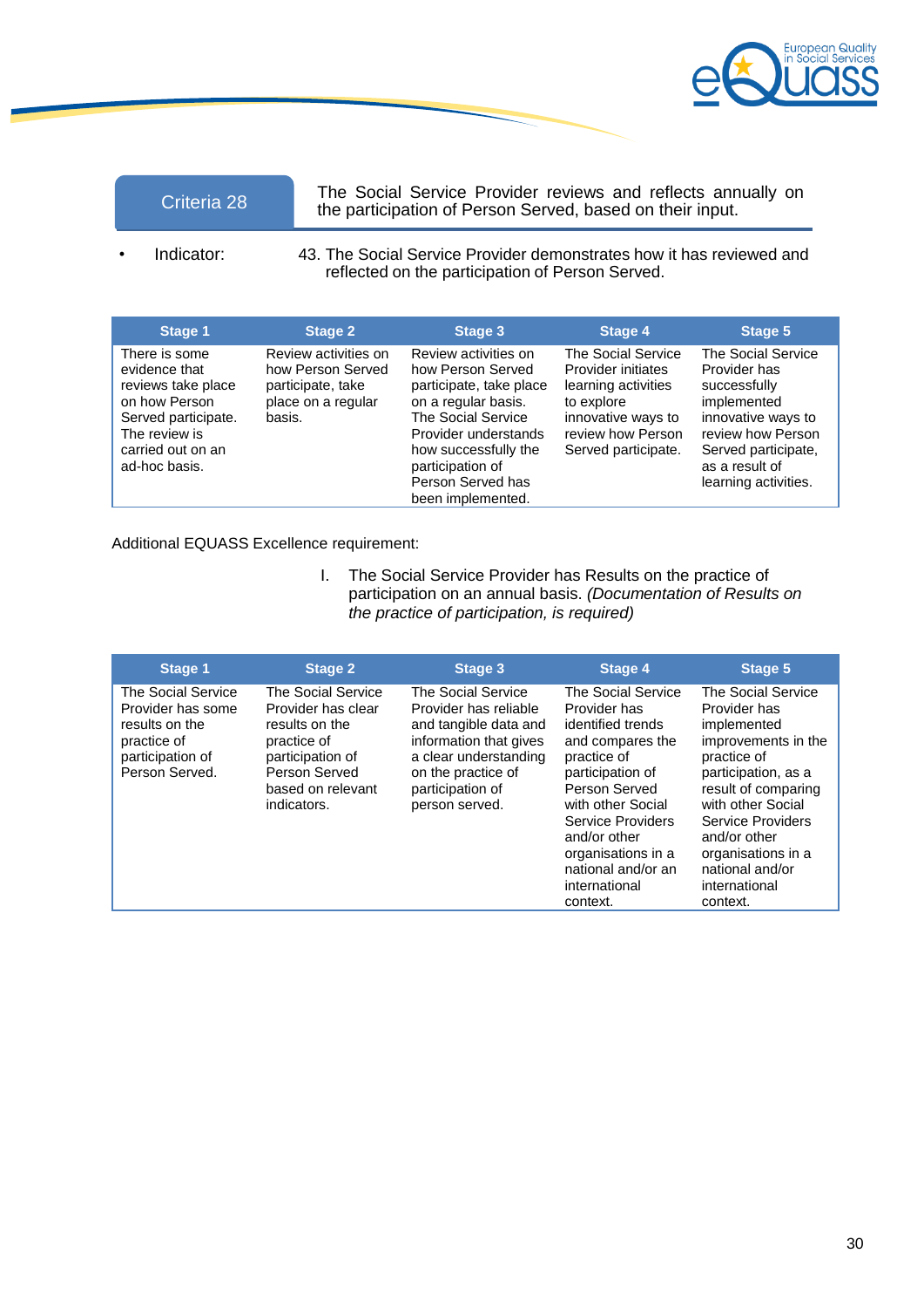| Criteria 28 | The Social Service Provider reviews and reflects annually on the participation of Person Served, based on their input. |
|---|---|

- Indicator: 43. The Social Service Provider demonstrates how it has reviewed and reflected on the participation of Person Served.

| Stage 1 | Stage 2 | Stage 3 | Stage 4 | Stage 5 |
|---|---|---|---|---|
| There is some evidence that reviews take place on how Person Served participate. The review is carried out on an ad-hoc basis. | Review activities on how Person Served participate, take place on a regular basis. | Review activities on how Person Served participate, take place on a regular basis. The Social Service Provider understands how successfully the participation of Person Served has been implemented. | The Social Service Provider initiates learning activities to explore innovative ways to review how Person Served participate. | The Social Service Provider has successfully implemented innovative ways to review how Person Served participate, as a result of learning activities. |

Additional EQUASS Excellence requirement:

I. The Social Service Provider has Results on the practice of participation on an annual basis. *(Documentation of Results on the practice of participation, is required)*

| Stage 1 | Stage 2 | Stage 3 | Stage 4 | Stage 5 |
|---|---|---|---|---|
| The Social Service Provider has some results on the practice of participation of Person Served. | The Social Service Provider has clear results on the practice of participation of Person Served based on relevant indicators. | The Social Service Provider has reliable and tangible data and information that gives a clear understanding on the practice of participation of person served. | The Social Service Provider has identified trends and compares the practice of participation of Person Served with other Social Service Providers and/or other organisations in a national and/or an international context. | The Social Service Provider has implemented improvements in the practice of participation, as a result of comparing with other Social Service Providers and/or other organisations in a national and/or international context. |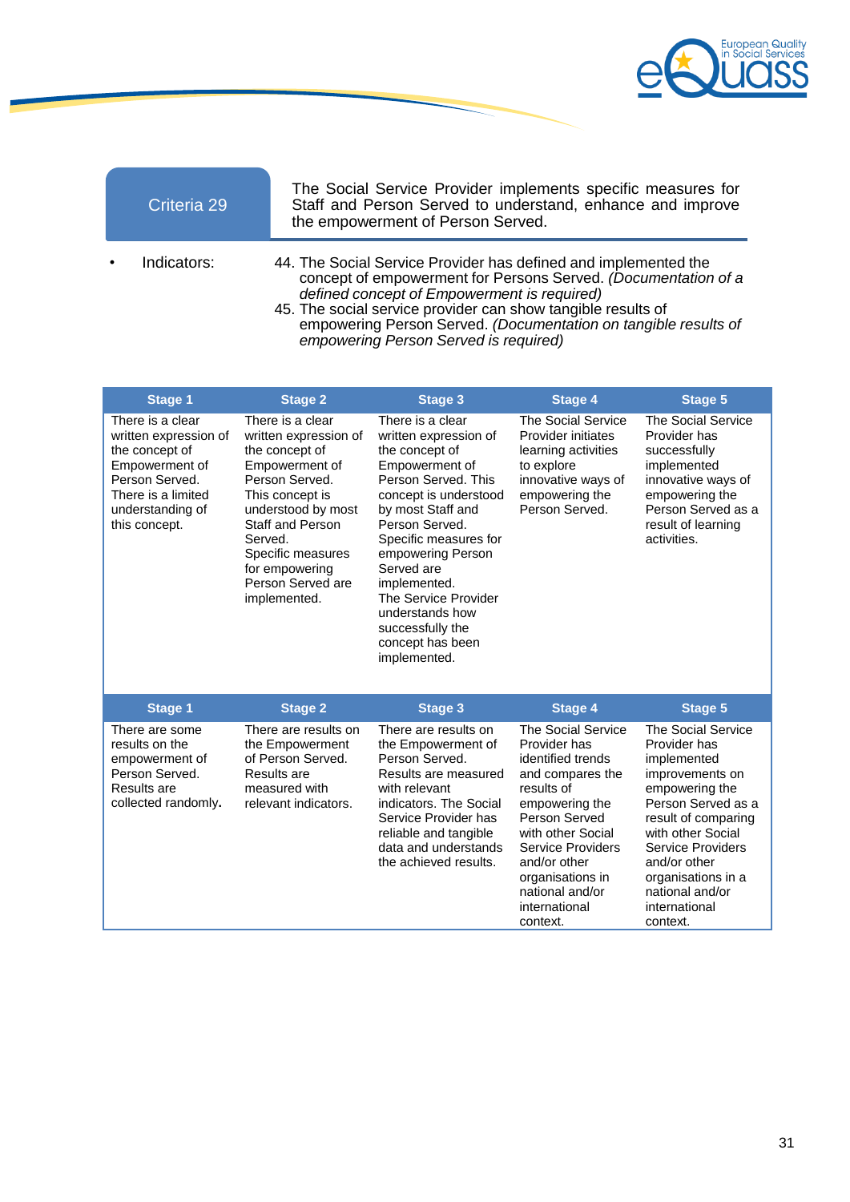| Criteria 29 | The Social Service Provider implements specific measures for Staff and Person Served to understand, enhance and improve the empowerment of Person Served. |
|---|---|

- Indicators:

44. The Social Service Provider has defined and implemented the concept of empowerment for Persons Served. *(Documentation of a defined concept of Empowerment is required)*
45. The social service provider can show tangible results of empowering Person Served. *(Documentation on tangible results of empowering Person Served is required)*

| Stage 1 | Stage 2 | Stage 3 | Stage 4 | Stage 5 |
|---|---|---|---|---|
| There is a clear written expression of the concept of Empowerment of Person Served. There is a limited understanding of this concept. | There is a clear written expression of the concept of Empowerment of Person Served. This concept is understood by most Staff and Person Served. Specific measures for empowering Person Served are implemented. | There is a clear written expression of the concept of Empowerment of Person Served. This concept is understood by most Staff and Person Served. Specific measures for empowering Person Served are implemented. The Service Provider understands how successfully the concept has been implemented. | The Social Service Provider initiates learning activities to explore innovative ways of empowering the Person Served. | The Social Service Provider has successfully implemented innovative ways of empowering the Person Served as a result of learning activities. |

| Stage 1 | Stage 2 | Stage 3 | Stage 4 | Stage 5 |
|---|---|---|---|---|
| There are some results on the empowerment of Person Served. Results are collected randomly. | There are results on the Empowerment of Person Served. Results are measured with relevant indicators. | There are results on the Empowerment of Person Served. Results are measured with relevant indicators. The Social Service Provider has reliable and tangible data and understands the achieved results. | The Social Service Provider has identified trends and compares the results of empowering the Person Served with other Social Service Providers and/or other organisations in national and/or international context. | The Social Service Provider has implemented improvements on empowering the Person Served as a result of comparing with other Social Service Providers and/or other organisations in a national and/or international context. |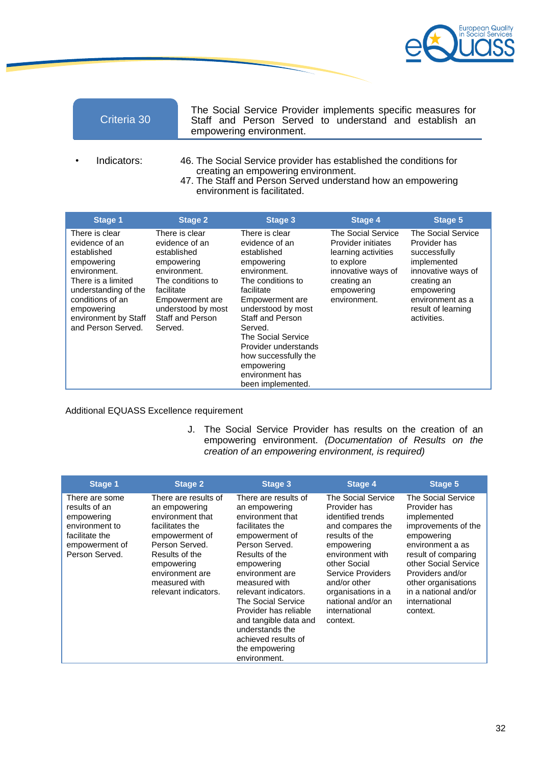| Criteria 30 | The Social Service Provider implements specific measures for Staff and Person Served to understand and establish an empowering environment. |
|---|---|

- Indicators:
  46. The Social Service provider has established the conditions for creating an empowering environment.
  47. The Staff and Person Served understand how an empowering environment is facilitated.

| Stage 1 | Stage 2 | Stage 3 | Stage 4 | Stage 5 |
|---|---|---|---|---|
| There is clear evidence of an established empowering environment. There is a limited understanding of the conditions of an empowering environment by Staff and Person Served. | There is clear evidence of an established empowering environment. The conditions to facilitate Empowerment are understood by most Staff and Person Served. | There is clear evidence of an established empowering environment. The conditions to facilitate Empowerment are understood by most Staff and Person Served. The Social Service Provider understands how successfully the empowering environment has been implemented. | The Social Service Provider initiates learning activities to explore innovative ways of creating an empowering environment. | The Social Service Provider has successfully implemented innovative ways of creating an empowering environment as a result of learning activities. |

Additional EQUASS Excellence requirement

J. The Social Service Provider has results on the creation of an empowering environment. *(Documentation of Results on the creation of an empowering environment, is required)*

| Stage 1 | Stage 2 | Stage 3 | Stage 4 | Stage 5 |
|---|---|---|---|---|
| There are some results of an empowering environment to facilitate the empowerment of Person Served. | There are results of an empowering environment that facilitates the empowerment of Person Served. Results of the empowering environment are measured with relevant indicators. | There are results of an empowering environment that facilitates the empowerment of Person Served. Results of the empowering environment are measured with relevant indicators. The Social Service Provider has reliable and tangible data and understands the achieved results of the empowering environment. | The Social Service Provider has identified trends and compares the results of the empowering environment with other Social Service Providers and/or other organisations in a national and/or an international context. | The Social Service Provider has implemented improvements of the empowering environment a as result of comparing other Social Service Providers and/or other organisations in a national and/or international context. |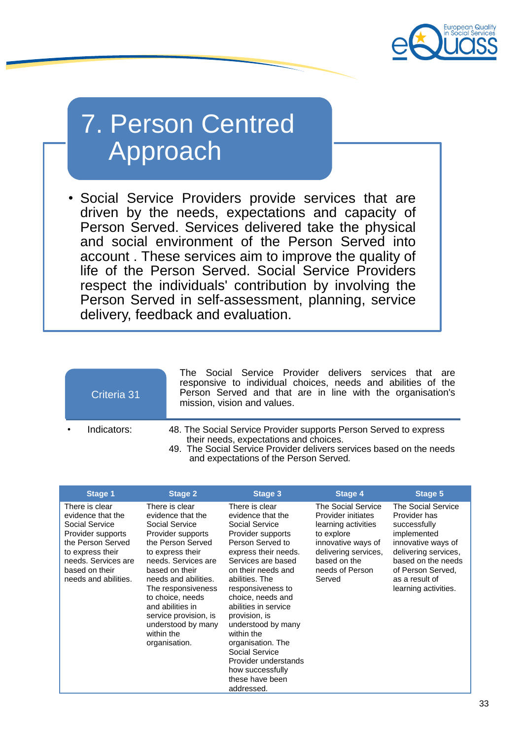# 7. Person Centred Approach

- Social Service Providers provide services that are driven by the needs, expectations and capacity of Person Served. Services delivered take the physical and social environment of the Person Served into account . These services aim to improve the quality of life of the Person Served. Social Service Providers respect the individuals' contribution by involving the Person Served in self-assessment, planning, service delivery, feedback and evaluation.

## Criteria 31

The Social Service Provider delivers services that are responsive to individual choices, needs and abilities of the Person Served and that are in line with the organisation's mission, vision and values.

- Indicators:
  48. The Social Service Provider supports Person Served to express their needs, expectations and choices.
  49. The Social Service Provider delivers services based on the needs and expectations of the Person Served.

| Stage 1 | Stage 2 | Stage 3 | Stage 4 | Stage 5 |
|---|---|---|---|---|
| There is clear evidence that the Social Service Provider supports the Person Served to express their needs. Services are based on their needs and abilities. | There is clear evidence that the Social Service Provider supports the Person Served to express their needs. Services are based on their needs and abilities. The responsiveness to choice, needs and abilities in service provision, is understood by many within the organisation. | There is clear evidence that the Social Service Provider supports Person Served to express their needs. Services are based on their needs and abilities. The responsiveness to choice, needs and abilities in service provision, is understood by many within the organisation. The Social Service Provider understands how successfully these have been addressed. | The Social Service Provider initiates learning activities to explore innovative ways of delivering services, based on the needs of Person Served | The Social Service Provider has successfully implemented innovative ways of delivering services, based on the needs of Person Served, as a result of learning activities. |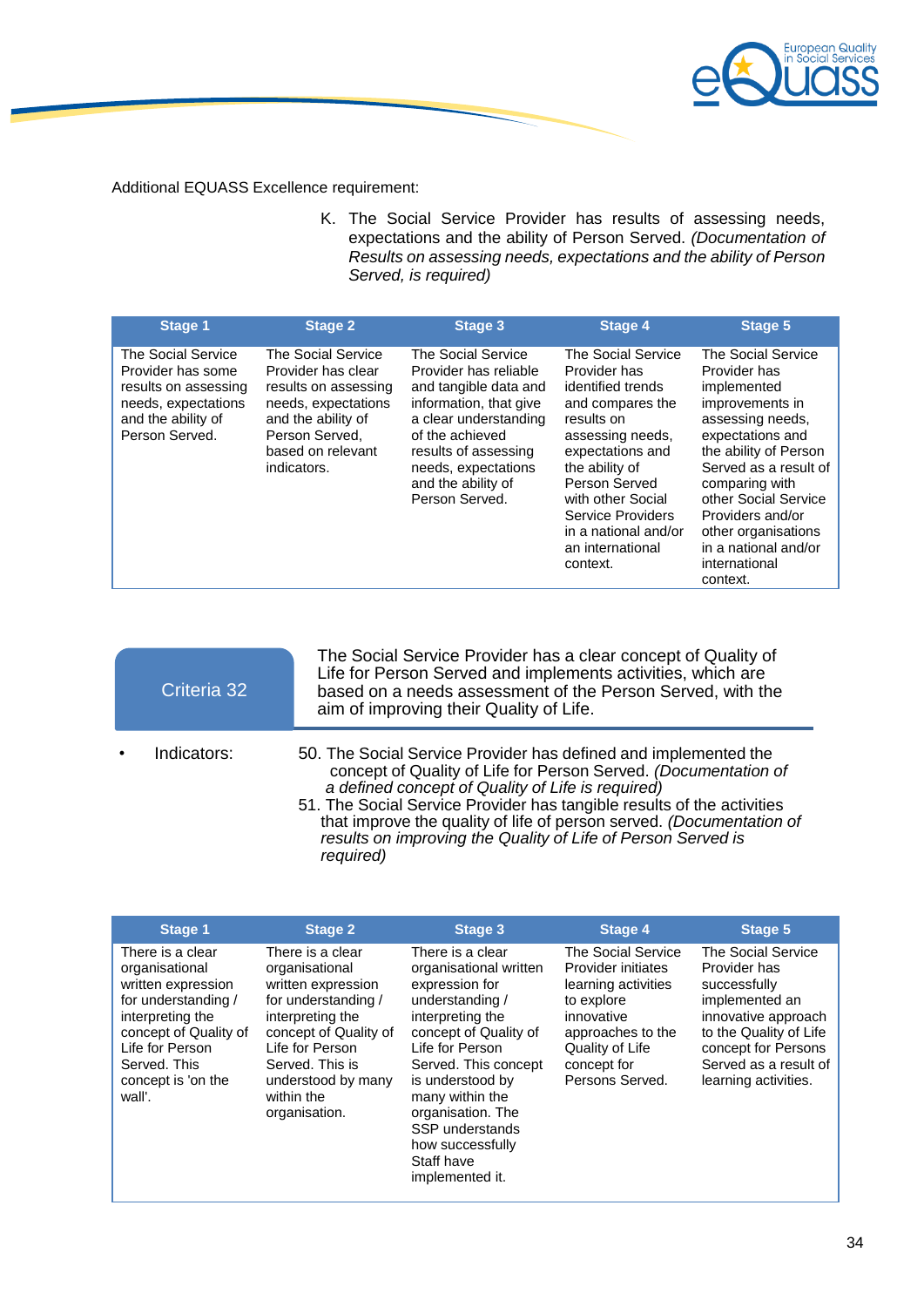Additional EQUASS Excellence requirement:

K. The Social Service Provider has results of assessing needs, expectations and the ability of Person Served. *(Documentation of Results on assessing needs, expectations and the ability of Person Served, is required)*

| Stage 1 | Stage 2 | Stage 3 | Stage 4 | Stage 5 |
|---|---|---|---|---|
| The Social Service Provider has some results on assessing needs, expectations and the ability of Person Served. | The Social Service Provider has clear results on assessing needs, expectations and the ability of Person Served, based on relevant indicators. | The Social Service Provider has reliable and tangible data and information, that give a clear understanding of the achieved results of assessing needs, expectations and the ability of Person Served. | The Social Service Provider has identified trends and compares the results on assessing needs, expectations and the ability of Person Served with other Social Service Providers in a national and/or an international context. | The Social Service Provider has implemented improvements in assessing needs, expectations and the ability of Person Served as a result of comparing with other Social Service Providers and/or other organisations in a national and/or international context. |

## Criteria 32

The Social Service Provider has a clear concept of Quality of Life for Person Served and implements activities, which are based on a needs assessment of the Person Served, with the aim of improving their Quality of Life.

- Indicators:

  50. The Social Service Provider has defined and implemented the concept of Quality of Life for Person Served. *(Documentation of a defined concept of Quality of Life is required)*
  51. The Social Service Provider has tangible results of the activities that improve the quality of life of person served. *(Documentation of results on improving the Quality of Life of Person Served is required)*

| Stage 1 | Stage 2 | Stage 3 | Stage 4 | Stage 5 |
|---|---|---|---|---|
| There is a clear organisational written expression for understanding / interpreting the concept of Quality of Life for Person Served. This concept is 'on the wall'. | There is a clear organisational written expression for understanding / interpreting the concept of Quality of Life for Person Served. This is understood by many within the organisation. | There is a clear organisational written expression for understanding / interpreting the concept of Quality of Life for Person Served. This concept is understood by many within the organisation. The SSP understands how successfully Staff have implemented it. | The Social Service Provider initiates learning activities to explore innovative approaches to the Quality of Life concept for Persons Served. | The Social Service Provider has successfully implemented an innovative approach to the Quality of Life concept for Persons Served as a result of learning activities. |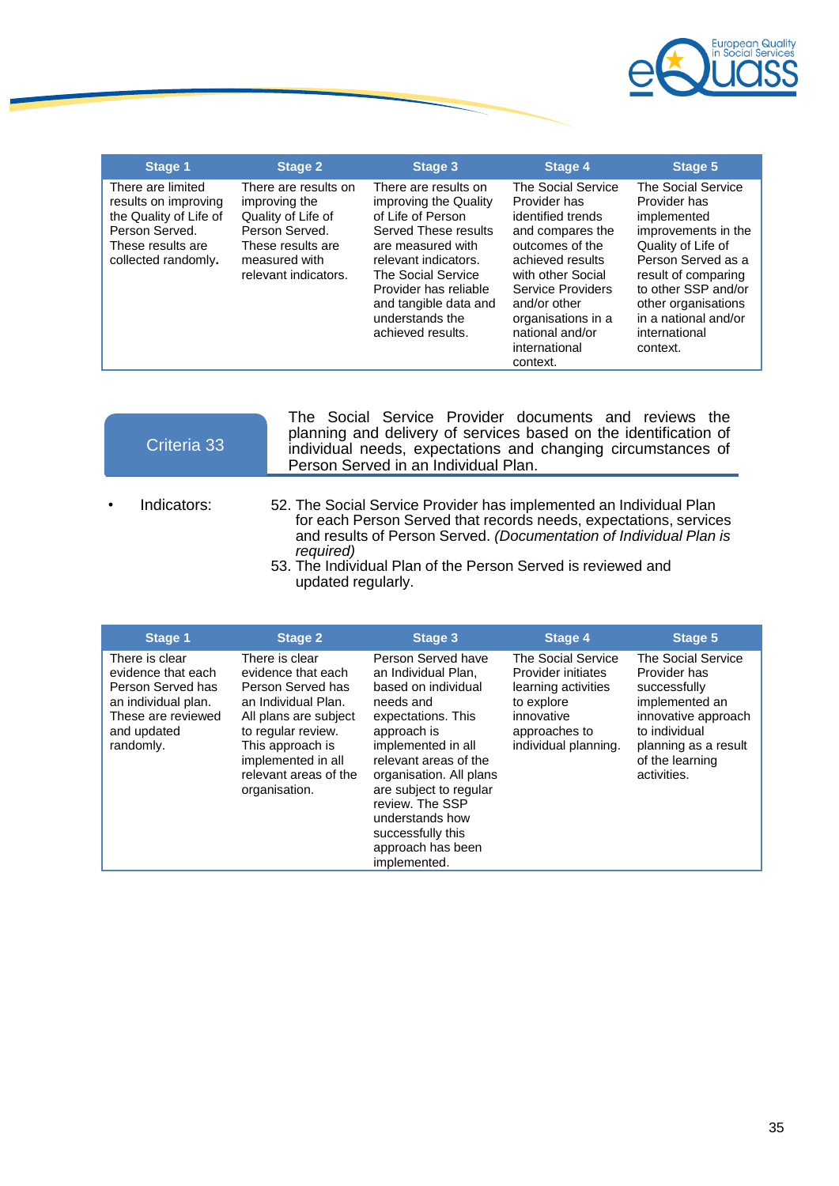| Stage 1 | Stage 2 | Stage 3 | Stage 4 | Stage 5 |
|---|---|---|---|---|
| There are limited results on improving the Quality of Life of Person Served. These results are collected randomly**.** | There are results on improving the Quality of Life of Person Served. These results are measured with relevant indicators. | There are results on improving the Quality of Life of Person Served These results are measured with relevant indicators. The Social Service Provider has reliable and tangible data and understands the achieved results. | The Social Service Provider has identified trends and compares the outcomes of the achieved results with other Social Service Providers and/or other organisations in a national and/or international context. | The Social Service Provider has implemented improvements in the Quality of Life of Person Served as a result of comparing to other SSP and/or other organisations in a national and/or international context. |

## Criteria 33

The Social Service Provider documents and reviews the planning and delivery of services based on the identification of individual needs, expectations and changing circumstances of Person Served in an Individual Plan.

- Indicators:
  52. The Social Service Provider has implemented an Individual Plan for each Person Served that records needs, expectations, services and results of Person Served. *(Documentation of Individual Plan is required)*
  53. The Individual Plan of the Person Served is reviewed and updated regularly.

| Stage 1 | Stage 2 | Stage 3 | Stage 4 | Stage 5 |
|---|---|---|---|---|
| There is clear evidence that each Person Served has an individual plan. These are reviewed and updated randomly. | There is clear evidence that each Person Served has an Individual Plan. All plans are subject to regular review. This approach is implemented in all relevant areas of the organisation. | Person Served have an Individual Plan, based on individual needs and expectations. This approach is implemented in all relevant areas of the organisation. All plans are subject to regular review. The SSP understands how successfully this approach has been implemented. | The Social Service Provider initiates learning activities to explore innovative approaches to individual planning. | The Social Service Provider has successfully implemented an innovative approach to individual planning as a result of the learning activities. |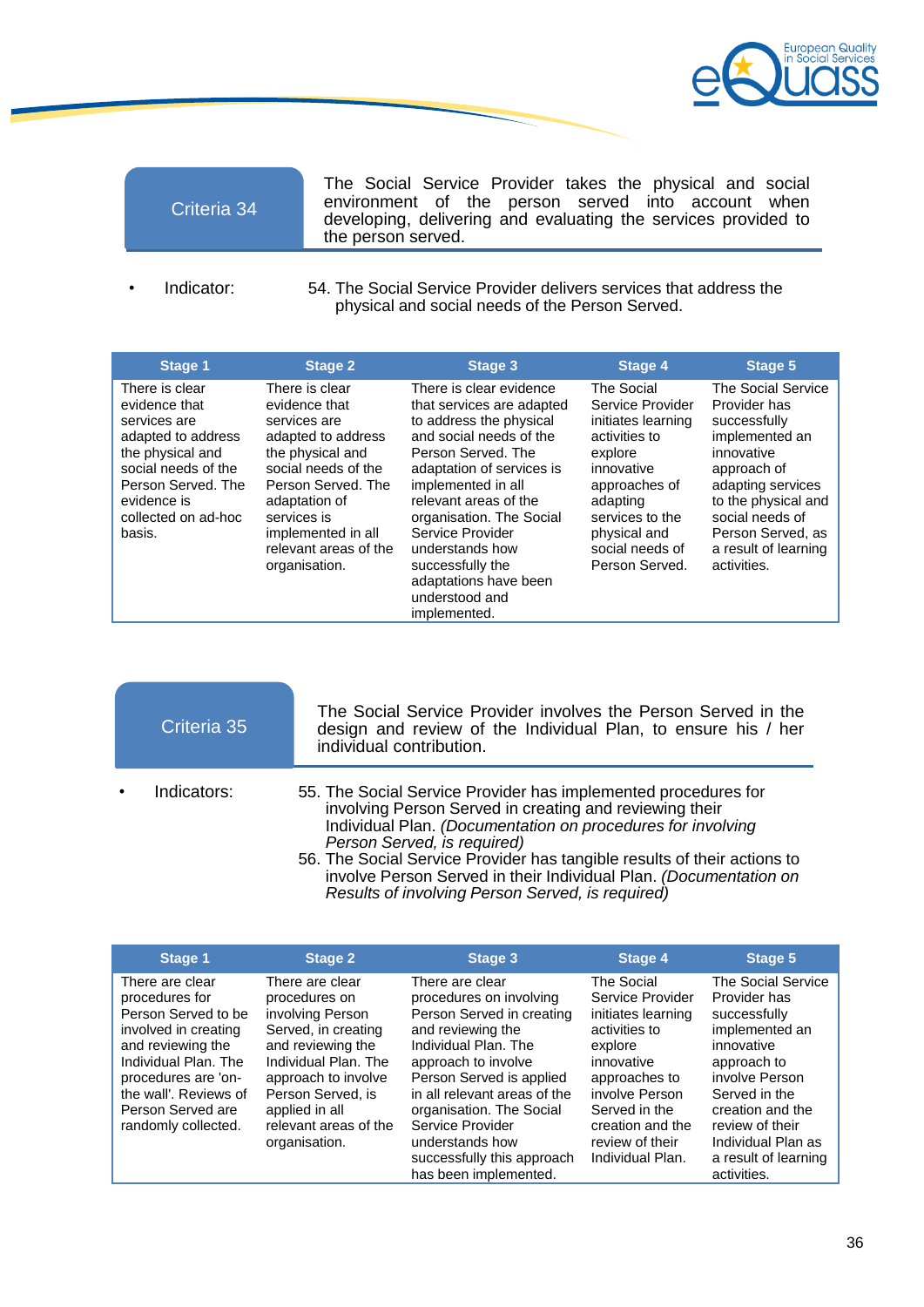## Criteria 34

The Social Service Provider takes the physical and social environment of the person served into account when developing, delivering and evaluating the services provided to the person served.

- Indicator: 54. The Social Service Provider delivers services that address the physical and social needs of the Person Served.

| Stage 1 | Stage 2 | Stage 3 | Stage 4 | Stage 5 |
|---|---|---|---|---|
| There is clear evidence that services are adapted to address the physical and social needs of the Person Served. The evidence is collected on ad-hoc basis. | There is clear evidence that services are adapted to address the physical and social needs of the Person Served. The adaptation of services is implemented in all relevant areas of the organisation. | There is clear evidence that services are adapted to address the physical and social needs of the Person Served. The adaptation of services is implemented in all relevant areas of the organisation. The Social Service Provider understands how successfully the adaptations have been understood and implemented. | The Social Service Provider initiates learning activities to explore innovative approaches of adapting services to the physical and social needs of Person Served. | The Social Service Provider has successfully implemented an innovative approach of adapting services to the physical and social needs of Person Served, as a result of learning activities. |

## Criteria 35

The Social Service Provider involves the Person Served in the design and review of the Individual Plan, to ensure his / her individual contribution.

- Indicators:
  55. The Social Service Provider has implemented procedures for involving Person Served in creating and reviewing their Individual Plan. *(Documentation on procedures for involving Person Served, is required)*
  56. The Social Service Provider has tangible results of their actions to involve Person Served in their Individual Plan. *(Documentation on Results of involving Person Served, is required)*

| Stage 1 | Stage 2 | Stage 3 | Stage 4 | Stage 5 |
|---|---|---|---|---|
| There are clear procedures for Person Served to be involved in creating and reviewing the Individual Plan. The procedures are 'on-the wall'. Reviews of Person Served are randomly collected. | There are clear procedures on involving Person Served, in creating and reviewing the Individual Plan. The approach to involve Person Served, is applied in all relevant areas of the organisation. | There are clear procedures on involving Person Served in creating and reviewing the Individual Plan. The approach to involve Person Served is applied in all relevant areas of the organisation. The Social Service Provider understands how successfully this approach has been implemented. | The Social Service Provider initiates learning activities to explore innovative approaches to involve Person Served in the creation and the review of their Individual Plan. | The Social Service Provider has successfully implemented an innovative approach to involve Person Served in the creation and the review of their Individual Plan as a result of learning activities. |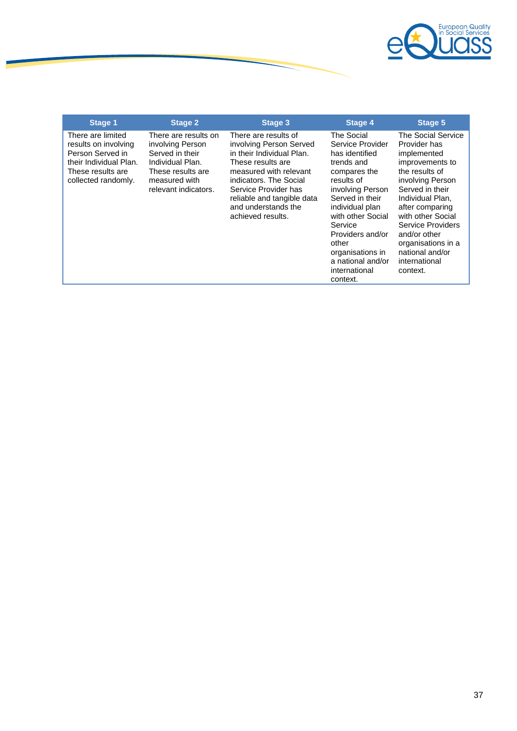| Stage 1 | Stage 2 | Stage 3 | Stage 4 | Stage 5 |
|---|---|---|---|---|
| There are limited results on involving Person Served in their Individual Plan. These results are collected randomly. | There are results on involving Person Served in their Individual Plan. These results are measured with relevant indicators. | There are results of involving Person Served in their Individual Plan. These results are measured with relevant indicators. The Social Service Provider has reliable and tangible data and understands the achieved results. | The Social Service Provider has identified trends and compares the results of involving Person Served in their individual plan with other Social Service Providers and/or other organisations in a national and/or international context. | The Social Service Provider has implemented improvements to the results of involving Person Served in their Individual Plan, after comparing with other Social Service Providers and/or other organisations in a national and/or international context. |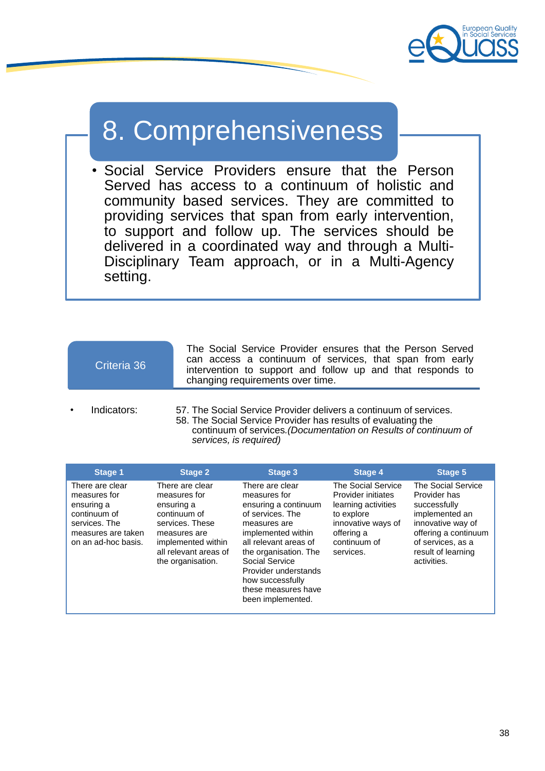# 8. Comprehensiveness

- Social Service Providers ensure that the Person Served has access to a continuum of holistic and community based services. They are committed to providing services that span from early intervention, to support and follow up. The services should be delivered in a coordinated way and through a Multi-Disciplinary Team approach, or in a Multi-Agency setting.

## Criteria 36

The Social Service Provider ensures that the Person Served can access a continuum of services, that span from early intervention to support and follow up and that responds to changing requirements over time.

- Indicators:
  57. The Social Service Provider delivers a continuum of services.
  58. The Social Service Provider has results of evaluating the continuum of services. *(Documentation on Results of continuum of services, is required)*

| Stage 1 | Stage 2 | Stage 3 | Stage 4 | Stage 5 |
|---|---|---|---|---|
| There are clear measures for ensuring a continuum of services. The measures are taken on an ad-hoc basis. | There are clear measures for ensuring a continuum of services. These measures are implemented within all relevant areas of the organisation. | There are clear measures for ensuring a continuum of services. The measures are implemented within all relevant areas of the organisation. The Social Service Provider understands how successfully these measures have been implemented. | The Social Service Provider initiates learning activities to explore innovative ways of offering a continuum of services. | The Social Service Provider has successfully implemented an innovative way of offering a continuum of services, as a result of learning activities. |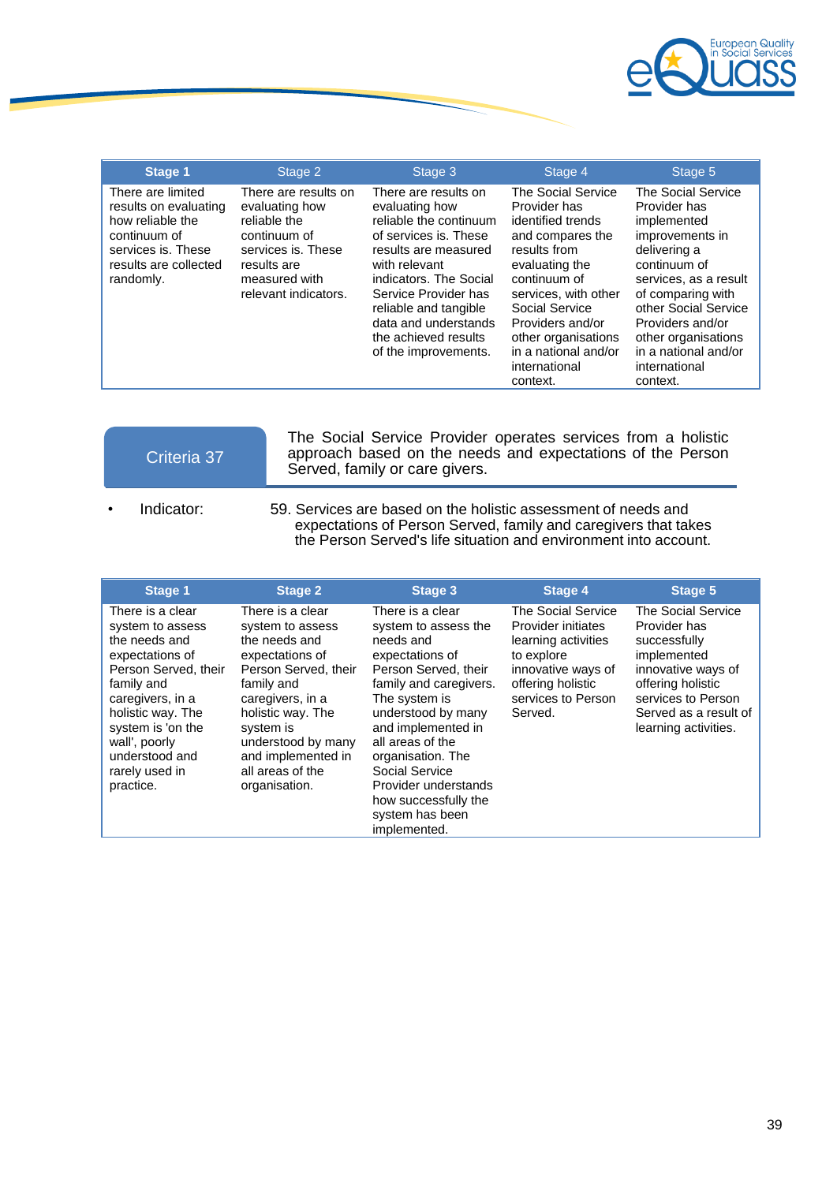| Stage 1 | Stage 2 | Stage 3 | Stage 4 | Stage 5 |
|---|---|---|---|---|
| There are limited results on evaluating how reliable the continuum of services is. These results are collected randomly. | There are results on evaluating how reliable the continuum of services is. These results are measured with relevant indicators. | There are results on evaluating how reliable the continuum of services is. These results are measured with relevant indicators. The Social Service Provider has reliable and tangible data and understands the achieved results of the improvements. | The Social Service Provider has identified trends and compares the results from evaluating the continuum of services, with other Social Service Providers and/or other organisations in a national and/or international context. | The Social Service Provider has implemented improvements in delivering a continuum of services, as a result of comparing with other Social Service Providers and/or other organisations in a national and/or international context. |

## Criteria 37

The Social Service Provider operates services from a holistic approach based on the needs and expectations of the Person Served, family or care givers.

- Indicator: 59. Services are based on the holistic assessment of needs and expectations of Person Served, family and caregivers that takes the Person Served's life situation and environment into account.

| Stage 1 | Stage 2 | Stage 3 | Stage 4 | Stage 5 |
|---|---|---|---|---|
| There is a clear system to assess the needs and expectations of Person Served, their family and caregivers, in a holistic way. The system is 'on the wall', poorly understood and rarely used in practice. | There is a clear system to assess the needs and expectations of Person Served, their family and caregivers, in a holistic way. The system is understood by many and implemented in all areas of the organisation. | There is a clear system to assess the needs and expectations of Person Served, their family and caregivers. The system is understood by many and implemented in all areas of the organisation. The Social Service Provider understands how successfully the system has been implemented. | The Social Service Provider initiates learning activities to explore innovative ways of offering holistic services to Person Served. | The Social Service Provider has successfully implemented innovative ways of offering holistic services to Person Served as a result of learning activities. |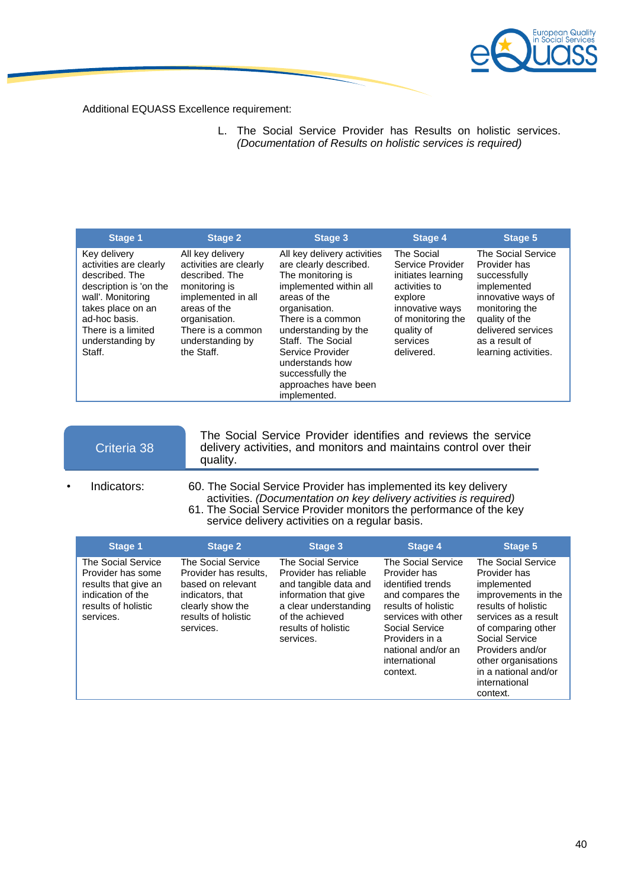Additional EQUASS Excellence requirement:

L. The Social Service Provider has Results on holistic services. *(Documentation of Results on holistic services is required)*

| Stage 1 | Stage 2 | Stage 3 | Stage 4 | Stage 5 |
|---|---|---|---|---|
| Key delivery activities are clearly described. The description is 'on the wall'. Monitoring takes place on an ad-hoc basis. There is a limited understanding by Staff. | All key delivery activities are clearly described. The monitoring is implemented in all areas of the organisation. There is a common understanding by the Staff. | All key delivery activities are clearly described. The monitoring is implemented within all areas of the organisation. There is a common understanding by the Staff. The Social Service Provider understands how successfully the approaches have been implemented. | The Social Service Provider initiates learning activities to explore innovative ways of monitoring the quality of services delivered. | The Social Service Provider has successfully implemented innovative ways of monitoring the quality of the delivered services as a result of learning activities. |

## Criteria 38

The Social Service Provider identifies and reviews the service delivery activities, and monitors and maintains control over their quality.

- Indicators:
  60. The Social Service Provider has implemented its key delivery activities. *(Documentation on key delivery activities is required)*
  61. The Social Service Provider monitors the performance of the key service delivery activities on a regular basis.

| Stage 1 | Stage 2 | Stage 3 | Stage 4 | Stage 5 |
|---|---|---|---|---|
| The Social Service Provider has some results that give an indication of the results of holistic services. | The Social Service Provider has results, based on relevant indicators, that clearly show the results of holistic services. | The Social Service Provider has reliable and tangible data and information that give a clear understanding of the achieved results of holistic services. | The Social Service Provider has identified trends and compares the results of holistic services with other Social Service Providers in a national and/or an international context. | The Social Service Provider has implemented improvements in the results of holistic services as a result of comparing other Social Service Providers and/or other organisations in a national and/or international context. |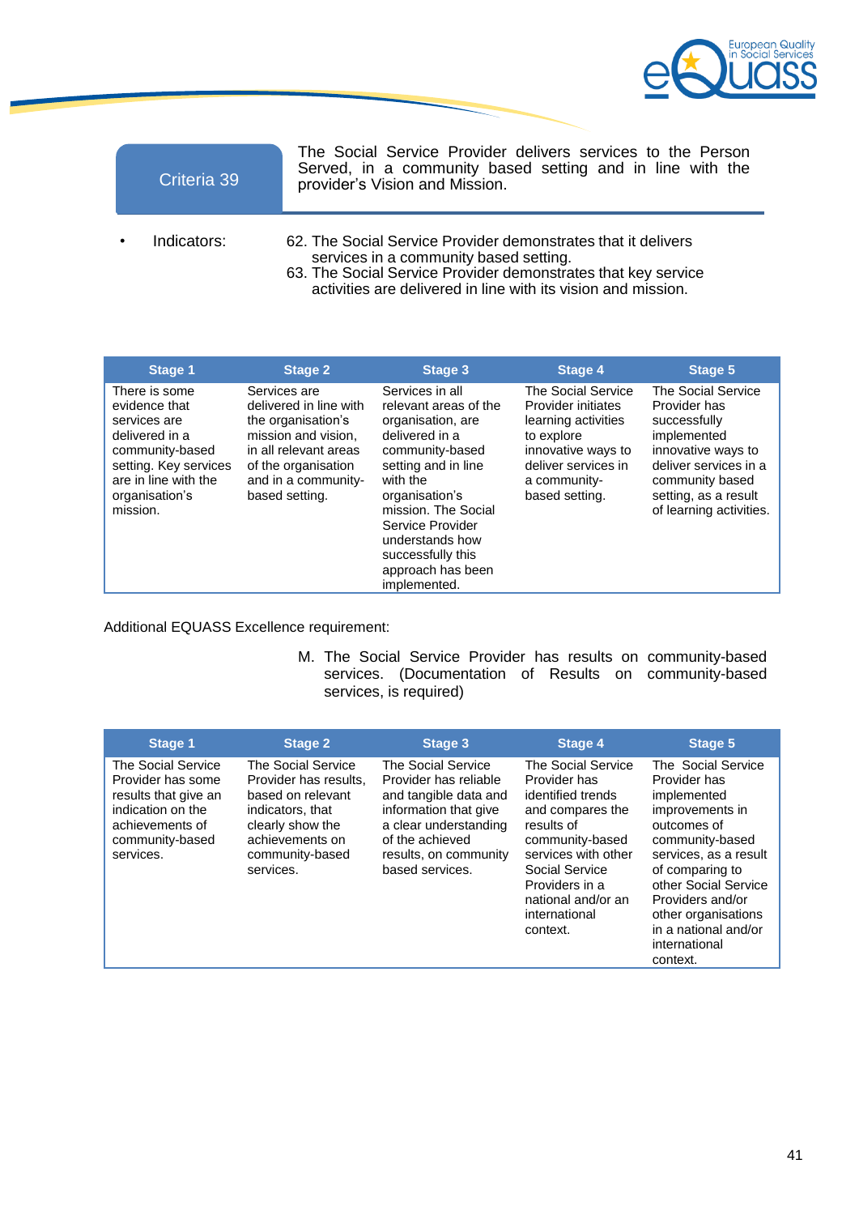## Criteria 39

The Social Service Provider delivers services to the Person Served, in a community based setting and in line with the provider's Vision and Mission.

- Indicators:
  62. The Social Service Provider demonstrates that it delivers services in a community based setting.
  63. The Social Service Provider demonstrates that key service activities are delivered in line with its vision and mission.

| Stage 1 | Stage 2 | Stage 3 | Stage 4 | Stage 5 |
|---|---|---|---|---|
| There is some evidence that services are delivered in a community-based setting. Key services are in line with the organisation's mission. | Services are delivered in line with the organisation's mission and vision, in all relevant areas of the organisation and in a community-based setting. | Services in all relevant areas of the organisation, are delivered in a community-based setting and in line with the organisation's mission. The Social Service Provider understands how successfully this approach has been implemented. | The Social Service Provider initiates learning activities to explore innovative ways to deliver services in a community-based setting. | The Social Service Provider has successfully implemented innovative ways to deliver services in a community based setting, as a result of learning activities. |

Additional EQUASS Excellence requirement:

M. The Social Service Provider has results on community-based services. (Documentation of Results on community-based services, is required)

| Stage 1 | Stage 2 | Stage 3 | Stage 4 | Stage 5 |
|---|---|---|---|---|
| The Social Service Provider has some results that give an indication on the achievements of community-based services. | The Social Service Provider has results, based on relevant indicators, that clearly show the achievements on community-based services. | The Social Service Provider has reliable and tangible data and information that give a clear understanding of the achieved results, on community based services. | The Social Service Provider has identified trends and compares the results of community-based services with other Social Service Providers in a national and/or an international context. | The Social Service Provider has implemented improvements in outcomes of community-based services, as a result of comparing to other Social Service Providers and/or other organisations in a national and/or international context. |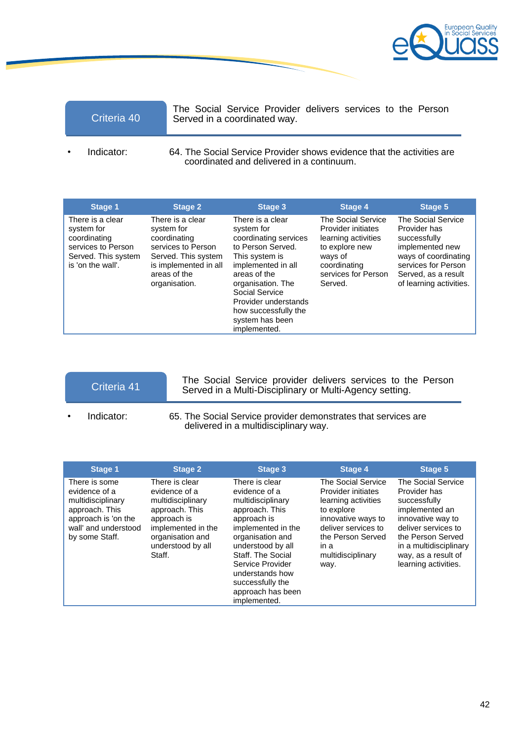## Criteria 40

The Social Service Provider delivers services to the Person Served in a coordinated way.

- Indicator: 64. The Social Service Provider shows evidence that the activities are coordinated and delivered in a continuum.

| Stage 1 | Stage 2 | Stage 3 | Stage 4 | Stage 5 |
|---|---|---|---|---|
| There is a clear system for coordinating services to Person Served. This system is 'on the wall'. | There is a clear system for coordinating services to Person Served. This system is implemented in all areas of the organisation. | There is a clear system for coordinating services to Person Served. This system is implemented in all areas of the organisation. The Social Service Provider understands how successfully the system has been implemented. | The Social Service Provider initiates learning activities to explore new ways of coordinating services for Person Served. | The Social Service Provider has successfully implemented new ways of coordinating services for Person Served, as a result of learning activities. |

## Criteria 41

The Social Service provider delivers services to the Person Served in a Multi-Disciplinary or Multi-Agency setting.

- Indicator: 65. The Social Service provider demonstrates that services are delivered in a multidisciplinary way.

| Stage 1 | Stage 2 | Stage 3 | Stage 4 | Stage 5 |
|---|---|---|---|---|
| There is some evidence of a multidisciplinary approach. This approach is 'on the wall' and understood by some Staff. | There is clear evidence of a multidisciplinary approach. This approach is implemented in the organisation and understood by all Staff. | There is clear evidence of a multidisciplinary approach. This approach is implemented in the organisation and understood by all Staff. The Social Service Provider understands how successfully the approach has been implemented. | The Social Service Provider initiates learning activities to explore innovative ways to deliver services to the Person Served in a multidisciplinary way. | The Social Service Provider has successfully implemented an innovative way to deliver services to the Person Served in a multidisciplinary way, as a result of learning activities. |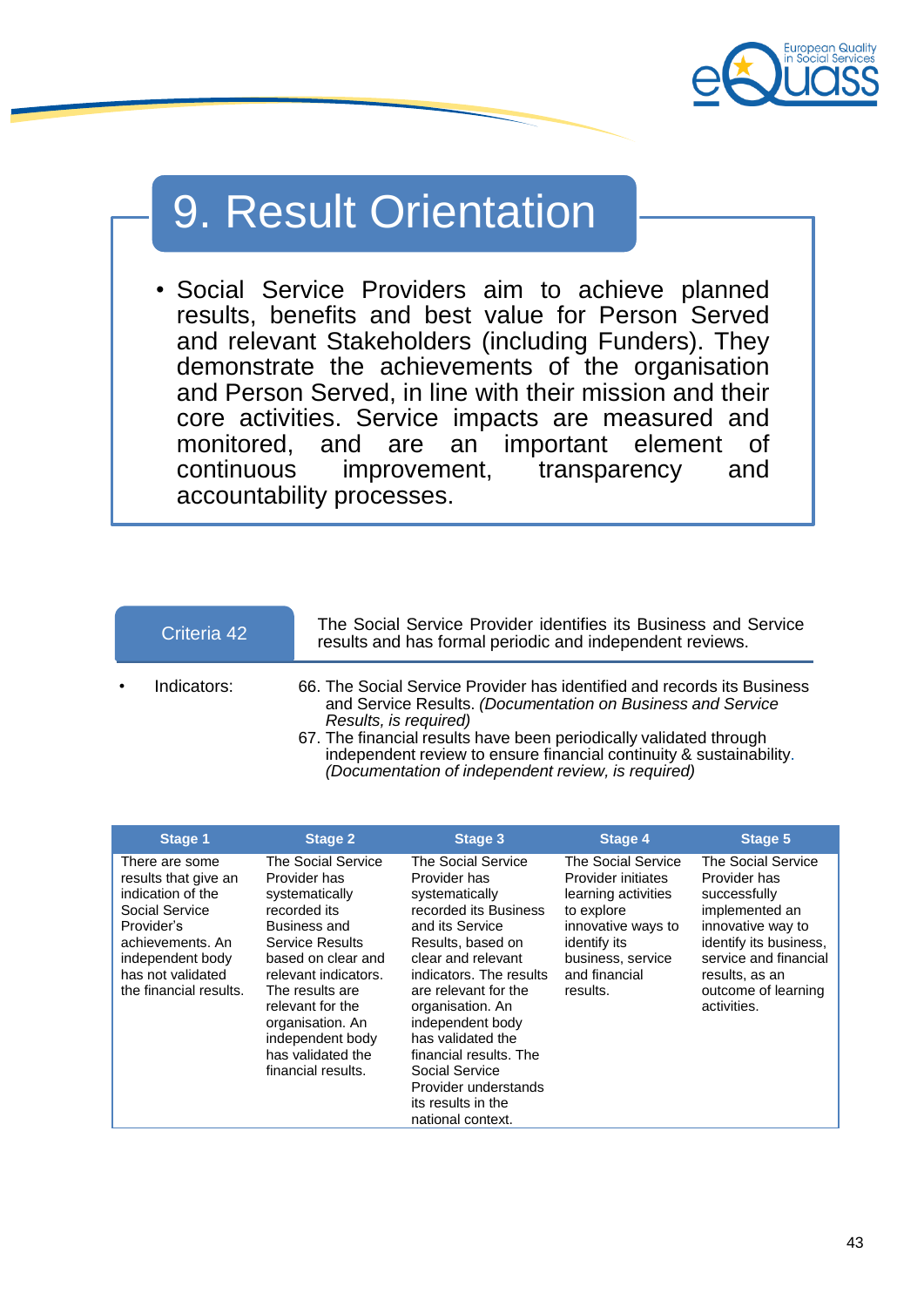# 9. Result Orientation

- Social Service Providers aim to achieve planned results, benefits and best value for Person Served and relevant Stakeholders (including Funders). They demonstrate the achievements of the organisation and Person Served, in line with their mission and their core activities. Service impacts are measured and monitored, and are an important element of continuous improvement, transparency and accountability processes.

| Criteria 42 | The Social Service Provider identifies its Business and Service results and has formal periodic and independent reviews. |
|---|---|

- Indicators:

66. The Social Service Provider has identified and records its Business and Service Results. *(Documentation on Business and Service Results, is required)*
67. The financial results have been periodically validated through independent review to ensure financial continuity & sustainability. *(Documentation of independent review, is required)*

| Stage 1 | Stage 2 | Stage 3 | Stage 4 | Stage 5 |
|---|---|---|---|---|
| There are some results that give an indication of the Social Service Provider's achievements. An independent body has not validated the financial results. | The Social Service Provider has systematically recorded its Business and Service Results based on clear and relevant indicators. The results are relevant for the organisation. An independent body has validated the financial results. | The Social Service Provider has systematically recorded its Business and its Service Results, based on clear and relevant indicators. The results are relevant for the organisation. An independent body has validated the financial results. The Social Service Provider understands its results in the national context. | The Social Service Provider initiates learning activities to explore innovative ways to identify its business, service and financial results. | The Social Service Provider has successfully implemented an innovative way to identify its business, service and financial results, as an outcome of learning activities. |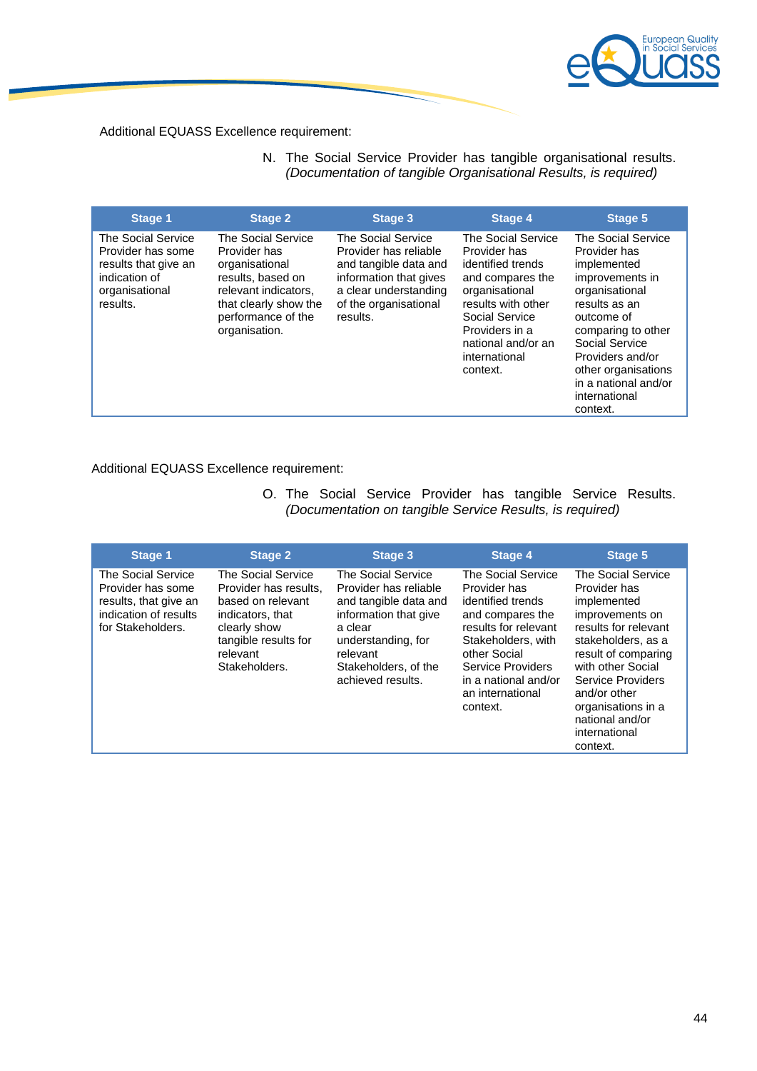Additional EQUASS Excellence requirement:

N. The Social Service Provider has tangible organisational results. *(Documentation of tangible Organisational Results, is required)*

| Stage 1 | Stage 2 | Stage 3 | Stage 4 | Stage 5 |
|---|---|---|---|---|
| The Social Service Provider has some results that give an indication of organisational results. | The Social Service Provider has organisational results, based on relevant indicators, that clearly show the performance of the organisation. | The Social Service Provider has reliable and tangible data and information that gives a clear understanding of the organisational results. | The Social Service Provider has identified trends and compares the organisational results with other Social Service Providers in a national and/or an international context. | The Social Service Provider has implemented improvements in organisational results as an outcome of comparing to other Social Service Providers and/or other organisations in a national and/or international context. |

Additional EQUASS Excellence requirement:

O. The Social Service Provider has tangible Service Results. *(Documentation on tangible Service Results, is required)*

| Stage 1 | Stage 2 | Stage 3 | Stage 4 | Stage 5 |
|---|---|---|---|---|
| The Social Service Provider has some results, that give an indication of results for Stakeholders. | The Social Service Provider has results, based on relevant indicators, that clearly show tangible results for relevant Stakeholders. | The Social Service Provider has reliable and tangible data and information that give a clear understanding, for relevant Stakeholders, of the achieved results. | The Social Service Provider has identified trends and compares the results for relevant Stakeholders, with other Social Service Providers in a national and/or an international context. | The Social Service Provider has implemented improvements on results for relevant stakeholders, as a result of comparing with other Social Service Providers and/or other organisations in a national and/or international context. |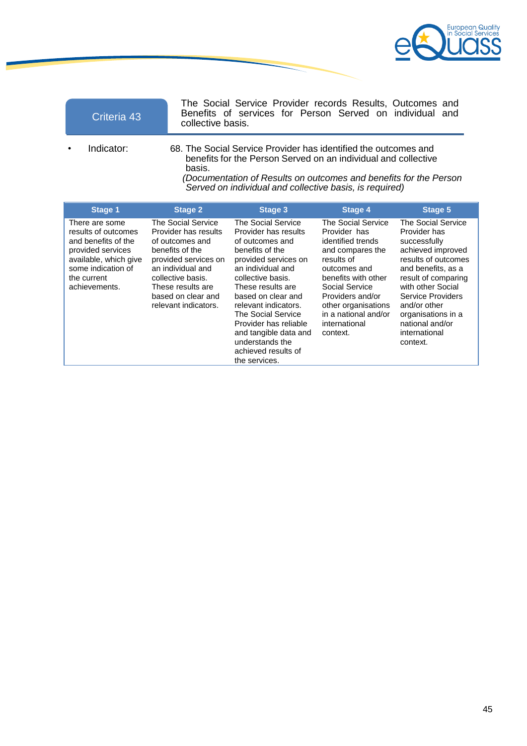| Criteria 43 | The Social Service Provider records Results, Outcomes and Benefits of services for Person Served on individual and collective basis. |
|---|---|

- Indicator: 68. The Social Service Provider has identified the outcomes and benefits for the Person Served on an individual and collective basis.
  *(Documentation of Results on outcomes and benefits for the Person Served on individual and collective basis, is required)*

| Stage 1 | Stage 2 | Stage 3 | Stage 4 | Stage 5 |
|---|---|---|---|---|
| There are some results of outcomes and benefits of the provided services available, which give some indication of the current achievements. | The Social Service Provider has results of outcomes and benefits of the provided services on an individual and collective basis. These results are based on clear and relevant indicators. | The Social Service Provider has results of outcomes and benefits of the provided services on an individual and collective basis. These results are based on clear and relevant indicators. The Social Service Provider has reliable and tangible data and understands the achieved results of the services. | The Social Service Provider has identified trends and compares the results of outcomes and benefits with other Social Service Providers and/or other organisations in a national and/or international context. | The Social Service Provider has successfully achieved improved results of outcomes and benefits, as a result of comparing with other Social Service Providers and/or other organisations in a national and/or international context. |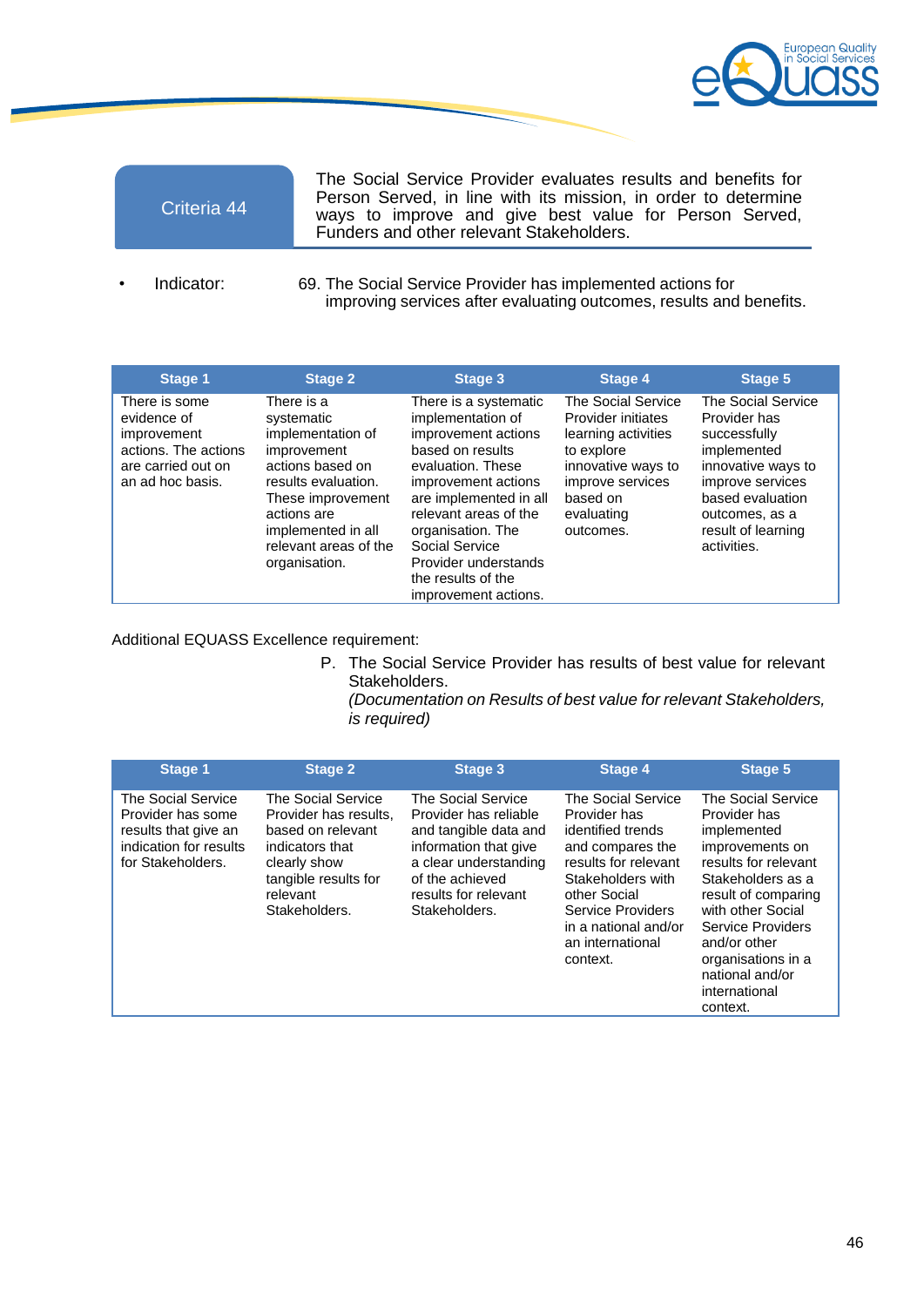| Criteria 44 | The Social Service Provider evaluates results and benefits for Person Served, in line with its mission, in order to determine ways to improve and give best value for Person Served, Funders and other relevant Stakeholders. |
|---|---|

- Indicator: 69. The Social Service Provider has implemented actions for improving services after evaluating outcomes, results and benefits.

| Stage 1 | Stage 2 | Stage 3 | Stage 4 | Stage 5 |
|---|---|---|---|---|
| There is some evidence of improvement actions. The actions are carried out on an ad hoc basis. | There is a systematic implementation of improvement actions based on results evaluation. These improvement actions are implemented in all relevant areas of the organisation. | There is a systematic implementation of improvement actions based on results evaluation. These improvement actions are implemented in all relevant areas of the organisation. The Social Service Provider understands the results of the improvement actions. | The Social Service Provider initiates learning activities to explore innovative ways to improve services based on evaluating outcomes. | The Social Service Provider has successfully implemented innovative ways to improve services based evaluation outcomes, as a result of learning activities. |

Additional EQUASS Excellence requirement:

P. The Social Service Provider has results of best value for relevant Stakeholders.
*(Documentation on Results of best value for relevant Stakeholders, is required)*

| Stage 1 | Stage 2 | Stage 3 | Stage 4 | Stage 5 |
|---|---|---|---|---|
| The Social Service Provider has some results that give an indication for results for Stakeholders. | The Social Service Provider has results, based on relevant indicators that clearly show tangible results for relevant Stakeholders. | The Social Service Provider has reliable and tangible data and information that give a clear understanding of the achieved results for relevant Stakeholders. | The Social Service Provider has identified trends and compares the results for relevant Stakeholders with other Social Service Providers in a national and/or an international context. | The Social Service Provider has implemented improvements on results for relevant Stakeholders as a result of comparing with other Social Service Providers and/or other organisations in a national and/or international context. |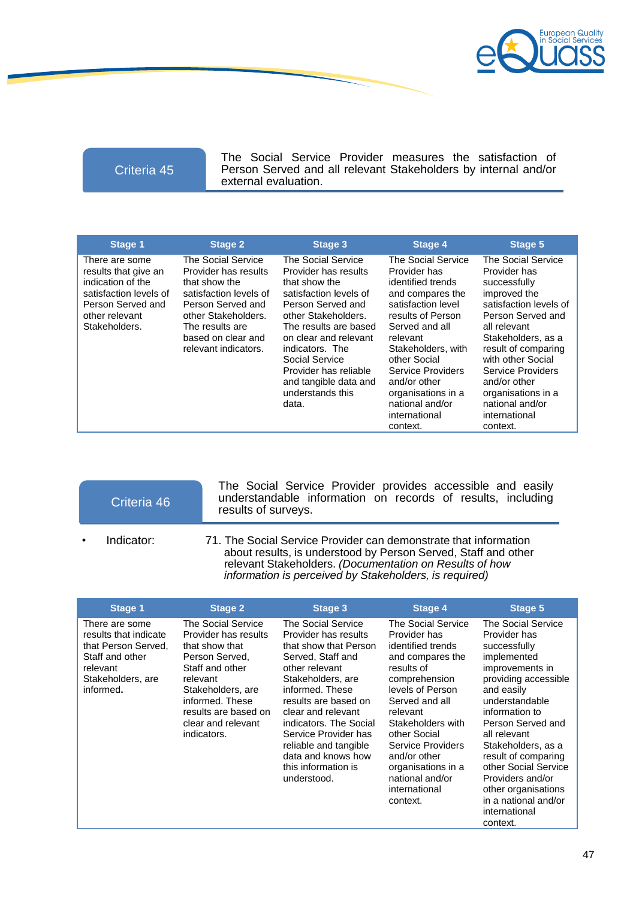## Criteria 45

The Social Service Provider measures the satisfaction of Person Served and all relevant Stakeholders by internal and/or external evaluation.

| Stage 1 | Stage 2 | Stage 3 | Stage 4 | Stage 5 |
|---|---|---|---|---|
| There are some results that give an indication of the satisfaction levels of Person Served and other relevant Stakeholders. | The Social Service Provider has results that show the satisfaction levels of Person Served and other Stakeholders. The results are based on clear and relevant indicators. | The Social Service Provider has results that show the satisfaction levels of Person Served and other Stakeholders. The results are based on clear and relevant indicators. The Social Service Provider has reliable and tangible data and understands this data. | The Social Service Provider has identified trends and compares the satisfaction level results of Person Served and all relevant Stakeholders, with other Social Service Providers and/or other organisations in a national and/or international context. | The Social Service Provider has successfully improved the satisfaction levels of Person Served and all relevant Stakeholders, as a result of comparing with other Social Service Providers and/or other organisations in a national and/or international context. |

## Criteria 46

The Social Service Provider provides accessible and easily understandable information on records of results, including results of surveys.

- Indicator: 71. The Social Service Provider can demonstrate that information about results, is understood by Person Served, Staff and other relevant Stakeholders. *(Documentation on Results of how information is perceived by Stakeholders, is required)*

| Stage 1 | Stage 2 | Stage 3 | Stage 4 | Stage 5 |
|---|---|---|---|---|
| There are some results that indicate that Person Served, Staff and other relevant Stakeholders, are informed. | The Social Service Provider has results that show that Person Served, Staff and other relevant Stakeholders, are informed. These results are based on clear and relevant indicators. | The Social Service Provider has results that show that Person Served, Staff and other relevant Stakeholders, are informed. These results are based on clear and relevant indicators. The Social Service Provider has reliable and tangible data and knows how this information is understood. | The Social Service Provider has identified trends and compares the results of comprehension levels of Person Served and all relevant Stakeholders with other Social Service Providers and/or other organisations in a national and/or international context. | The Social Service Provider has successfully implemented improvements in providing accessible and easily understandable information to Person Served and all relevant Stakeholders, as a result of comparing other Social Service Providers and/or other organisations in a national and/or international context. |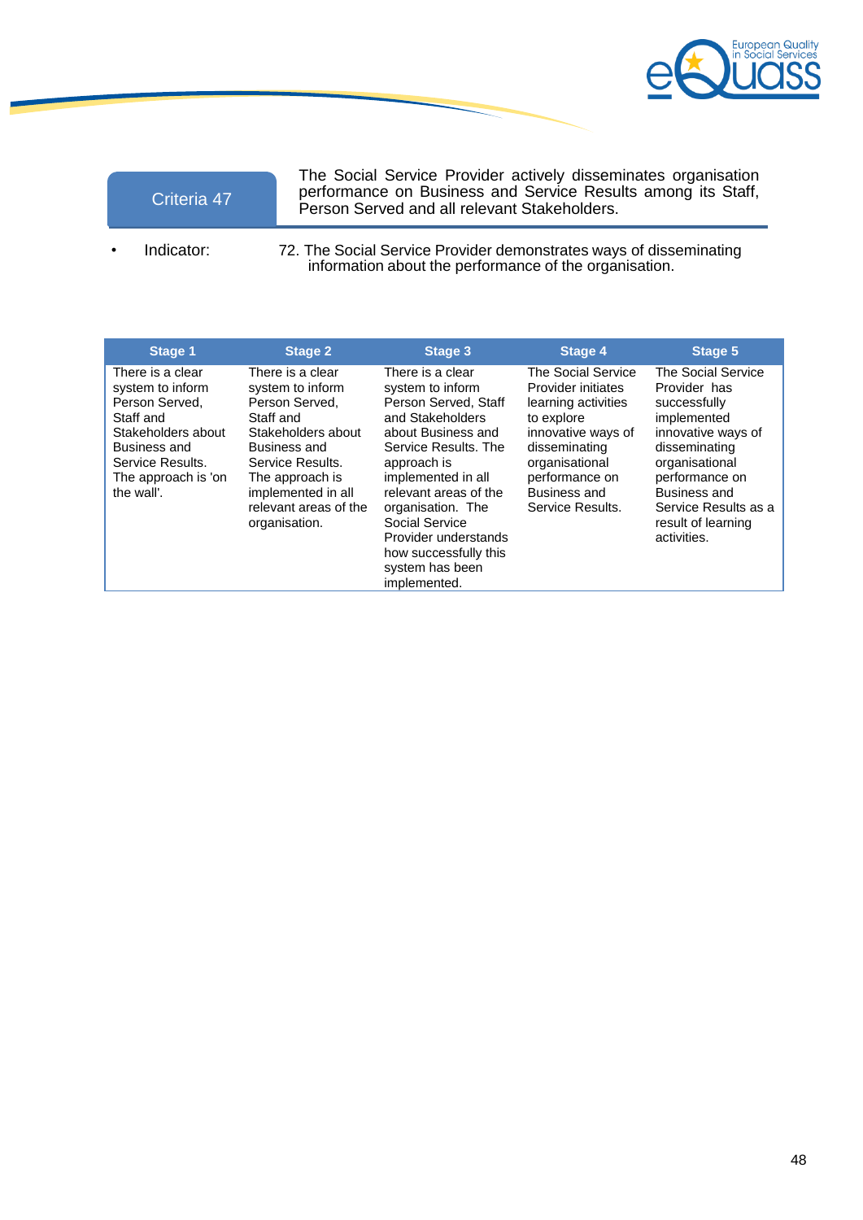| Criteria 47 | The Social Service Provider actively disseminates organisation performance on Business and Service Results among its Staff, Person Served and all relevant Stakeholders. |
|---|---|

- Indicator: 72. The Social Service Provider demonstrates ways of disseminating information about the performance of the organisation.

| Stage 1 | Stage 2 | Stage 3 | Stage 4 | Stage 5 |
|---|---|---|---|---|
| There is a clear system to inform Person Served, Staff and Stakeholders about Business and Service Results. The approach is 'on the wall'. | There is a clear system to inform Person Served, Staff and Stakeholders about Business and Service Results. The approach is implemented in all relevant areas of the organisation. | There is a clear system to inform Person Served, Staff and Stakeholders about Business and Service Results. The approach is implemented in all relevant areas of the organisation. The Social Service Provider understands how successfully this system has been implemented. | The Social Service Provider initiates learning activities to explore innovative ways of disseminating organisational performance on Business and Service Results. | The Social Service Provider has successfully implemented innovative ways of disseminating organisational performance on Business and Service Results as a result of learning activities. |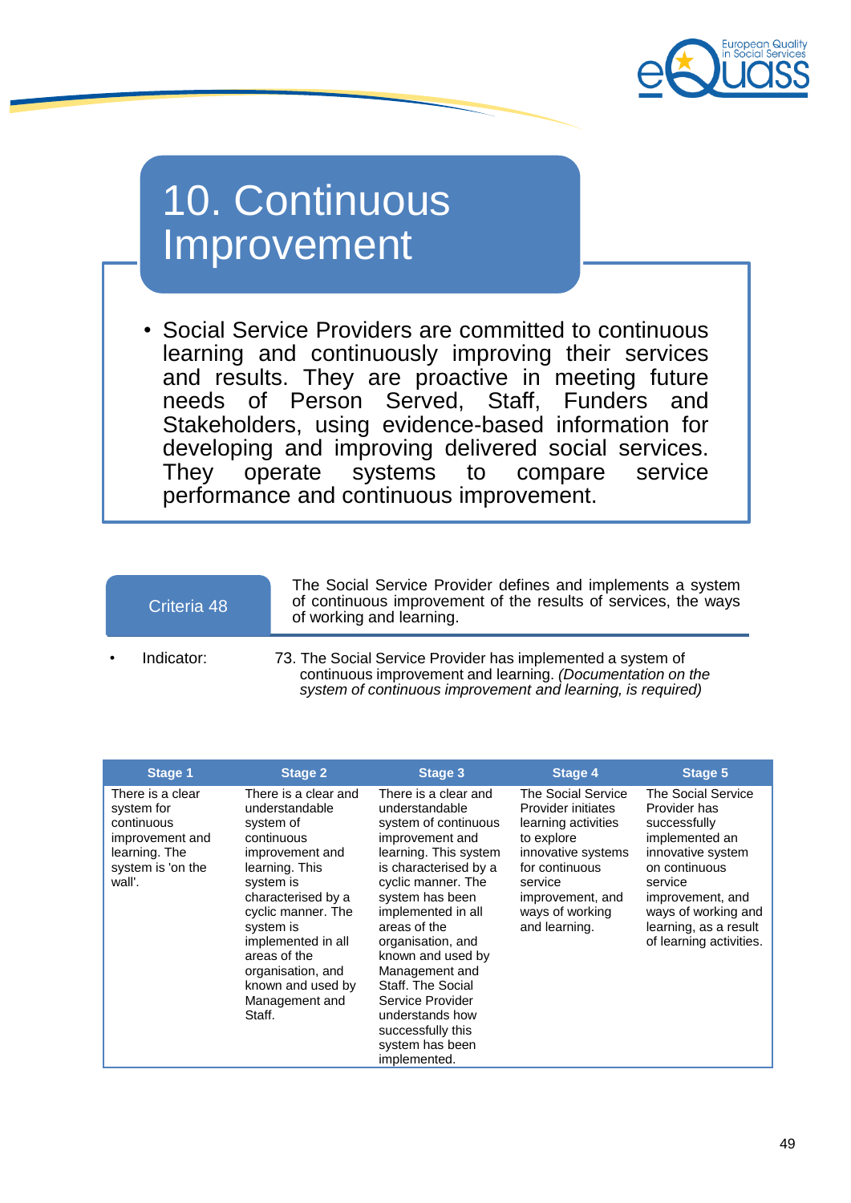# 10. Continuous Improvement

- Social Service Providers are committed to continuous learning and continuously improving their services and results. They are proactive in meeting future needs of Person Served, Staff, Funders and Stakeholders, using evidence-based information for developing and improving delivered social services. They operate systems to compare service performance and continuous improvement.

**Criteria 48**

The Social Service Provider defines and implements a system of continuous improvement of the results of services, the ways of working and learning.

- Indicator: 73. The Social Service Provider has implemented a system of continuous improvement and learning. *(Documentation on the system of continuous improvement and learning, is required)*

| Stage 1 | Stage 2 | Stage 3 | Stage 4 | Stage 5 |
|---|---|---|---|---|
| There is a clear system for continuous improvement and learning. The system is 'on the wall'. | There is a clear and understandable system of continuous improvement and learning. This system is characterised by a cyclic manner. The system is implemented in all areas of the organisation, and known and used by Management and Staff. | There is a clear and understandable system of continuous improvement and learning. This system is characterised by a cyclic manner. The system has been implemented in all areas of the organisation, and known and used by Management and Staff. The Social Service Provider understands how successfully this system has been implemented. | The Social Service Provider initiates learning activities to explore innovative systems for continuous service improvement, and ways of working and learning. | The Social Service Provider has successfully implemented an innovative system on continuous service improvement, and ways of working and learning, as a result of learning activities. |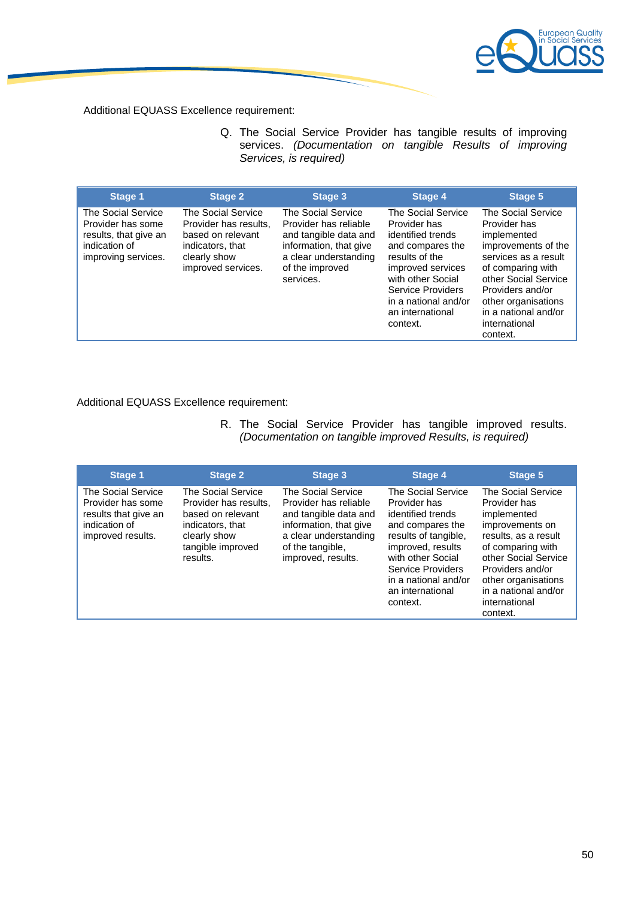Additional EQUASS Excellence requirement:

Q. The Social Service Provider has tangible results of improving services. *(Documentation on tangible Results of improving Services, is required)*

| Stage 1 | Stage 2 | Stage 3 | Stage 4 | Stage 5 |
|---|---|---|---|---|
| The Social Service Provider has some results, that give an indication of improving services. | The Social Service Provider has results, based on relevant indicators, that clearly show improved services. | The Social Service Provider has reliable and tangible data and information, that give a clear understanding of the improved services. | The Social Service Provider has identified trends and compares the results of the improved services with other Social Service Providers in a national and/or an international context. | The Social Service Provider has implemented improvements of the services as a result of comparing with other Social Service Providers and/or other organisations in a national and/or international context. |

Additional EQUASS Excellence requirement:

R. The Social Service Provider has tangible improved results. *(Documentation on tangible improved Results, is required)*

| Stage 1 | Stage 2 | Stage 3 | Stage 4 | Stage 5 |
|---|---|---|---|---|
| The Social Service Provider has some results that give an indication of improved results. | The Social Service Provider has results, based on relevant indicators, that clearly show tangible improved results. | The Social Service Provider has reliable and tangible data and information, that give a clear understanding of the tangible, improved, results. | The Social Service Provider has identified trends and compares the results of tangible, improved, results with other Social Service Providers in a national and/or an international context. | The Social Service Provider has implemented improvements on results, as a result of comparing with other Social Service Providers and/or other organisations in a national and/or international context. |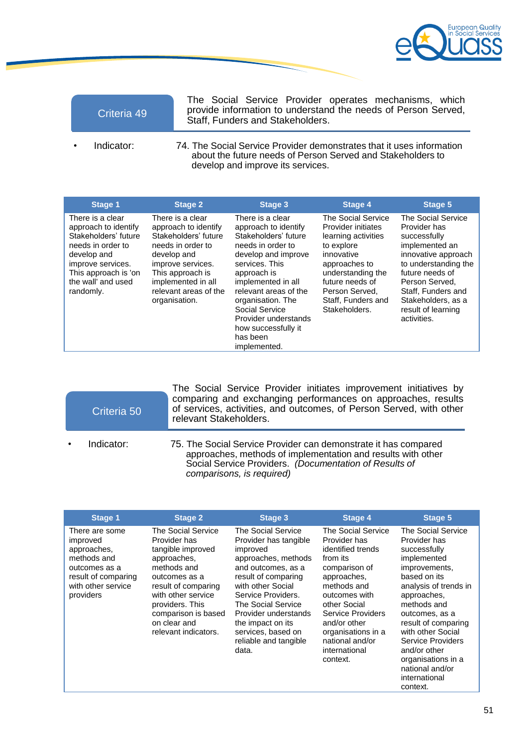| Criteria 49 | The Social Service Provider operates mechanisms, which provide information to understand the needs of Person Served, Staff, Funders and Stakeholders. |
|---|---|

- Indicator: 74. The Social Service Provider demonstrates that it uses information about the future needs of Person Served and Stakeholders to develop and improve its services.

| Stage 1 | Stage 2 | Stage 3 | Stage 4 | Stage 5 |
|---|---|---|---|---|
| There is a clear approach to identify Stakeholders' future needs in order to develop and improve services. This approach is 'on the wall' and used randomly. | There is a clear approach to identify Stakeholders' future needs in order to develop and improve services. This approach is implemented in all relevant areas of the organisation. | There is a clear approach to identify Stakeholders' future needs in order to develop and improve services. This approach is implemented in all relevant areas of the organisation. The Social Service Provider understands how successfully it has been implemented. | The Social Service Provider initiates learning activities to explore innovative approaches to understanding the future needs of Person Served, Staff, Funders and Stakeholders. | The Social Service Provider has successfully implemented an innovative approach to understanding the future needs of Person Served, Staff, Funders and Stakeholders, as a result of learning activities. |

| Criteria 50 | The Social Service Provider initiates improvement initiatives by comparing and exchanging performances on approaches, results of services, activities, and outcomes, of Person Served, with other relevant Stakeholders. |
|---|---|

- Indicator: 75. The Social Service Provider can demonstrate it has compared approaches, methods of implementation and results with other Social Service Providers. *(Documentation of Results of comparisons, is required)*

| Stage 1 | Stage 2 | Stage 3 | Stage 4 | Stage 5 |
|---|---|---|---|---|
| There are some improved approaches, methods and outcomes as a result of comparing with other service providers | The Social Service Provider has tangible improved approaches, methods and outcomes as a result of comparing with other service providers. This comparison is based on clear and relevant indicators. | The Social Service Provider has tangible improved approaches, methods and outcomes, as a result of comparing with other Social Service Providers. The Social Service Provider understands the impact on its services, based on reliable and tangible data. | The Social Service Provider has identified trends from its comparison of approaches, methods and outcomes with other Social Service Providers and/or other organisations in a national and/or international context. | The Social Service Provider has successfully implemented improvements, based on its analysis of trends in approaches, methods and outcomes, as a result of comparing with other Social Service Providers and/or other organisations in a national and/or international context. |